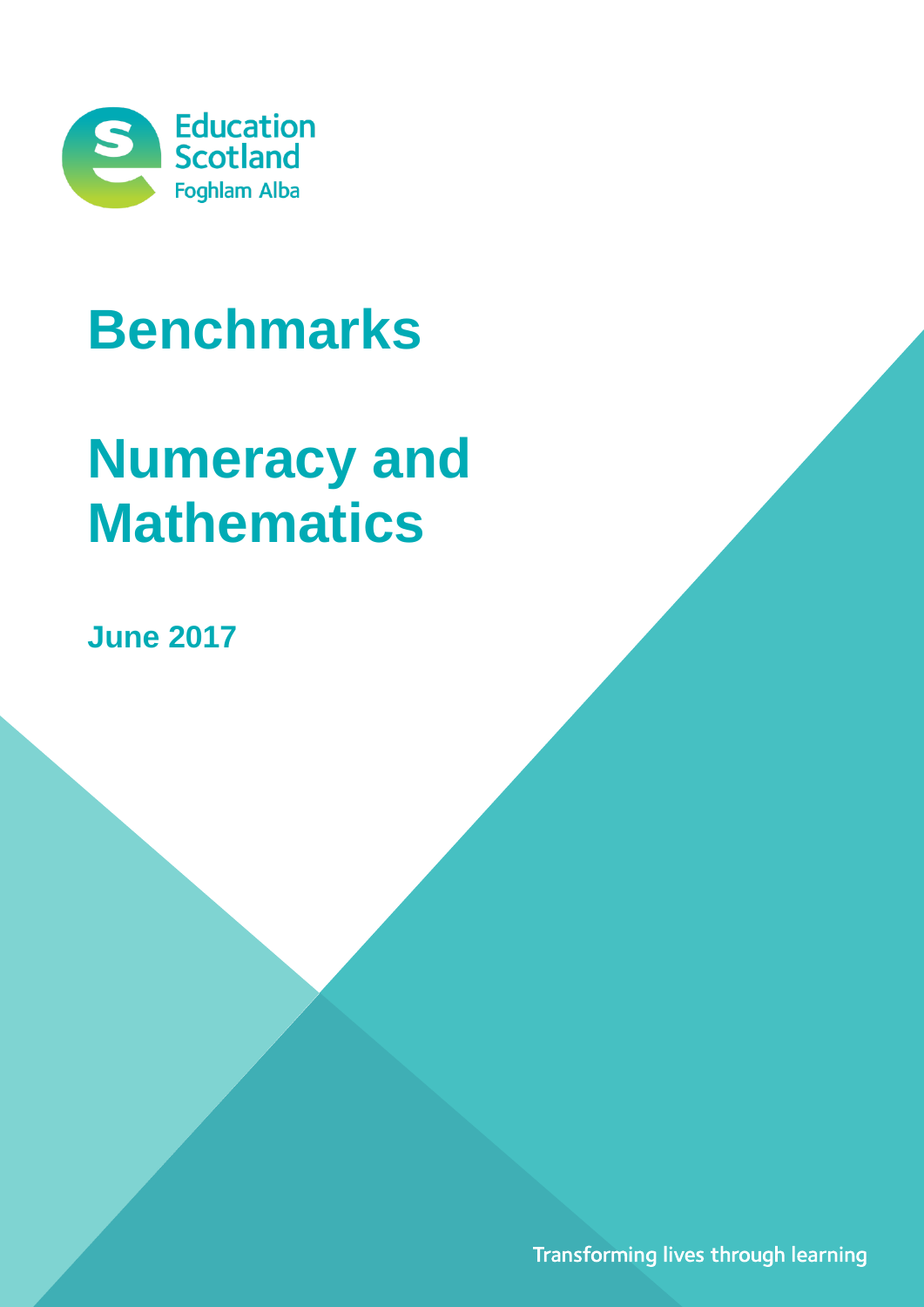Education Scotland
Foghlam Alba

# Benchmarks

# Numeracy and Mathematics

**June 2017**

Transforming lives through learning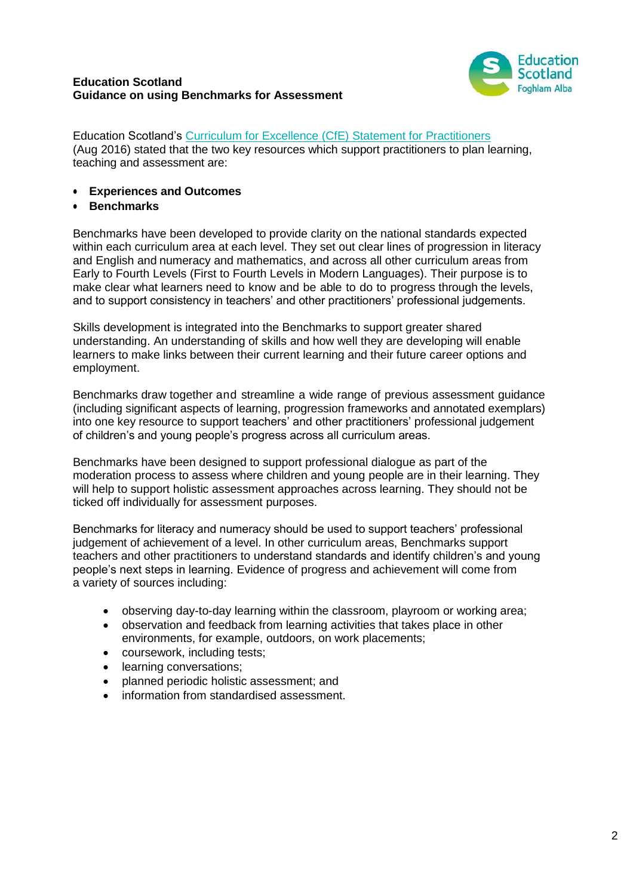**Education Scotland**
**Guidance on using Benchmarks for Assessment**

Education Scotland's Curriculum for Excellence (CfE) Statement for Practitioners (Aug 2016) stated that the two key resources which support practitioners to plan learning, teaching and assessment are:

- **Experiences and Outcomes**
- **Benchmarks**

Benchmarks have been developed to provide clarity on the national standards expected within each curriculum area at each level. They set out clear lines of progression in literacy and English and numeracy and mathematics, and across all other curriculum areas from Early to Fourth Levels (First to Fourth Levels in Modern Languages). Their purpose is to make clear what learners need to know and be able to do to progress through the levels, and to support consistency in teachers' and other practitioners' professional judgements.

Skills development is integrated into the Benchmarks to support greater shared understanding. An understanding of skills and how well they are developing will enable learners to make links between their current learning and their future career options and employment.

Benchmarks draw together and streamline a wide range of previous assessment guidance (including significant aspects of learning, progression frameworks and annotated exemplars) into one key resource to support teachers' and other practitioners' professional judgement of children's and young people's progress across all curriculum areas.

Benchmarks have been designed to support professional dialogue as part of the moderation process to assess where children and young people are in their learning. They will help to support holistic assessment approaches across learning. They should not be ticked off individually for assessment purposes.

Benchmarks for literacy and numeracy should be used to support teachers' professional judgement of achievement of a level. In other curriculum areas, Benchmarks support teachers and other practitioners to understand standards and identify children's and young people's next steps in learning. Evidence of progress and achievement will come from a variety of sources including:

- observing day-to-day learning within the classroom, playroom or working area;
- observation and feedback from learning activities that takes place in other environments, for example, outdoors, on work placements;
- coursework, including tests;
- learning conversations;
- planned periodic holistic assessment; and
- information from standardised assessment.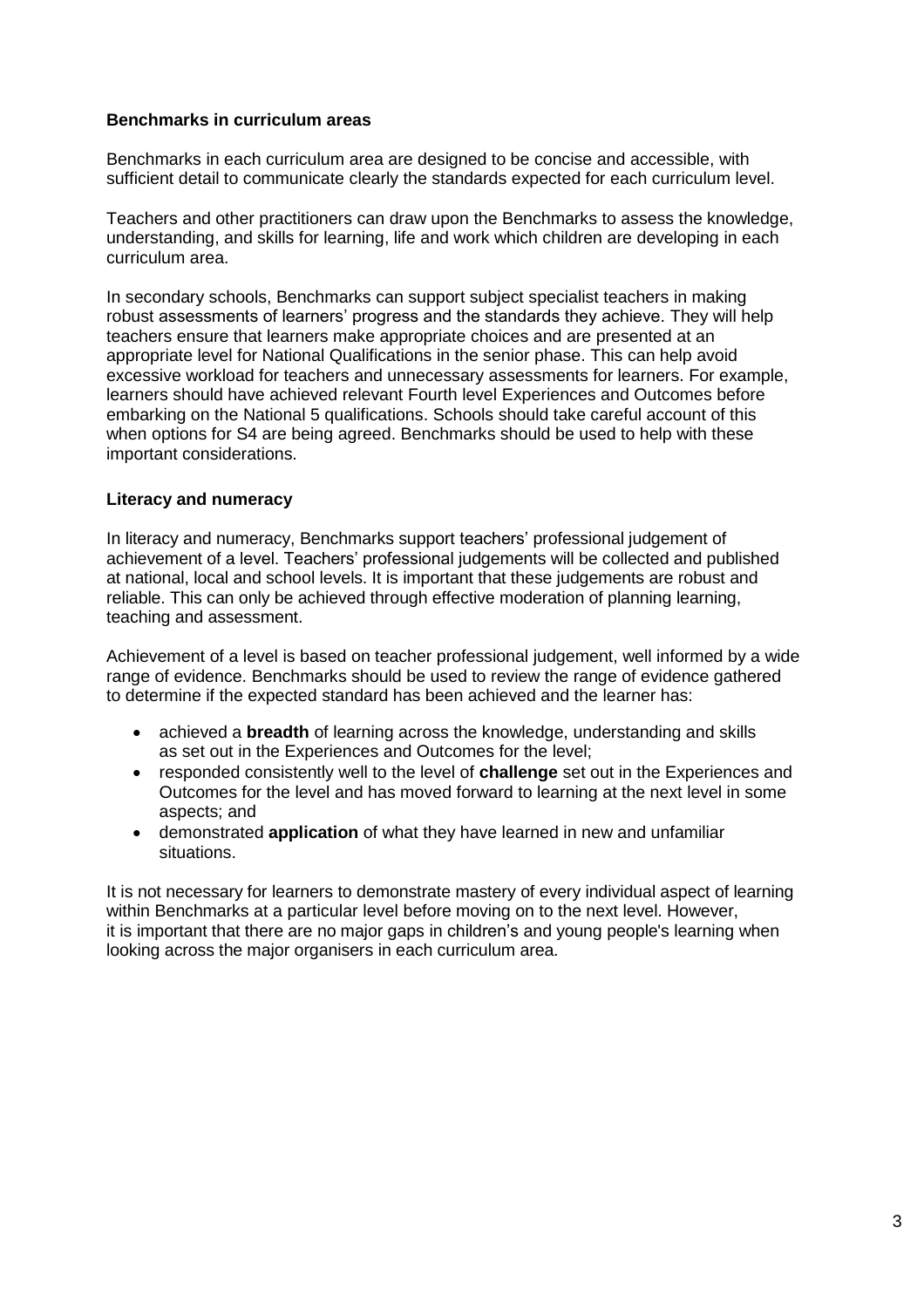**Benchmarks in curriculum areas**

Benchmarks in each curriculum area are designed to be concise and accessible, with sufficient detail to communicate clearly the standards expected for each curriculum level.

Teachers and other practitioners can draw upon the Benchmarks to assess the knowledge, understanding, and skills for learning, life and work which children are developing in each curriculum area.

In secondary schools, Benchmarks can support subject specialist teachers in making robust assessments of learners' progress and the standards they achieve. They will help teachers ensure that learners make appropriate choices and are presented at an appropriate level for National Qualifications in the senior phase. This can help avoid excessive workload for teachers and unnecessary assessments for learners. For example, learners should have achieved relevant Fourth level Experiences and Outcomes before embarking on the National 5 qualifications. Schools should take careful account of this when options for S4 are being agreed. Benchmarks should be used to help with these important considerations.

**Literacy and numeracy**

In literacy and numeracy, Benchmarks support teachers' professional judgement of achievement of a level. Teachers' professional judgements will be collected and published at national, local and school levels. It is important that these judgements are robust and reliable. This can only be achieved through effective moderation of planning learning, teaching and assessment.

Achievement of a level is based on teacher professional judgement, well informed by a wide range of evidence. Benchmarks should be used to review the range of evidence gathered to determine if the expected standard has been achieved and the learner has:

- achieved a **breadth** of learning across the knowledge, understanding and skills as set out in the Experiences and Outcomes for the level;
- responded consistently well to the level of **challenge** set out in the Experiences and Outcomes for the level and has moved forward to learning at the next level in some aspects; and
- demonstrated **application** of what they have learned in new and unfamiliar situations.

It is not necessary for learners to demonstrate mastery of every individual aspect of learning within Benchmarks at a particular level before moving on to the next level. However, it is important that there are no major gaps in children's and young people's learning when looking across the major organisers in each curriculum area.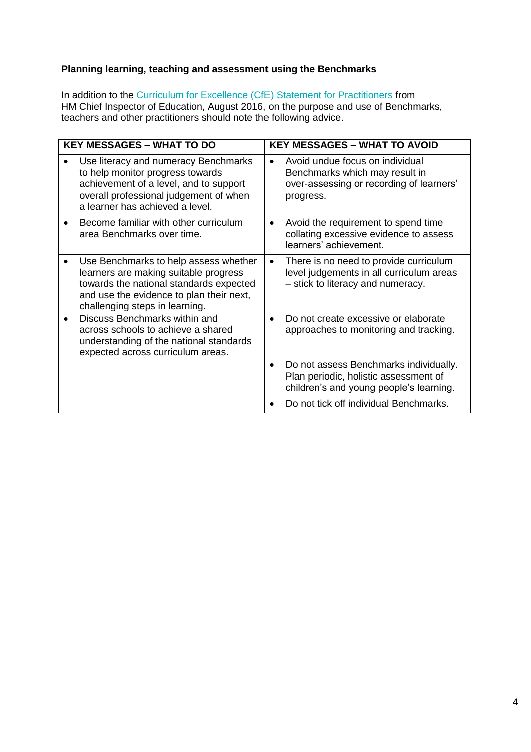**Planning learning, teaching and assessment using the Benchmarks**

In addition to the Curriculum for Excellence (CfE) Statement for Practitioners from HM Chief Inspector of Education, August 2016, on the purpose and use of Benchmarks, teachers and other practitioners should note the following advice.

| KEY MESSAGES – WHAT TO DO | KEY MESSAGES – WHAT TO AVOID |
|---|---|
| • Use literacy and numeracy Benchmarks to help monitor progress towards achievement of a level, and to support overall professional judgement of when a learner has achieved a level. | • Avoid undue focus on individual Benchmarks which may result in over-assessing or recording of learners' progress. |
| • Become familiar with other curriculum area Benchmarks over time. | • Avoid the requirement to spend time collating excessive evidence to assess learners' achievement. |
| • Use Benchmarks to help assess whether learners are making suitable progress towards the national standards expected and use the evidence to plan their next, challenging steps in learning. | • There is no need to provide curriculum level judgements in all curriculum areas – stick to literacy and numeracy. |
| • Discuss Benchmarks within and across schools to achieve a shared understanding of the national standards expected across curriculum areas. | • Do not create excessive or elaborate approaches to monitoring and tracking. |
| | • Do not assess Benchmarks individually. Plan periodic, holistic assessment of children's and young people's learning. |
| | • Do not tick off individual Benchmarks. |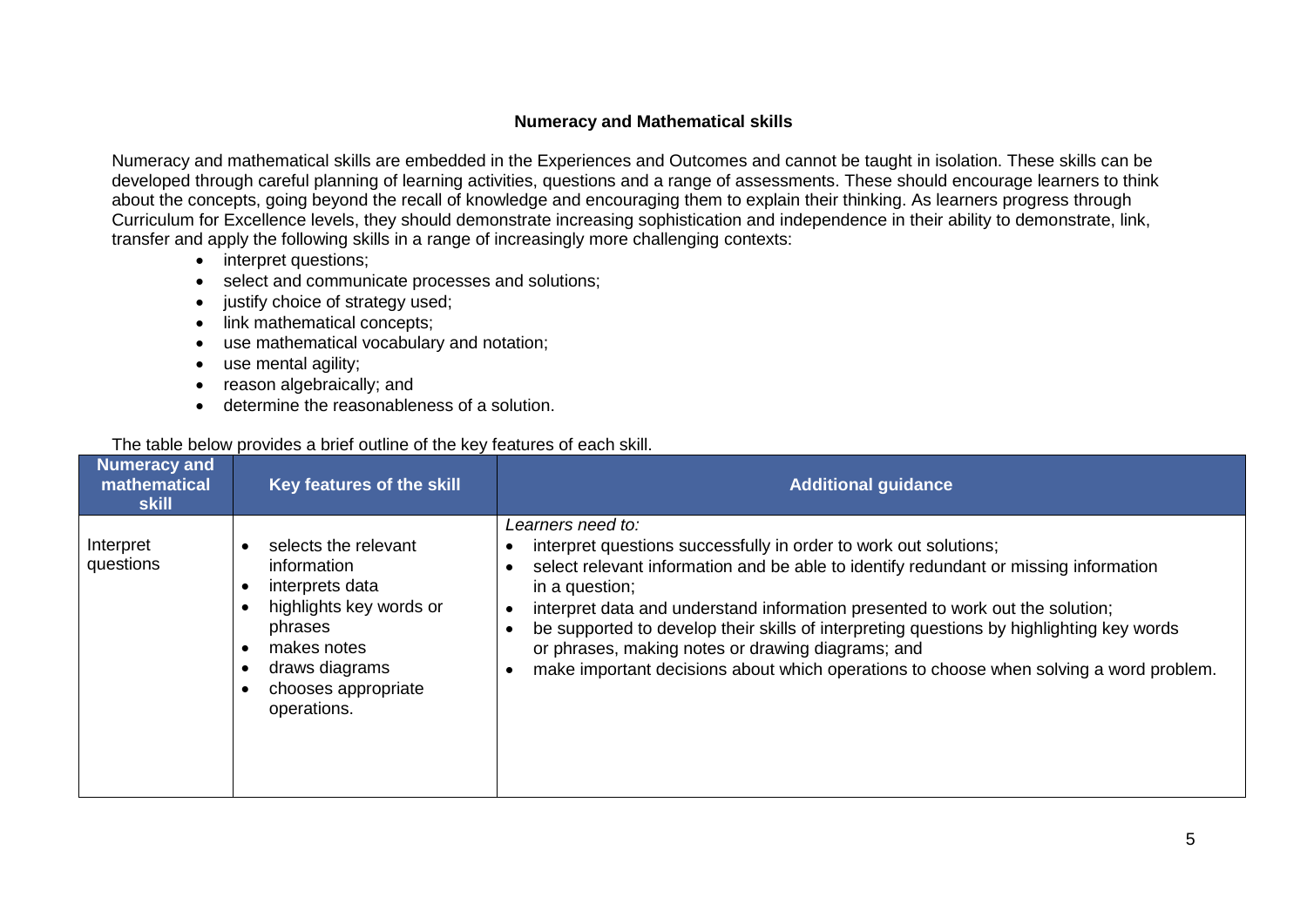## Numeracy and Mathematical skills

Numeracy and mathematical skills are embedded in the Experiences and Outcomes and cannot be taught in isolation. These skills can be developed through careful planning of learning activities, questions and a range of assessments. These should encourage learners to think about the concepts, going beyond the recall of knowledge and encouraging them to explain their thinking. As learners progress through Curriculum for Excellence levels, they should demonstrate increasing sophistication and independence in their ability to demonstrate, link, transfer and apply the following skills in a range of increasingly more challenging contexts:

- interpret questions;
- select and communicate processes and solutions;
- justify choice of strategy used;
- link mathematical concepts;
- use mathematical vocabulary and notation;
- use mental agility;
- reason algebraically; and
- determine the reasonableness of a solution.

The table below provides a brief outline of the key features of each skill.

| Numeracy and mathematical skill | Key features of the skill | Additional guidance |
|---|---|---|
| Interpret questions | • selects the relevant information<br>• interprets data<br>• highlights key words or phrases<br>• makes notes<br>• draws diagrams<br>• chooses appropriate operations. | *Learners need to:*<br>• interpret questions successfully in order to work out solutions;<br>• select relevant information and be able to identify redundant or missing information in a question;<br>• interpret data and understand information presented to work out the solution;<br>• be supported to develop their skills of interpreting questions by highlighting key words or phrases, making notes or drawing diagrams; and<br>• make important decisions about which operations to choose when solving a word problem. |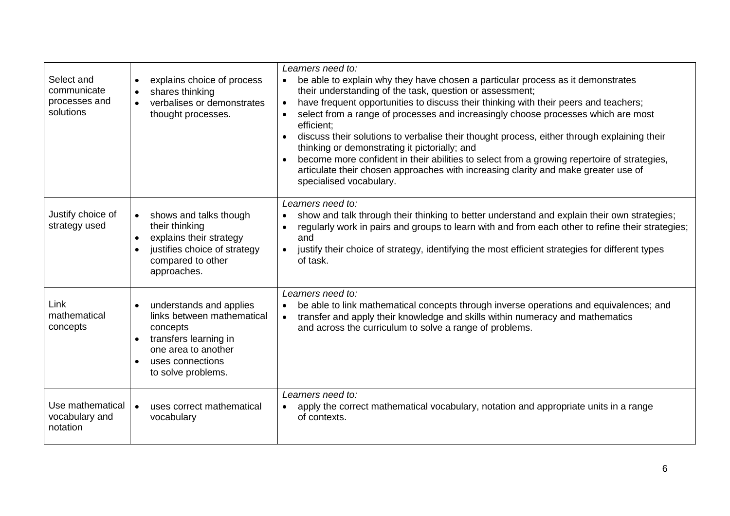| | | |
|---|---|---|
| Select and communicate processes and solutions | • explains choice of process<br>• shares thinking<br>• verbalises or demonstrates thought processes. | *Learners need to:*<br>• be able to explain why they have chosen a particular process as it demonstrates their understanding of the task, question or assessment;<br>• have frequent opportunities to discuss their thinking with their peers and teachers;<br>• select from a range of processes and increasingly choose processes which are most efficient;<br>• discuss their solutions to verbalise their thought process, either through explaining their thinking or demonstrating it pictorially; and<br>• become more confident in their abilities to select from a growing repertoire of strategies, articulate their chosen approaches with increasing clarity and make greater use of specialised vocabulary. |
| Justify choice of strategy used | • shows and talks though their thinking<br>• explains their strategy<br>• justifies choice of strategy compared to other approaches. | *Learners need to:*<br>• show and talk through their thinking to better understand and explain their own strategies;<br>• regularly work in pairs and groups to learn with and from each other to refine their strategies; and<br>• justify their choice of strategy, identifying the most efficient strategies for different types of task. |
| Link mathematical concepts | • understands and applies links between mathematical concepts<br>• transfers learning in one area to another<br>• uses connections to solve problems. | *Learners need to:*<br>• be able to link mathematical concepts through inverse operations and equivalences; and<br>• transfer and apply their knowledge and skills within numeracy and mathematics and across the curriculum to solve a range of problems. |
| Use mathematical vocabulary and notation | • uses correct mathematical vocabulary | *Learners need to:*<br>• apply the correct mathematical vocabulary, notation and appropriate units in a range of contexts. |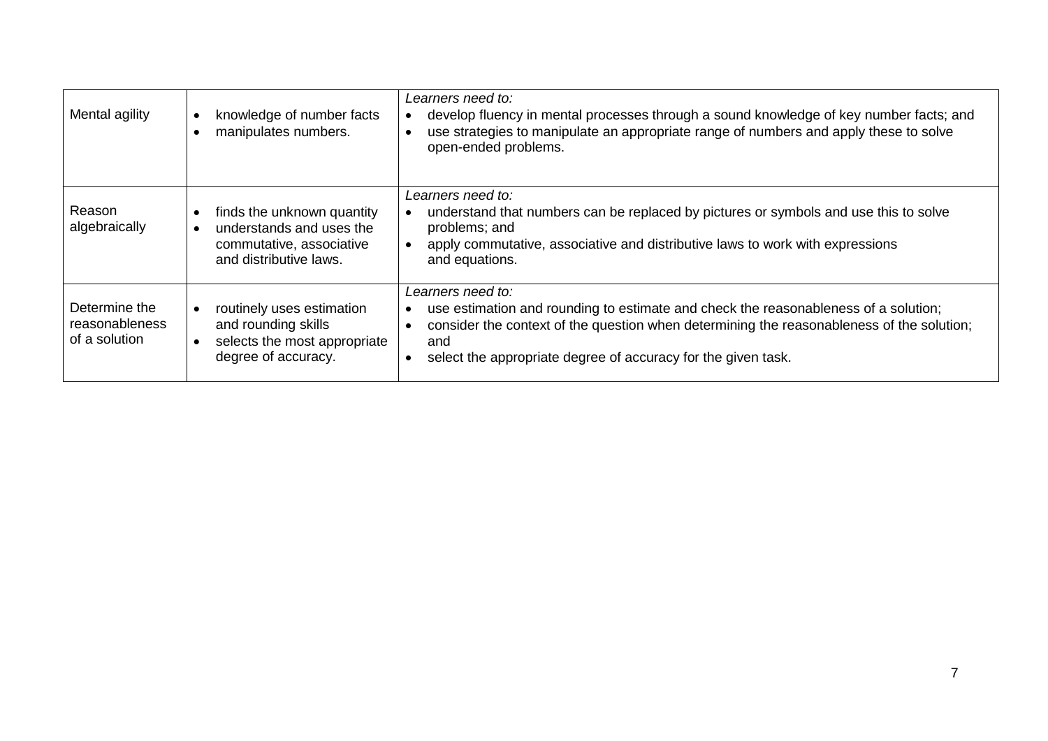| | | |
|---|---|---|
| Mental agility | • knowledge of number facts<br>• manipulates numbers. | *Learners need to:*<br>• develop fluency in mental processes through a sound knowledge of key number facts; and<br>• use strategies to manipulate an appropriate range of numbers and apply these to solve open-ended problems. |
| Reason algebraically | • finds the unknown quantity<br>• understands and uses the commutative, associative and distributive laws. | *Learners need to:*<br>• understand that numbers can be replaced by pictures or symbols and use this to solve problems; and<br>• apply commutative, associative and distributive laws to work with expressions and equations. |
| Determine the reasonableness of a solution | • routinely uses estimation and rounding skills<br>• selects the most appropriate degree of accuracy. | *Learners need to:*<br>• use estimation and rounding to estimate and check the reasonableness of a solution;<br>• consider the context of the question when determining the reasonableness of the solution; and<br>• select the appropriate degree of accuracy for the given task. |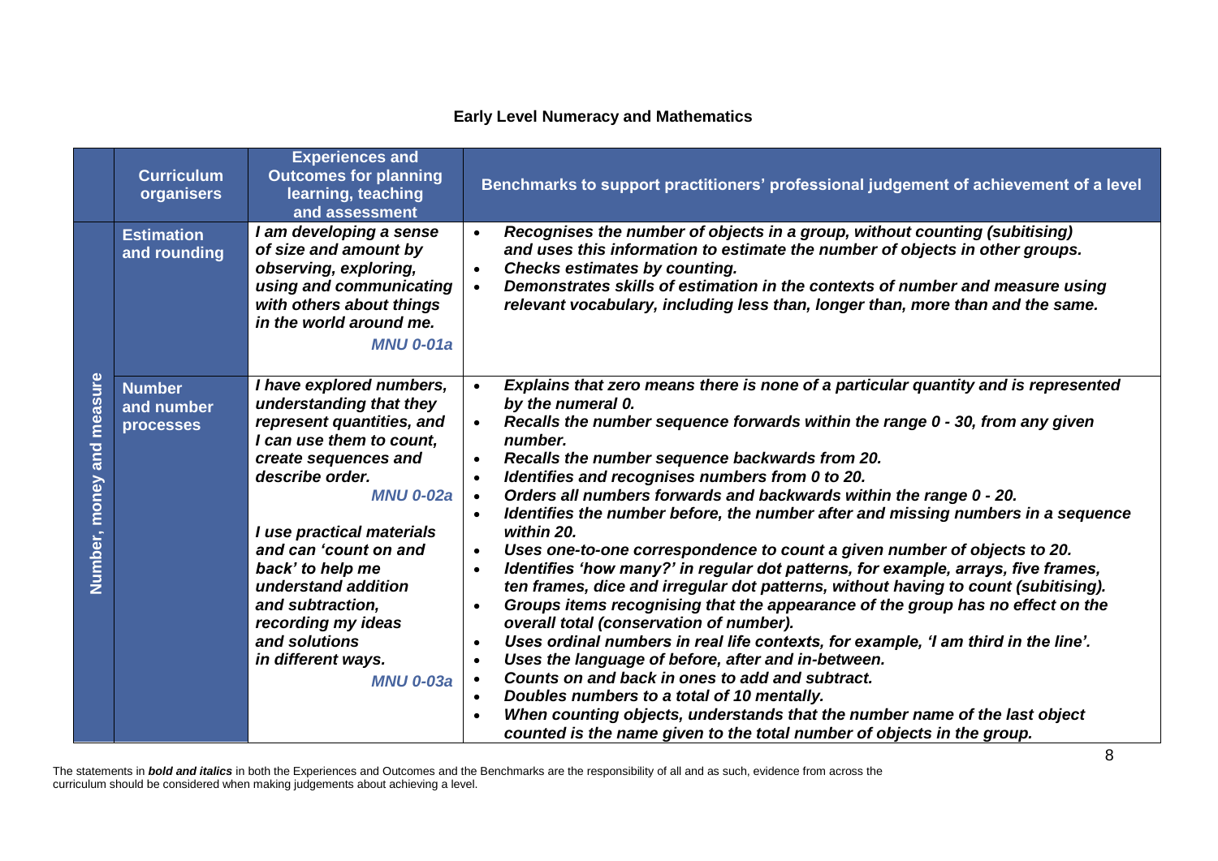## Early Level Numeracy and Mathematics

| | Curriculum organisers | Experiences and Outcomes for planning learning, teaching and assessment | Benchmarks to support practitioners' professional judgement of achievement of a level |
|---|---|---|---|
| Number, money and measure | Estimation and rounding | ***I am developing a sense of size and amount by observing, exploring, using and communicating with others about things in the world around me.*** ***MNU 0-01a*** | • ***Recognises the number of objects in a group, without counting (subitising) and uses this information to estimate the number of objects in other groups.*** <br> • ***Checks estimates by counting.*** <br> • ***Demonstrates skills of estimation in the contexts of number and measure using relevant vocabulary, including less than, longer than, more than and the same.*** |
| | Number and number processes | ***I have explored numbers, understanding that they represent quantities, and I can use them to count, create sequences and describe order.*** ***MNU 0-02a*** <br><br> ***I use practical materials and can 'count on and back' to help me understand addition and subtraction, recording my ideas and solutions in different ways.*** ***MNU 0-03a*** | • ***Explains that zero means there is none of a particular quantity and is represented by the numeral 0.*** <br> • ***Recalls the number sequence forwards within the range 0 - 30, from any given number.*** <br> • ***Recalls the number sequence backwards from 20.*** <br> • ***Identifies and recognises numbers from 0 to 20.*** <br> • ***Orders all numbers forwards and backwards within the range 0 - 20.*** <br> • ***Identifies the number before, the number after and missing numbers in a sequence within 20.*** <br> • ***Uses one-to-one correspondence to count a given number of objects to 20.*** <br> • ***Identifies 'how many?' in regular dot patterns, for example, arrays, five frames, ten frames, dice and irregular dot patterns, without having to count (subitising).*** <br> • ***Groups items recognising that the appearance of the group has no effect on the overall total (conservation of number).*** <br> • ***Uses ordinal numbers in real life contexts, for example, 'I am third in the line'.*** <br> • ***Uses the language of before, after and in-between.*** <br> • ***Counts on and back in ones to add and subtract.*** <br> • ***Doubles numbers to a total of 10 mentally.*** <br> • ***When counting objects, understands that the number name of the last object counted is the name given to the total number of objects in the group.*** |

The statements in ***bold and italics*** in both the Experiences and Outcomes and the Benchmarks are the responsibility of all and as such, evidence from across the curriculum should be considered when making judgements about achieving a level.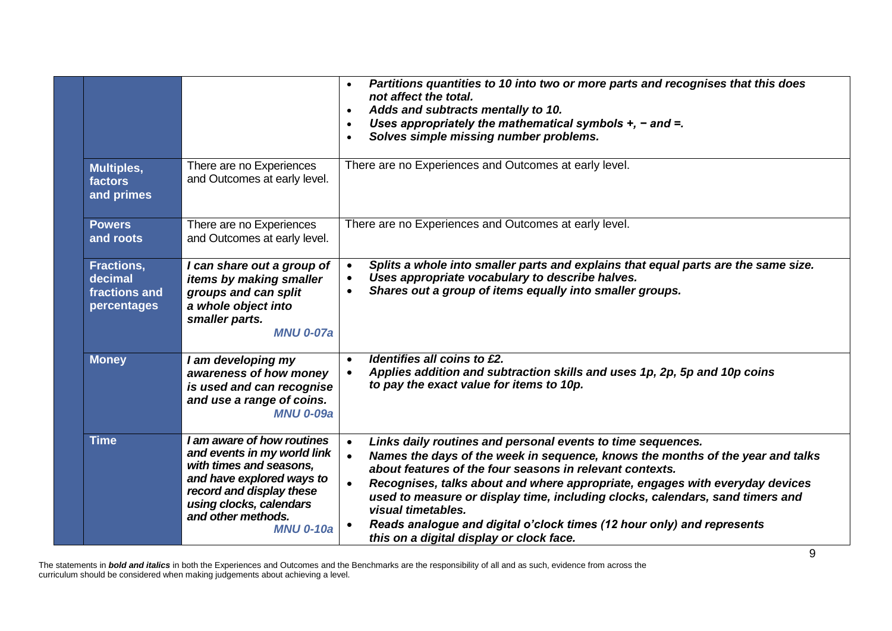| | | |
|---|---|---|
| | | • ***Partitions quantities to 10 into two or more parts and recognises that this does not affect the total.***<br>• ***Adds and subtracts mentally to 10.***<br>• ***Uses appropriately the mathematical symbols +, − and =.***<br>• ***Solves simple missing number problems.*** |
| **Multiples, factors and primes** | There are no Experiences and Outcomes at early level. | There are no Experiences and Outcomes at early level. |
| **Powers and roots** | There are no Experiences and Outcomes at early level. | There are no Experiences and Outcomes at early level. |
| **Fractions, decimal fractions and percentages** | ***I can share out a group of items by making smaller groups and can split a whole object into smaller parts.***<br>***MNU 0-07a*** | • ***Splits a whole into smaller parts and explains that equal parts are the same size.***<br>• ***Uses appropriate vocabulary to describe halves.***<br>• ***Shares out a group of items equally into smaller groups.*** |
| **Money** | ***I am developing my awareness of how money is used and can recognise and use a range of coins.***<br>***MNU 0-09a*** | • ***Identifies all coins to £2.***<br>• ***Applies addition and subtraction skills and uses 1p, 2p, 5p and 10p coins to pay the exact value for items to 10p.*** |
| **Time** | ***I am aware of how routines and events in my world link with times and seasons, and have explored ways to record and display these using clocks, calendars and other methods.***<br>***MNU 0-10a*** | • ***Links daily routines and personal events to time sequences.***<br>• ***Names the days of the week in sequence, knows the months of the year and talks about features of the four seasons in relevant contexts.***<br>• ***Recognises, talks about and where appropriate, engages with everyday devices used to measure or display time, including clocks, calendars, sand timers and visual timetables.***<br>• ***Reads analogue and digital o'clock times (12 hour only) and represents this on a digital display or clock face.*** |

The statements in ***bold and italics*** in both the Experiences and Outcomes and the Benchmarks are the responsibility of all and as such, evidence from across the curriculum should be considered when making judgements about achieving a level.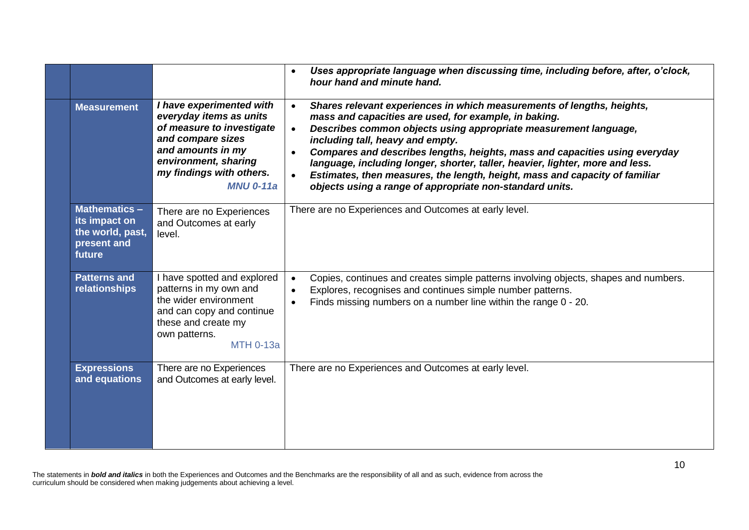| | | | |
|---|---|---|---|
| | | | • ***Uses appropriate language when discussing time, including before, after, o'clock, hour hand and minute hand.*** |
| | **Measurement** | ***I have experimented with everyday items as units of measure to investigate and compare sizes and amounts in my environment, sharing my findings with others.*** ***MNU 0-11a*** | • ***Shares relevant experiences in which measurements of lengths, heights, mass and capacities are used, for example, in baking.*** <br> • ***Describes common objects using appropriate measurement language, including tall, heavy and empty.*** <br> • ***Compares and describes lengths, heights, mass and capacities using everyday language, including longer, shorter, taller, heavier, lighter, more and less.*** <br> • ***Estimates, then measures, the length, height, mass and capacity of familiar objects using a range of appropriate non-standard units.*** |
| | **Mathematics – its impact on the world, past, present and future** | There are no Experiences and Outcomes at early level. | There are no Experiences and Outcomes at early level. |
| | **Patterns and relationships** | I have spotted and explored patterns in my own and the wider environment and can copy and continue these and create my own patterns. MTH 0-13a | • Copies, continues and creates simple patterns involving objects, shapes and numbers. <br> • Explores, recognises and continues simple number patterns. <br> • Finds missing numbers on a number line within the range 0 - 20. |
| | **Expressions and equations** | There are no Experiences and Outcomes at early level. | There are no Experiences and Outcomes at early level. |

The statements in ***bold and italics*** in both the Experiences and Outcomes and the Benchmarks are the responsibility of all and as such, evidence from across the curriculum should be considered when making judgements about achieving a level.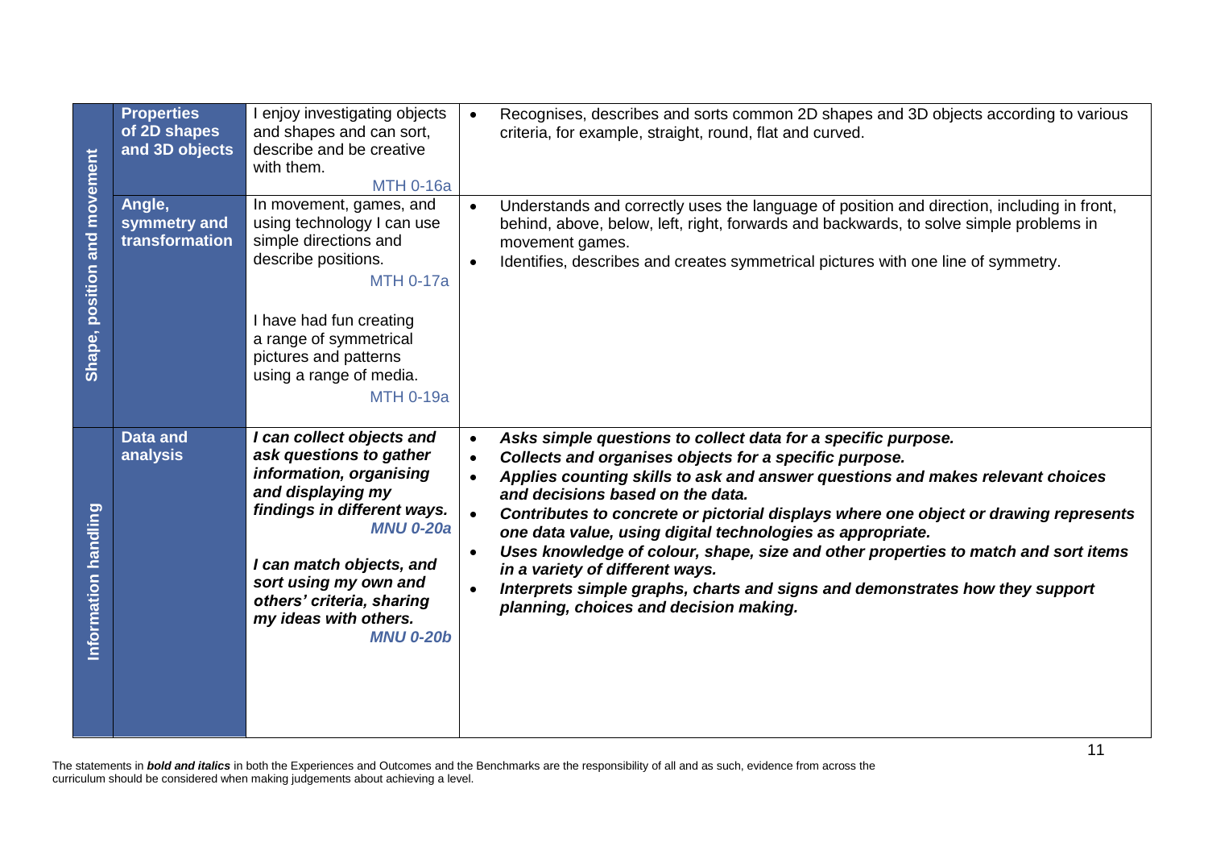| | | | |
|---|---|---|---|
| **Shape, position and movement** | **Properties of 2D shapes and 3D objects** | I enjoy investigating objects and shapes and can sort, describe and be creative with them. MTH 0-16a | • Recognises, describes and sorts common 2D shapes and 3D objects according to various criteria, for example, straight, round, flat and curved. |
| | **Angle, symmetry and transformation** | In movement, games, and using technology I can use simple directions and describe positions. MTH 0-17a<br><br>I have had fun creating a range of symmetrical pictures and patterns using a range of media. MTH 0-19a | • Understands and correctly uses the language of position and direction, including in front, behind, above, below, left, right, forwards and backwards, to solve simple problems in movement games.<br>• Identifies, describes and creates symmetrical pictures with one line of symmetry. |
| **Information handling** | **Data and analysis** | ***I can collect objects and ask questions to gather information, organising and displaying my findings in different ways. MNU 0-20a***<br><br>***I can match objects, and sort using my own and others' criteria, sharing my ideas with others. MNU 0-20b*** | • ***Asks simple questions to collect data for a specific purpose.***<br>• ***Collects and organises objects for a specific purpose.***<br>• ***Applies counting skills to ask and answer questions and makes relevant choices and decisions based on the data.***<br>• ***Contributes to concrete or pictorial displays where one object or drawing represents one data value, using digital technologies as appropriate.***<br>• ***Uses knowledge of colour, shape, size and other properties to match and sort items in a variety of different ways.***<br>• ***Interprets simple graphs, charts and signs and demonstrates how they support planning, choices and decision making.*** |

The statements in ***bold and italics*** in both the Experiences and Outcomes and the Benchmarks are the responsibility of all and as such, evidence from across the curriculum should be considered when making judgements about achieving a level.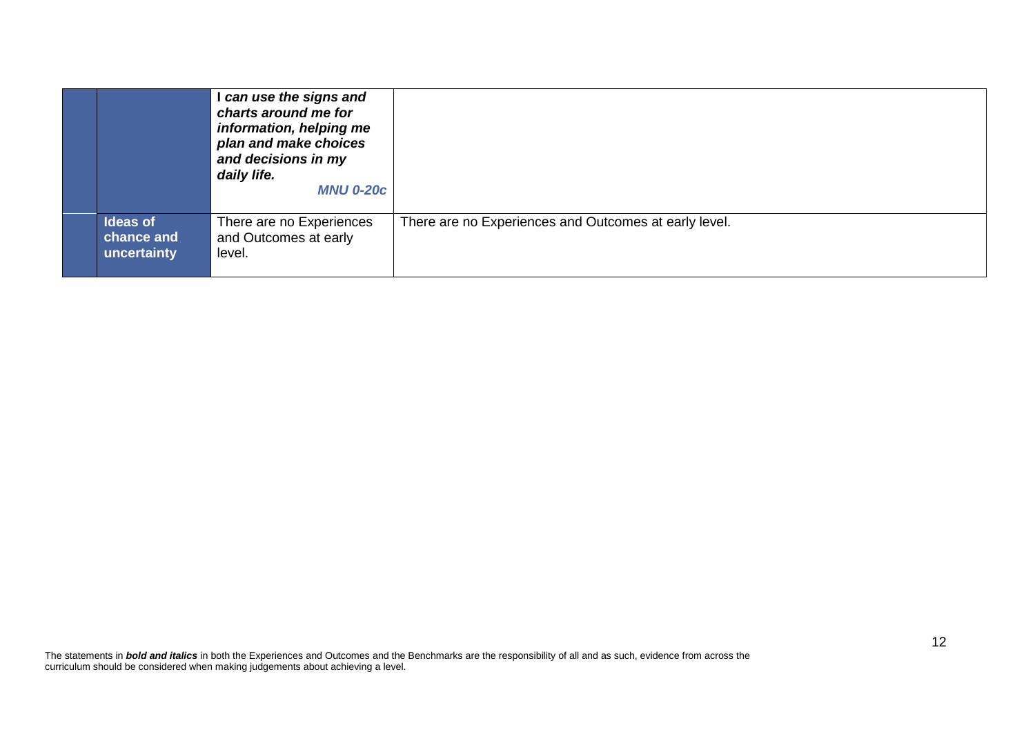| | | | |
|---|---|---|---|
| | | ***I can use the signs and charts around me for information, helping me plan and make choices and decisions in my daily life.*** ***MNU 0-20c*** | |
| | **Ideas of chance and uncertainty** | There are no Experiences and Outcomes at early level. | There are no Experiences and Outcomes at early level. |

The statements in ***bold and italics*** in both the Experiences and Outcomes and the Benchmarks are the responsibility of all and as such, evidence from across the curriculum should be considered when making judgements about achieving a level.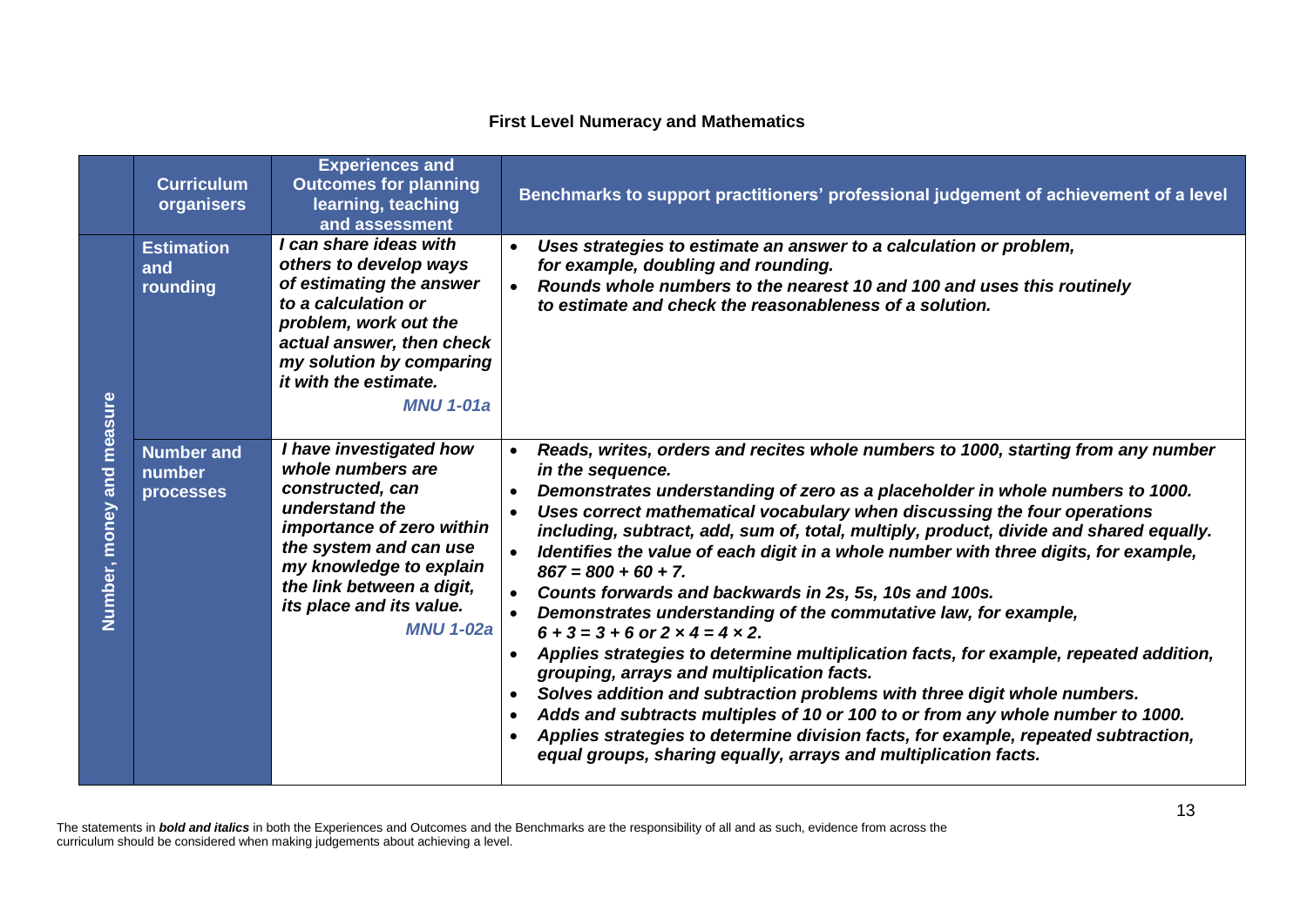# First Level Numeracy and Mathematics

| | Curriculum organisers | Experiences and Outcomes for planning learning, teaching and assessment | Benchmarks to support practitioners' professional judgement of achievement of a level |
|---|---|---|---|
| Number, money and measure | Estimation and rounding | ***I can share ideas with others to develop ways of estimating the answer to a calculation or problem, work out the actual answer, then check my solution by comparing it with the estimate.*** ***MNU 1-01a*** | • ***Uses strategies to estimate an answer to a calculation or problem, for example, doubling and rounding.*** <br> • ***Rounds whole numbers to the nearest 10 and 100 and uses this routinely to estimate and check the reasonableness of a solution.*** |
| | Number and number processes | ***I have investigated how whole numbers are constructed, can understand the importance of zero within the system and can use my knowledge to explain the link between a digit, its place and its value.*** ***MNU 1-02a*** | • ***Reads, writes, orders and recites whole numbers to 1000, starting from any number in the sequence.*** <br> • ***Demonstrates understanding of zero as a placeholder in whole numbers to 1000.*** <br> • ***Uses correct mathematical vocabulary when discussing the four operations including, subtract, add, sum of, total, multiply, product, divide and shared equally.*** <br> • ***Identifies the value of each digit in a whole number with three digits, for example, 867 = 800 + 60 + 7.*** <br> • ***Counts forwards and backwards in 2s, 5s, 10s and 100s.*** <br> • ***Demonstrates understanding of the commutative law, for example, 6 + 3 = 3 + 6 or 2 × 4 = 4 × 2.*** <br> • ***Applies strategies to determine multiplication facts, for example, repeated addition, grouping, arrays and multiplication facts.*** <br> • ***Solves addition and subtraction problems with three digit whole numbers.*** <br> • ***Adds and subtracts multiples of 10 or 100 to or from any whole number to 1000.*** <br> • ***Applies strategies to determine division facts, for example, repeated subtraction, equal groups, sharing equally, arrays and multiplication facts.*** |

The statements in ***bold and italics*** in both the Experiences and Outcomes and the Benchmarks are the responsibility of all and as such, evidence from across the curriculum should be considered when making judgements about achieving a level.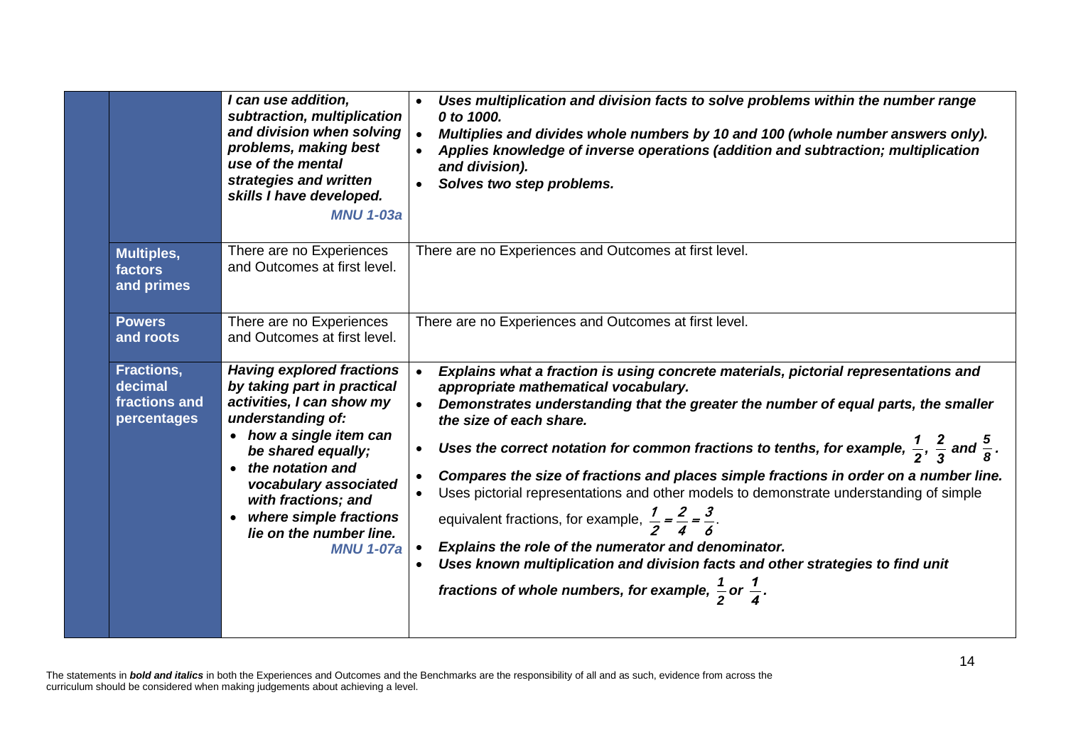| | | | |
|---|---|---|---|
| | | ***I can use addition, subtraction, multiplication and division when solving problems, making best use of the mental strategies and written skills I have developed.*** **MNU 1-03a** | • ***Uses multiplication and division facts to solve problems within the number range 0 to 1000.*** <br> • ***Multiplies and divides whole numbers by 10 and 100 (whole number answers only).*** <br> • ***Applies knowledge of inverse operations (addition and subtraction; multiplication and division).*** <br> • ***Solves two step problems.*** |
| | **Multiples, factors and primes** | There are no Experiences and Outcomes at first level. | There are no Experiences and Outcomes at first level. |
| | **Powers and roots** | There are no Experiences and Outcomes at first level. | There are no Experiences and Outcomes at first level. |
| | **Fractions, decimal fractions and percentages** | ***Having explored fractions by taking part in practical activities, I can show my understanding of:*** <br> • ***how a single item can be shared equally;*** <br> • ***the notation and vocabulary associated with fractions; and*** <br> • ***where simple fractions lie on the number line.*** **MNU 1-07a** | • ***Explains what a fraction is using concrete materials, pictorial representations and appropriate mathematical vocabulary.*** <br> • ***Demonstrates understanding that the greater the number of equal parts, the smaller the size of each share.*** <br> • ***Uses the correct notation for common fractions to tenths, for example, $\frac{1}{2}$, $\frac{2}{3}$ and $\frac{5}{8}$.*** <br> • ***Compares the size of fractions and places simple fractions in order on a number line.*** <br> • Uses pictorial representations and other models to demonstrate understanding of simple equivalent fractions, for example, $\frac{1}{2} = \frac{2}{4} = \frac{3}{6}$. <br> • ***Explains the role of the numerator and denominator.*** <br> • ***Uses known multiplication and division facts and other strategies to find unit fractions of whole numbers, for example, $\frac{1}{2}$ or $\frac{1}{4}$.*** |

The statements in ***bold and italics*** in both the Experiences and Outcomes and the Benchmarks are the responsibility of all and as such, evidence from across the curriculum should be considered when making judgements about achieving a level.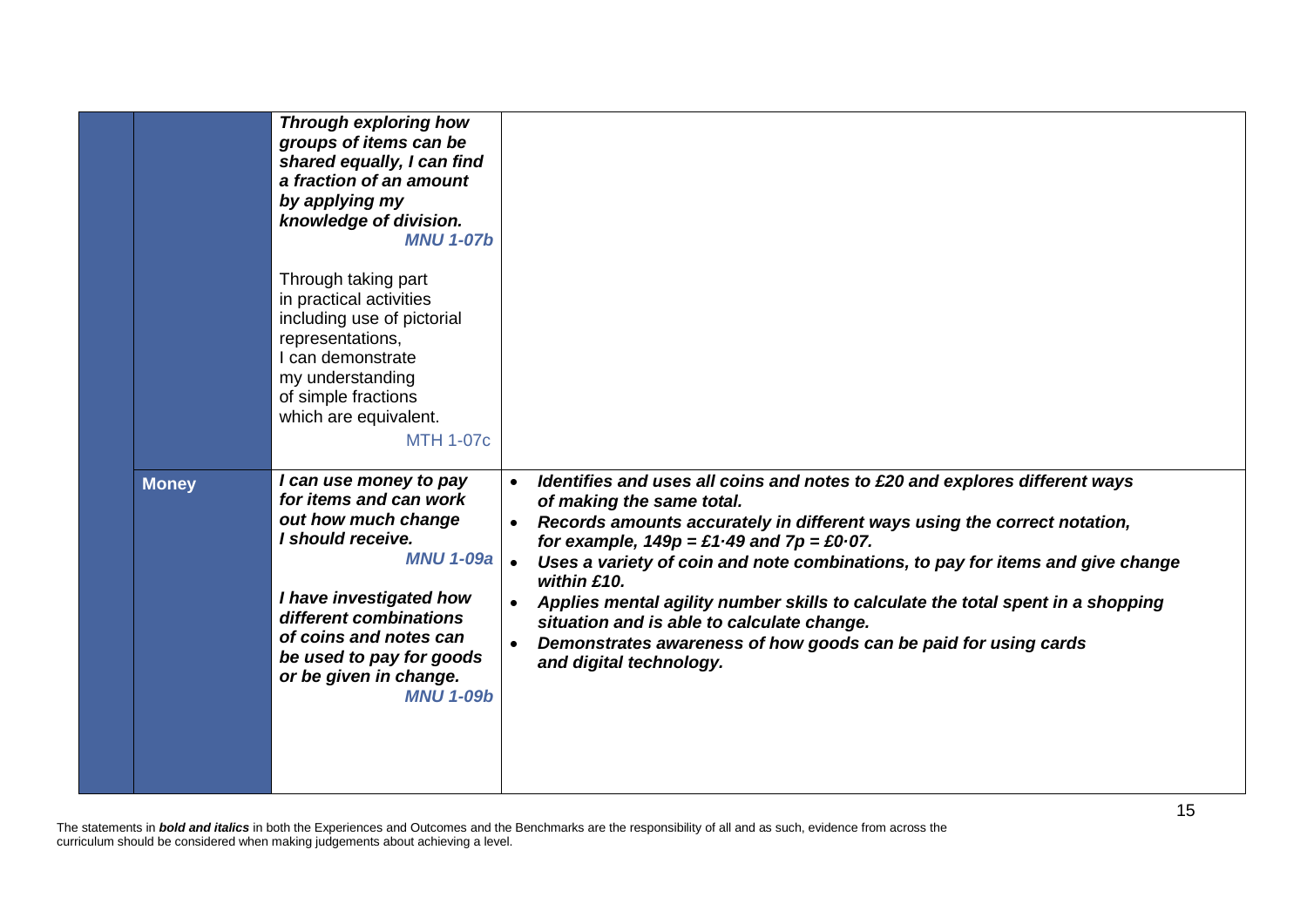| | | | |
|---|---|---|---|
| | | ***Through exploring how groups of items can be shared equally, I can find a fraction of an amount by applying my knowledge of division.*** ***MNU 1-07b***<br><br>Through taking part in practical activities including use of pictorial representations, I can demonstrate my understanding of simple fractions which are equivalent. MTH 1-07c | |
| | **Money** | ***I can use money to pay for items and can work out how much change I should receive.*** ***MNU 1-09a***<br><br>***I have investigated how different combinations of coins and notes can be used to pay for goods or be given in change.*** ***MNU 1-09b*** | • ***Identifies and uses all coins and notes to £20 and explores different ways of making the same total.***<br>• ***Records amounts accurately in different ways using the correct notation, for example, 149p = £1·49 and 7p = £0·07.***<br>• ***Uses a variety of coin and note combinations, to pay for items and give change within £10.***<br>• ***Applies mental agility number skills to calculate the total spent in a shopping situation and is able to calculate change.***<br>• ***Demonstrates awareness of how goods can be paid for using cards and digital technology.*** |

The statements in ***bold and italics*** in both the Experiences and Outcomes and the Benchmarks are the responsibility of all and as such, evidence from across the curriculum should be considered when making judgements about achieving a level.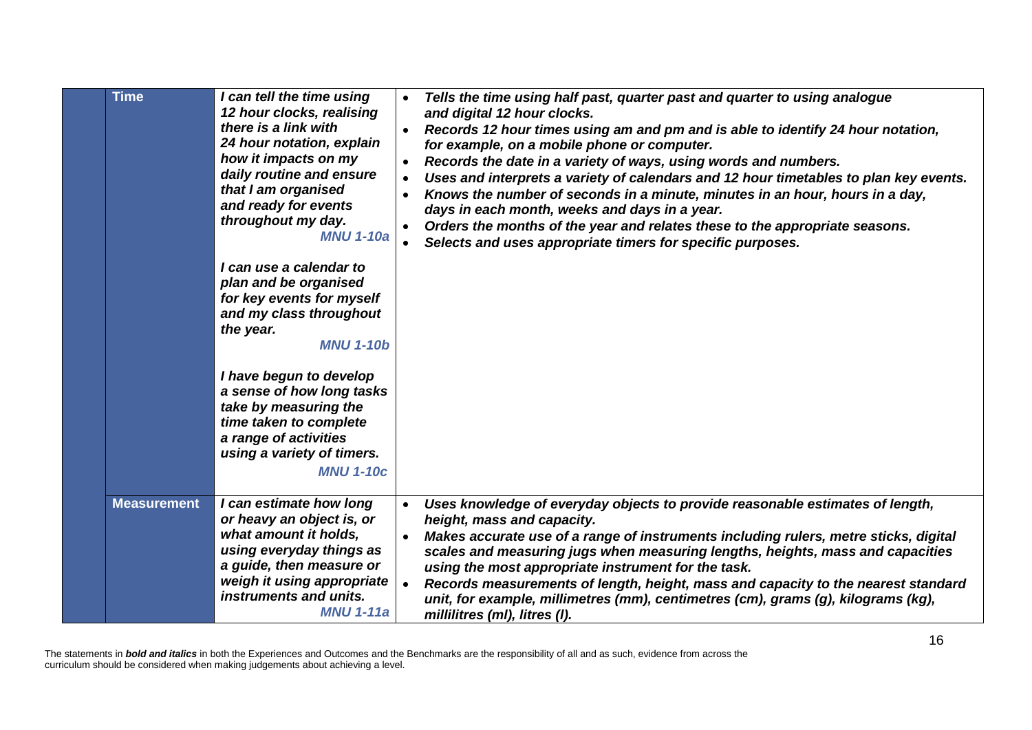| | | | |
|---|---|---|---|
| | **Time** | ***I can tell the time using 12 hour clocks, realising there is a link with 24 hour notation, explain how it impacts on my daily routine and ensure that I am organised and ready for events throughout my day.*** ***MNU 1-10a***<br><br>***I can use a calendar to plan and be organised for key events for myself and my class throughout the year.*** ***MNU 1-10b***<br><br>***I have begun to develop a sense of how long tasks take by measuring the time taken to complete a range of activities using a variety of timers.*** ***MNU 1-10c*** | • ***Tells the time using half past, quarter past and quarter to using analogue and digital 12 hour clocks.***<br>• ***Records 12 hour times using am and pm and is able to identify 24 hour notation, for example, on a mobile phone or computer.***<br>• ***Records the date in a variety of ways, using words and numbers.***<br>• ***Uses and interprets a variety of calendars and 12 hour timetables to plan key events.***<br>• ***Knows the number of seconds in a minute, minutes in an hour, hours in a day, days in each month, weeks and days in a year.***<br>• ***Orders the months of the year and relates these to the appropriate seasons.***<br>• ***Selects and uses appropriate timers for specific purposes.*** |
| | **Measurement** | ***I can estimate how long or heavy an object is, or what amount it holds, using everyday things as a guide, then measure or weigh it using appropriate instruments and units.*** ***MNU 1-11a*** | • ***Uses knowledge of everyday objects to provide reasonable estimates of length, height, mass and capacity.***<br>• ***Makes accurate use of a range of instruments including rulers, metre sticks, digital scales and measuring jugs when measuring lengths, heights, mass and capacities using the most appropriate instrument for the task.***<br>• ***Records measurements of length, height, mass and capacity to the nearest standard unit, for example, millimetres (mm), centimetres (cm), grams (g), kilograms (kg), millilitres (ml), litres (l).*** |

The statements in ***bold and italics*** in both the Experiences and Outcomes and the Benchmarks are the responsibility of all and as such, evidence from across the curriculum should be considered when making judgements about achieving a level.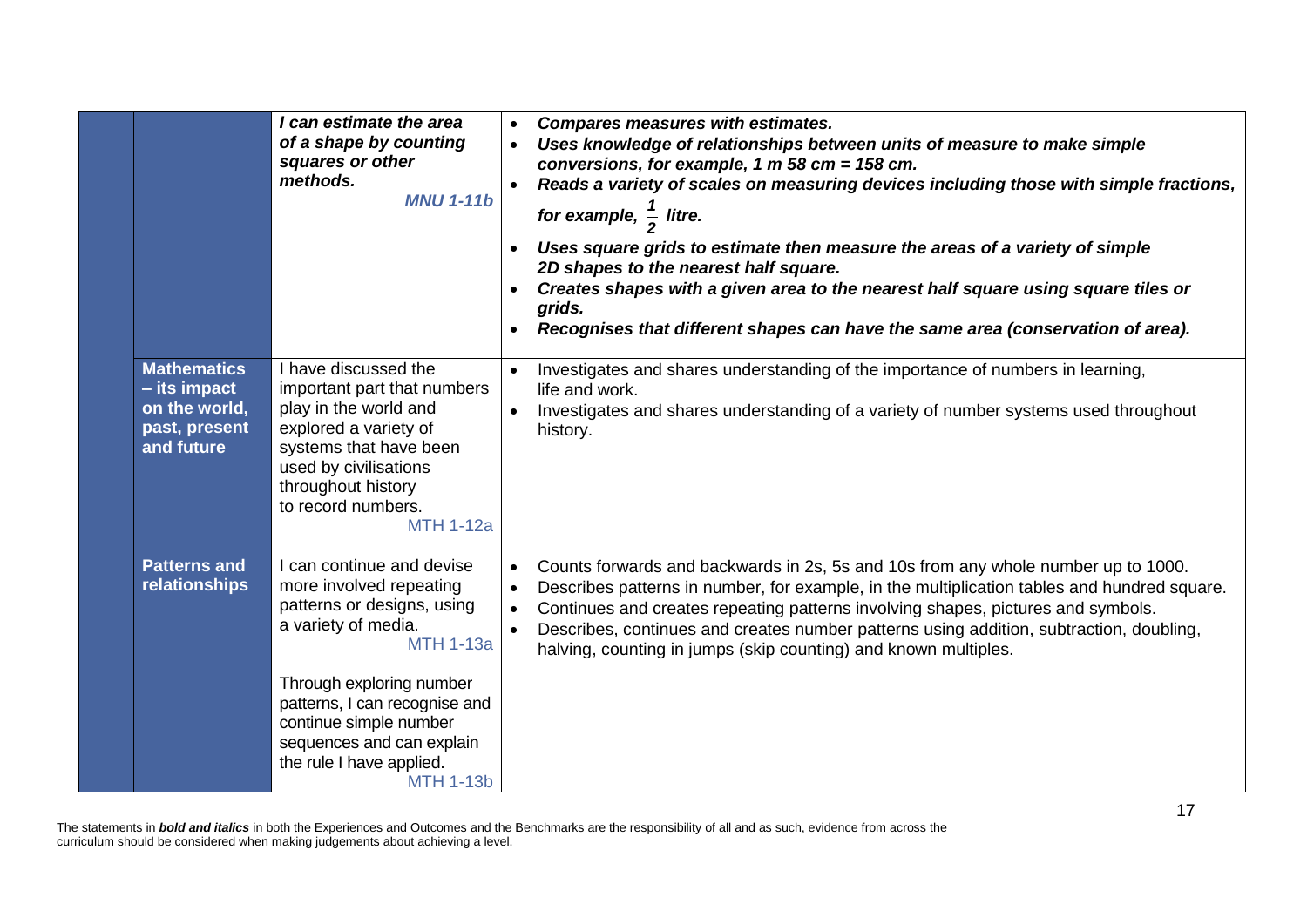| | | | |
|---|---|---|---|
| | | ***I can estimate the area of a shape by counting squares or other methods.*** ***MNU 1-11b*** | <ul><li>***Compares measures with estimates.***</li><li>***Uses knowledge of relationships between units of measure to make simple conversions, for example, 1 m 58 cm = 158 cm.***</li><li>***Reads a variety of scales on measuring devices including those with simple fractions, for example, $\frac{1}{2}$ litre.***</li><li>***Uses square grids to estimate then measure the areas of a variety of simple 2D shapes to the nearest half square.***</li><li>***Creates shapes with a given area to the nearest half square using square tiles or grids.***</li><li>***Recognises that different shapes can have the same area (conservation of area).***</li></ul> |
| | **Mathematics – its impact on the world, past, present and future** | I have discussed the important part that numbers play in the world and explored a variety of systems that have been used by civilisations throughout history to record numbers. MTH 1-12a | <ul><li>Investigates and shares understanding of the importance of numbers in learning, life and work.</li><li>Investigates and shares understanding of a variety of number systems used throughout history.</li></ul> |
| | **Patterns and relationships** | I can continue and devise more involved repeating patterns or designs, using a variety of media. MTH 1-13a<br><br>Through exploring number patterns, I can recognise and continue simple number sequences and can explain the rule I have applied. MTH 1-13b | <ul><li>Counts forwards and backwards in 2s, 5s and 10s from any whole number up to 1000.</li><li>Describes patterns in number, for example, in the multiplication tables and hundred square.</li><li>Continues and creates repeating patterns involving shapes, pictures and symbols.</li><li>Describes, continues and creates number patterns using addition, subtraction, doubling, halving, counting in jumps (skip counting) and known multiples.</li></ul> |

The statements in ***bold and italics*** in both the Experiences and Outcomes and the Benchmarks are the responsibility of all and as such, evidence from across the curriculum should be considered when making judgements about achieving a level.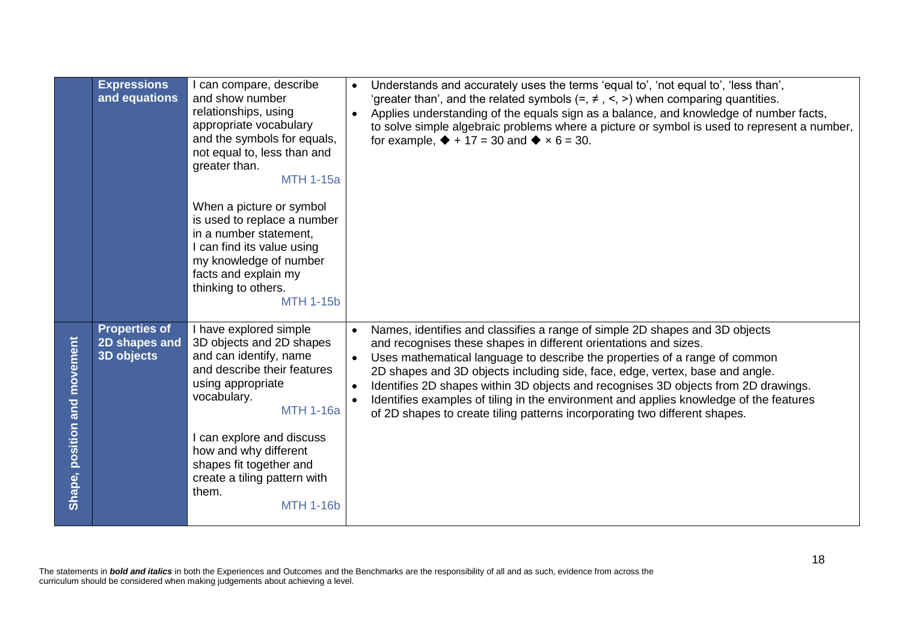| | | | |
|---|---|---|---|
| | **Expressions and equations** | I can compare, describe and show number relationships, using appropriate vocabulary and the symbols for equals, not equal to, less than and greater than. MTH 1-15a<br><br>When a picture or symbol is used to replace a number in a number statement, I can find its value using my knowledge of number facts and explain my thinking to others. MTH 1-15b | • Understands and accurately uses the terms 'equal to', 'not equal to', 'less than', 'greater than', and the related symbols (=, ≠ , <, >) when comparing quantities.<br>• Applies understanding of the equals sign as a balance, and knowledge of number facts, to solve simple algebraic problems where a picture or symbol is used to represent a number, for example, ◆ + 17 = 30 and ◆ × 6 = 30. |
| **Shape, position and movement** | **Properties of 2D shapes and 3D objects** | I have explored simple 3D objects and 2D shapes and can identify, name and describe their features using appropriate vocabulary. MTH 1-16a<br><br>I can explore and discuss how and why different shapes fit together and create a tiling pattern with them. MTH 1-16b | • Names, identifies and classifies a range of simple 2D shapes and 3D objects and recognises these shapes in different orientations and sizes.<br>• Uses mathematical language to describe the properties of a range of common 2D shapes and 3D objects including side, face, edge, vertex, base and angle.<br>• Identifies 2D shapes within 3D objects and recognises 3D objects from 2D drawings.<br>• Identifies examples of tiling in the environment and applies knowledge of the features of 2D shapes to create tiling patterns incorporating two different shapes. |

The statements in ***bold and italics*** in both the Experiences and Outcomes and the Benchmarks are the responsibility of all and as such, evidence from across the curriculum should be considered when making judgements about achieving a level.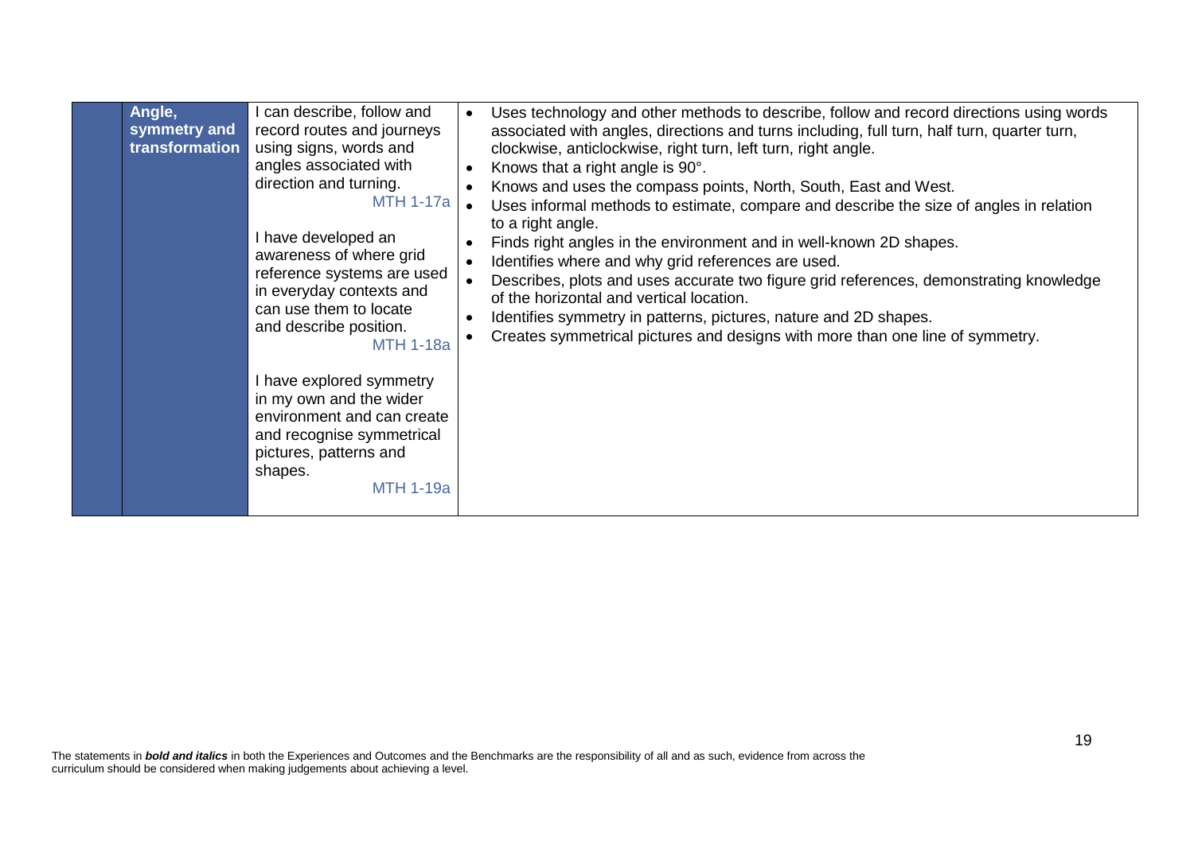| | | | |
|---|---|---|---|
| | **Angle, symmetry and transformation** | I can describe, follow and record routes and journeys using signs, words and angles associated with direction and turning. MTH 1-17a<br><br>I have developed an awareness of where grid reference systems are used in everyday contexts and can use them to locate and describe position. MTH 1-18a<br><br>I have explored symmetry in my own and the wider environment and can create and recognise symmetrical pictures, patterns and shapes. MTH 1-19a | • Uses technology and other methods to describe, follow and record directions using words associated with angles, directions and turns including, full turn, half turn, quarter turn, clockwise, anticlockwise, right turn, left turn, right angle.<br>• Knows that a right angle is 90°.<br>• Knows and uses the compass points, North, South, East and West.<br>• Uses informal methods to estimate, compare and describe the size of angles in relation to a right angle.<br>• Finds right angles in the environment and in well-known 2D shapes.<br>• Identifies where and why grid references are used.<br>• Describes, plots and uses accurate two figure grid references, demonstrating knowledge of the horizontal and vertical location.<br>• Identifies symmetry in patterns, pictures, nature and 2D shapes.<br>• Creates symmetrical pictures and designs with more than one line of symmetry. |

The statements in ***bold and italics*** in both the Experiences and Outcomes and the Benchmarks are the responsibility of all and as such, evidence from across the curriculum should be considered when making judgements about achieving a level.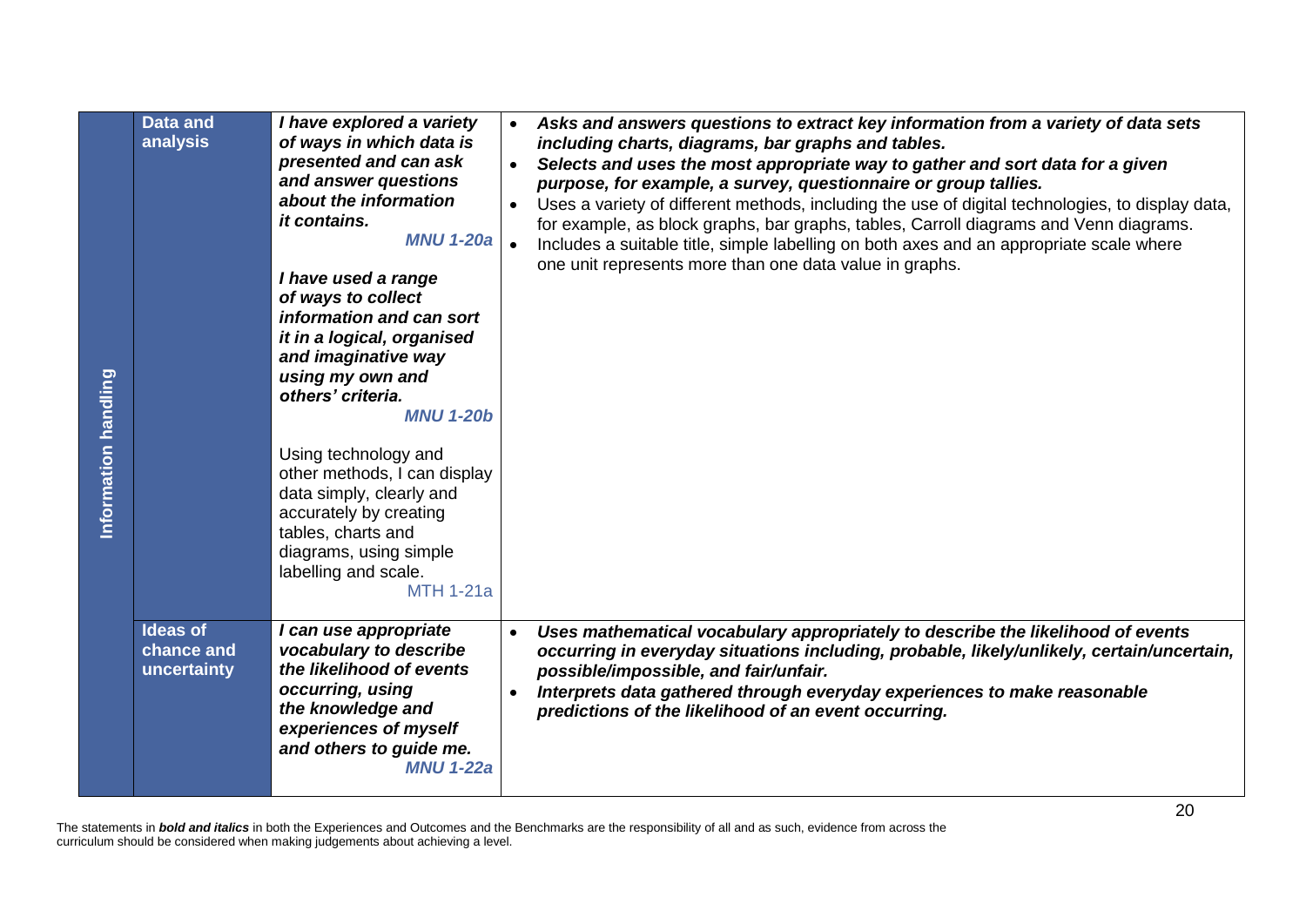| | | Experiences and Outcomes | Benchmarks |
|---|---|---|---|
| **Information handling** | **Data and analysis** | ***I have explored a variety of ways in which data is presented and can ask and answer questions about the information it contains.*** ***MNU 1-20a***<br><br>***I have used a range of ways to collect information and can sort it in a logical, organised and imaginative way using my own and others' criteria.*** ***MNU 1-20b***<br><br>Using technology and other methods, I can display data simply, clearly and accurately by creating tables, charts and diagrams, using simple labelling and scale. MTH 1-21a | • ***Asks and answers questions to extract key information from a variety of data sets including charts, diagrams, bar graphs and tables.***<br>• ***Selects and uses the most appropriate way to gather and sort data for a given purpose, for example, a survey, questionnaire or group tallies.***<br>• Uses a variety of different methods, including the use of digital technologies, to display data, for example, as block graphs, bar graphs, tables, Carroll diagrams and Venn diagrams.<br>• Includes a suitable title, simple labelling on both axes and an appropriate scale where one unit represents more than one data value in graphs. |
| | **Ideas of chance and uncertainty** | ***I can use appropriate vocabulary to describe the likelihood of events occurring, using the knowledge and experiences of myself and others to guide me.*** ***MNU 1-22a*** | • ***Uses mathematical vocabulary appropriately to describe the likelihood of events occurring in everyday situations including, probable, likely/unlikely, certain/uncertain, possible/impossible, and fair/unfair.***<br>• ***Interprets data gathered through everyday experiences to make reasonable predictions of the likelihood of an event occurring.*** |

The statements in ***bold and italics*** in both the Experiences and Outcomes and the Benchmarks are the responsibility of all and as such, evidence from across the curriculum should be considered when making judgements about achieving a level.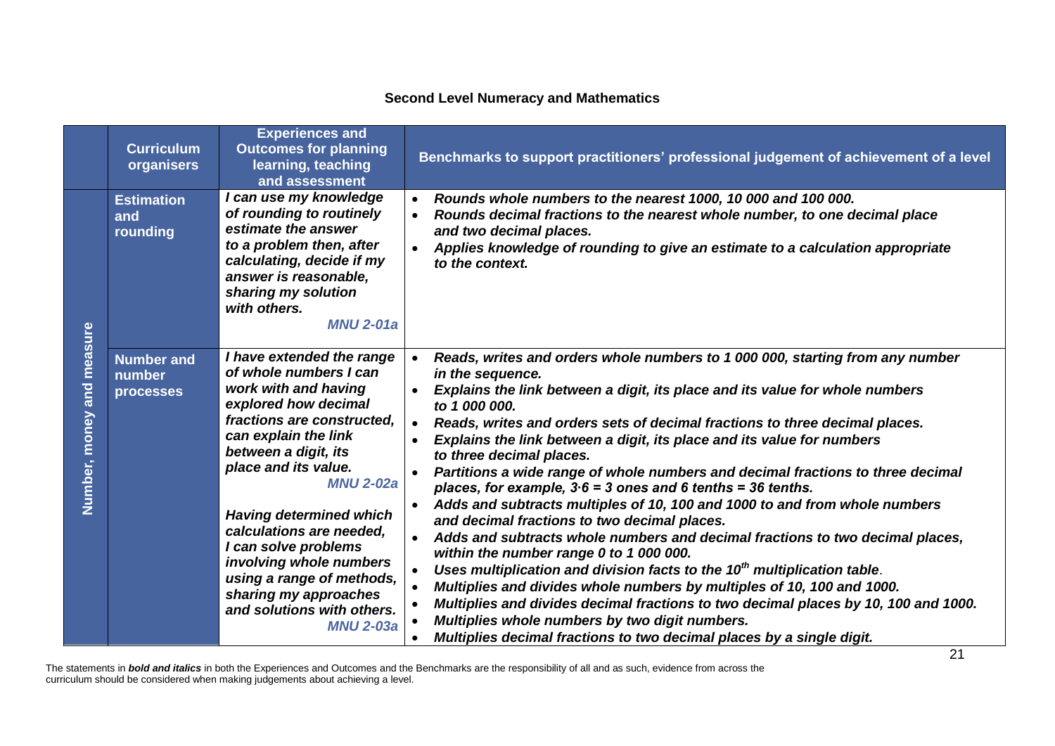## Second Level Numeracy and Mathematics

| | Curriculum organisers | Experiences and Outcomes for planning learning, teaching and assessment | Benchmarks to support practitioners' professional judgement of achievement of a level |
|---|---|---|---|
| Number, money and measure | Estimation and rounding | ***I can use my knowledge of rounding to routinely estimate the answer to a problem then, after calculating, decide if my answer is reasonable, sharing my solution with others.*** ***MNU 2-01a*** | • ***Rounds whole numbers to the nearest 1000, 10 000 and 100 000.*** <br> • ***Rounds decimal fractions to the nearest whole number, to one decimal place and two decimal places.*** <br> • ***Applies knowledge of rounding to give an estimate to a calculation appropriate to the context.*** |
| | Number and number processes | ***I have extended the range of whole numbers I can work with and having explored how decimal fractions are constructed, can explain the link between a digit, its place and its value.*** ***MNU 2-02a*** <br><br> ***Having determined which calculations are needed, I can solve problems involving whole numbers using a range of methods, sharing my approaches and solutions with others.*** ***MNU 2-03a*** | • ***Reads, writes and orders whole numbers to 1 000 000, starting from any number in the sequence.*** <br> • ***Explains the link between a digit, its place and its value for whole numbers to 1 000 000.*** <br> • ***Reads, writes and orders sets of decimal fractions to three decimal places.*** <br> • ***Explains the link between a digit, its place and its value for numbers to three decimal places.*** <br> • ***Partitions a wide range of whole numbers and decimal fractions to three decimal places, for example, 3·6 = 3 ones and 6 tenths = 36 tenths.*** <br> • ***Adds and subtracts multiples of 10, 100 and 1000 to and from whole numbers and decimal fractions to two decimal places.*** <br> • ***Adds and subtracts whole numbers and decimal fractions to two decimal places, within the number range 0 to 1 000 000.*** <br> • ***Uses multiplication and division facts to the 10th multiplication table.*** <br> • ***Multiplies and divides whole numbers by multiples of 10, 100 and 1000.*** <br> • ***Multiplies and divides decimal fractions to two decimal places by 10, 100 and 1000.*** <br> • ***Multiplies whole numbers by two digit numbers.*** <br> • ***Multiplies decimal fractions to two decimal places by a single digit.*** |

The statements in ***bold and italics*** in both the Experiences and Outcomes and the Benchmarks are the responsibility of all and as such, evidence from across the curriculum should be considered when making judgements about achieving a level.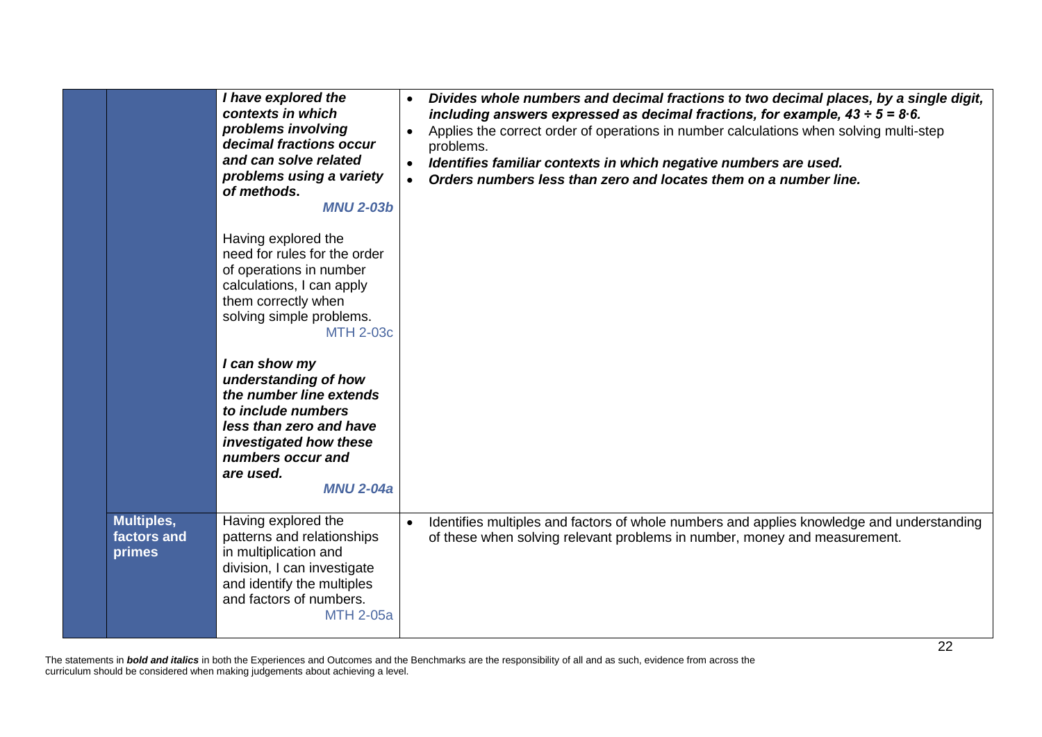| | | | |
|---|---|---|---|
| | | ***I have explored the contexts in which problems involving decimal fractions occur and can solve related problems using a variety of methods.*** ***MNU 2-03b***<br><br>Having explored the need for rules for the order of operations in number calculations, I can apply them correctly when solving simple problems. MTH 2-03c<br><br>***I can show my understanding of how the number line extends to include numbers less than zero and have investigated how these numbers occur and are used.*** ***MNU 2-04a*** | • ***Divides whole numbers and decimal fractions to two decimal places, by a single digit, including answers expressed as decimal fractions, for example, 43 ÷ 5 = 8·6.***<br>• Applies the correct order of operations in number calculations when solving multi-step problems.<br>• ***Identifies familiar contexts in which negative numbers are used.***<br>• ***Orders numbers less than zero and locates them on a number line.*** |
| | **Multiples, factors and primes** | Having explored the patterns and relationships in multiplication and division, I can investigate and identify the multiples and factors of numbers. MTH 2-05a | • Identifies multiples and factors of whole numbers and applies knowledge and understanding of these when solving relevant problems in number, money and measurement. |

The statements in ***bold and italics*** in both the Experiences and Outcomes and the Benchmarks are the responsibility of all and as such, evidence from across the curriculum should be considered when making judgements about achieving a level.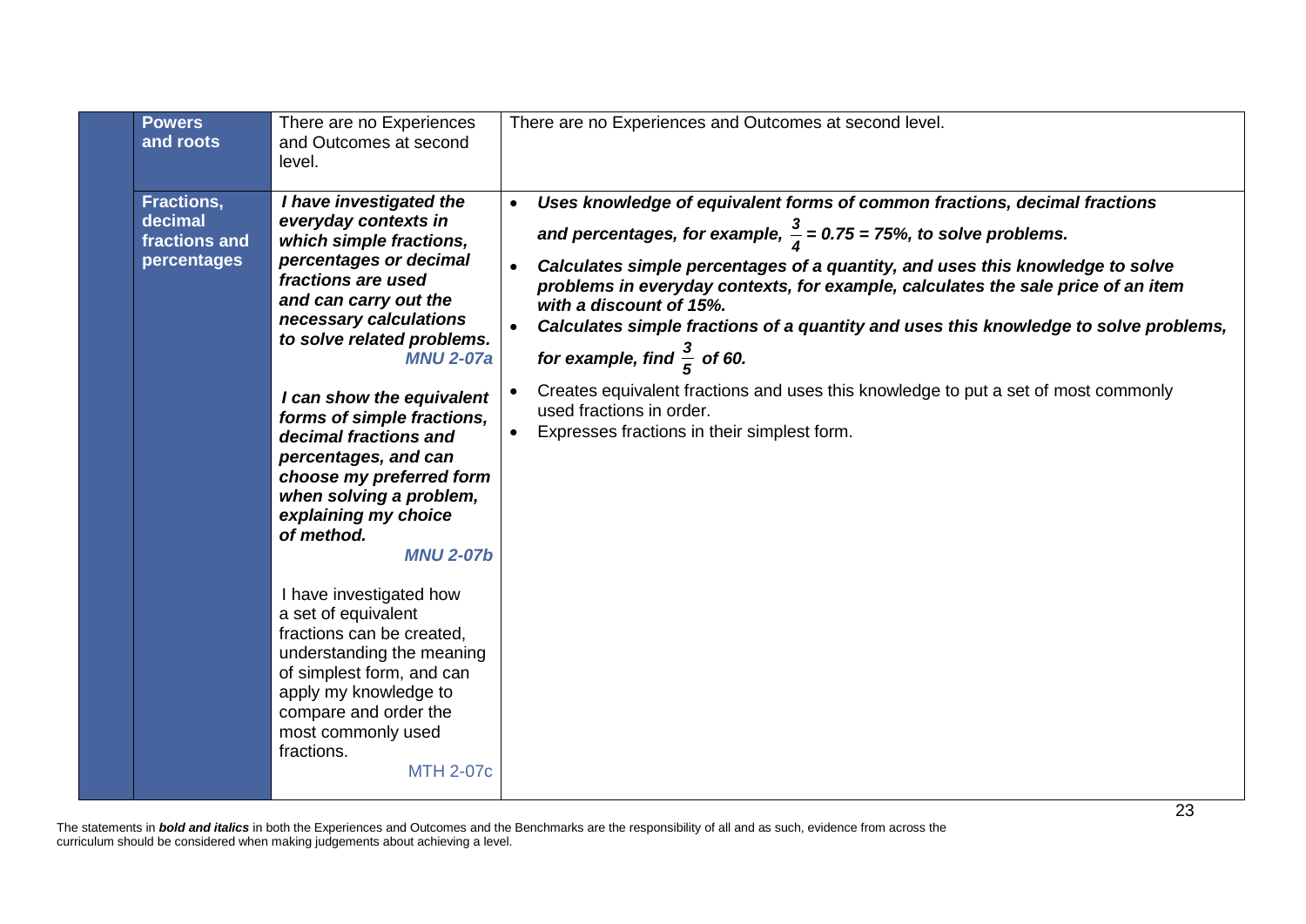| | | | |
|---|---|---|---|
| | **Powers and roots** | There are no Experiences and Outcomes at second level. | There are no Experiences and Outcomes at second level. |
| | **Fractions, decimal fractions and percentages** | ***I have investigated the everyday contexts in which simple fractions, percentages or decimal fractions are used and can carry out the necessary calculations to solve related problems.*** ***MNU 2-07a***<br><br>***I can show the equivalent forms of simple fractions, decimal fractions and percentages, and can choose my preferred form when solving a problem, explaining my choice of method.*** ***MNU 2-07b***<br><br>I have investigated how a set of equivalent fractions can be created, understanding the meaning of simplest form, and can apply my knowledge to compare and order the most commonly used fractions. MTH 2-07c | • ***Uses knowledge of equivalent forms of common fractions, decimal fractions and percentages, for example, $\frac{3}{4}$ = 0.75 = 75%, to solve problems.***<br>• ***Calculates simple percentages of a quantity, and uses this knowledge to solve problems in everyday contexts, for example, calculates the sale price of an item with a discount of 15%.***<br>• ***Calculates simple fractions of a quantity and uses this knowledge to solve problems, for example, find $\frac{3}{5}$ of 60.***<br>• Creates equivalent fractions and uses this knowledge to put a set of most commonly used fractions in order.<br>• Expresses fractions in their simplest form. |

The statements in ***bold and italics*** in both the Experiences and Outcomes and the Benchmarks are the responsibility of all and as such, evidence from across the curriculum should be considered when making judgements about achieving a level.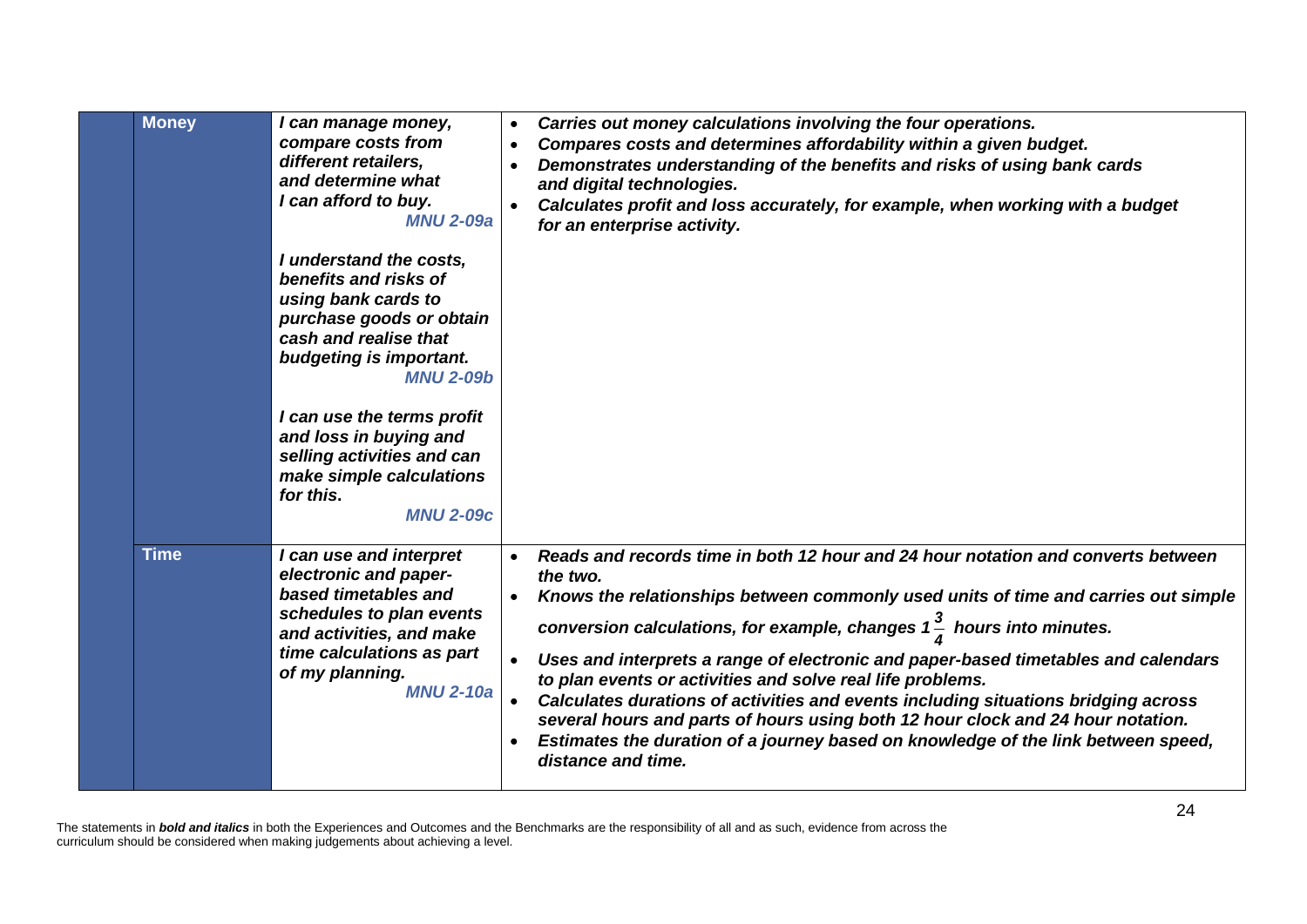| | | | |
|---|---|---|---|
| | **Money** | ***I can manage money, compare costs from different retailers, and determine what I can afford to buy.*** **MNU 2-09a**<br><br>***I understand the costs, benefits and risks of using bank cards to purchase goods or obtain cash and realise that budgeting is important.*** **MNU 2-09b**<br><br>***I can use the terms profit and loss in buying and selling activities and can make simple calculations for this.*** **MNU 2-09c** | • ***Carries out money calculations involving the four operations.***<br>• ***Compares costs and determines affordability within a given budget.***<br>• ***Demonstrates understanding of the benefits and risks of using bank cards and digital technologies.***<br>• ***Calculates profit and loss accurately, for example, when working with a budget for an enterprise activity.*** |
| | **Time** | ***I can use and interpret electronic and paper-based timetables and schedules to plan events and activities, and make time calculations as part of my planning.*** **MNU 2-10a** | • ***Reads and records time in both 12 hour and 24 hour notation and converts between the two.***<br>• ***Knows the relationships between commonly used units of time and carries out simple conversion calculations, for example, changes*** $1\frac{3}{4}$ ***hours into minutes.***<br>• ***Uses and interprets a range of electronic and paper-based timetables and calendars to plan events or activities and solve real life problems.***<br>• ***Calculates durations of activities and events including situations bridging across several hours and parts of hours using both 12 hour clock and 24 hour notation.***<br>• ***Estimates the duration of a journey based on knowledge of the link between speed, distance and time.*** |

The statements in ***bold and italics*** in both the Experiences and Outcomes and the Benchmarks are the responsibility of all and as such, evidence from across the curriculum should be considered when making judgements about achieving a level.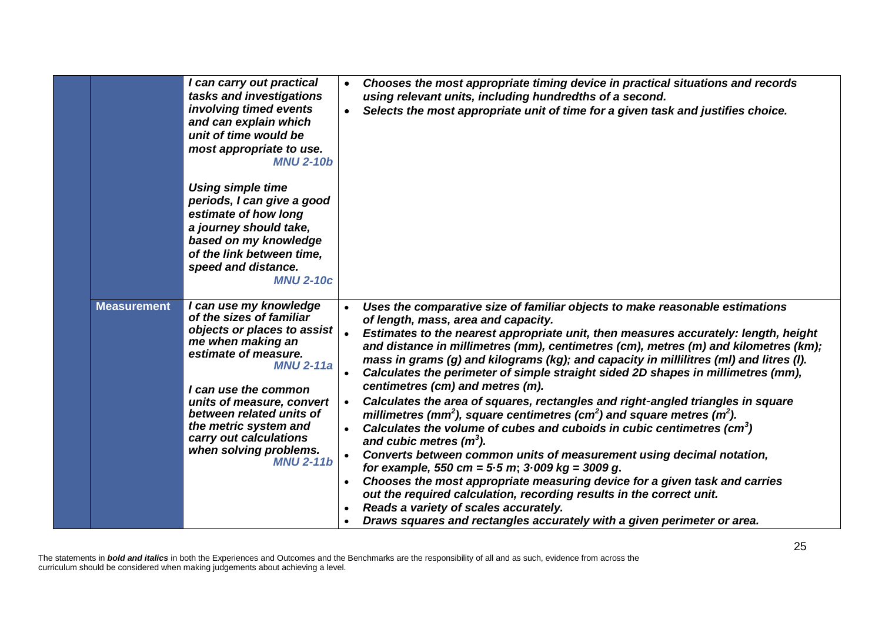| | | | |
|---|---|---|---|
| | | ***I can carry out practical tasks and investigations involving timed events and can explain which unit of time would be most appropriate to use.*** **MNU 2-10b**<br><br>***Using simple time periods, I can give a good estimate of how long a journey should take, based on my knowledge of the link between time, speed and distance.*** **MNU 2-10c** | • ***Chooses the most appropriate timing device in practical situations and records using relevant units, including hundredths of a second.***<br>• ***Selects the most appropriate unit of time for a given task and justifies choice.*** |
| | **Measurement** | ***I can use my knowledge of the sizes of familiar objects or places to assist me when making an estimate of measure.*** **MNU 2-11a**<br><br>***I can use the common units of measure, convert between related units of the metric system and carry out calculations when solving problems.*** **MNU 2-11b** | • ***Uses the comparative size of familiar objects to make reasonable estimations of length, mass, area and capacity.***<br>• ***Estimates to the nearest appropriate unit, then measures accurately: length, height and distance in millimetres (mm), centimetres (cm), metres (m) and kilometres (km); mass in grams (g) and kilograms (kg); and capacity in millilitres (ml) and litres (l).***<br>• ***Calculates the perimeter of simple straight sided 2D shapes in millimetres (mm), centimetres (cm) and metres (m).***<br>• ***Calculates the area of squares, rectangles and right-angled triangles in square millimetres ($mm^2$), square centimetres ($cm^2$) and square metres ($m^2$).***<br>• ***Calculates the volume of cubes and cuboids in cubic centimetres ($cm^3$) and cubic metres ($m^3$).***<br>• ***Converts between common units of measurement using decimal notation, for example, 550 cm = 5·5 m; 3·009 kg = 3009 g.***<br>• ***Chooses the most appropriate measuring device for a given task and carries out the required calculation, recording results in the correct unit.***<br>• ***Reads a variety of scales accurately.***<br>• ***Draws squares and rectangles accurately with a given perimeter or area.*** |

The statements in ***bold and italics*** in both the Experiences and Outcomes and the Benchmarks are the responsibility of all and as such, evidence from across the curriculum should be considered when making judgements about achieving a level.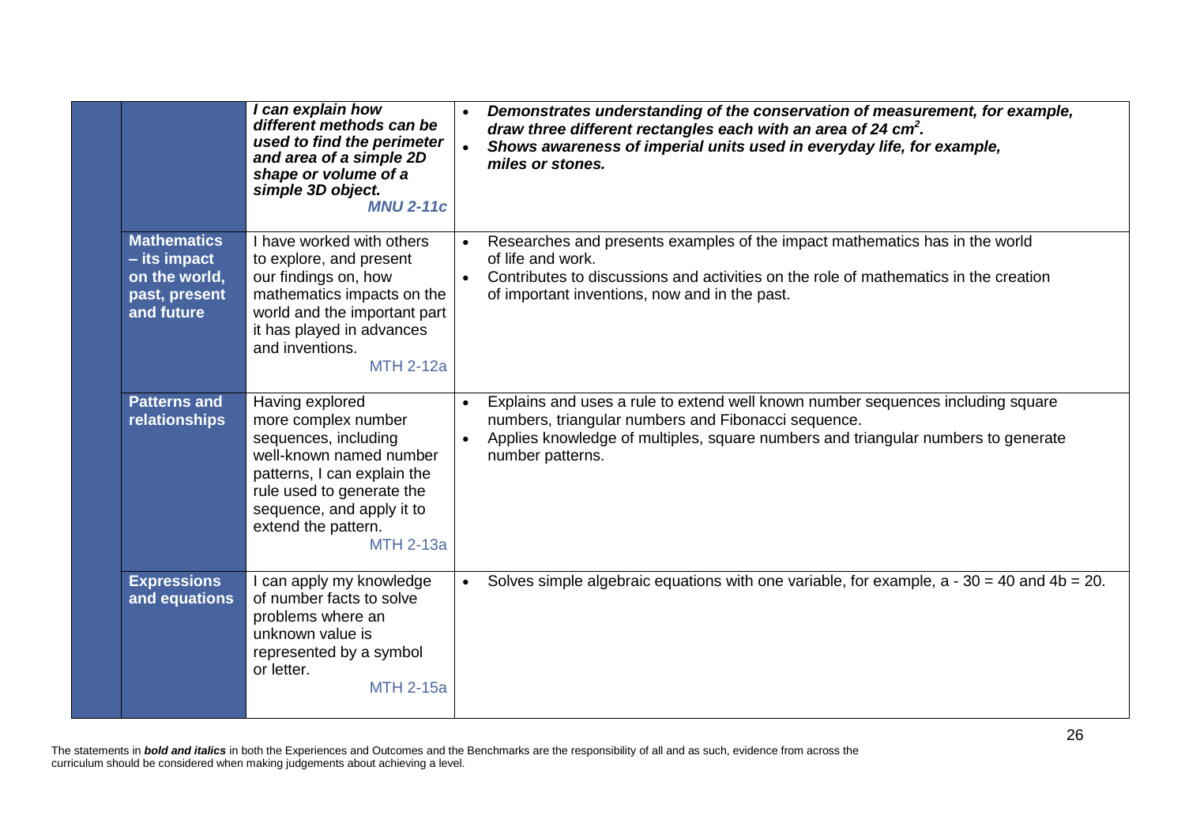| | | | |
|---|---|---|---|
| | | ***I can explain how different methods can be used to find the perimeter and area of a simple 2D shape or volume of a simple 3D object.*** ***MNU 2-11c*** | <ul><li>***Demonstrates understanding of the conservation of measurement, for example, draw three different rectangles each with an area of 24 $cm^2$.***</li><li>***Shows awareness of imperial units used in everyday life, for example, miles or stones.***</li></ul> |
| | **Mathematics – its impact on the world, past, present and future** | I have worked with others to explore, and present our findings on, how mathematics impacts on the world and the important part it has played in advances and inventions. MTH 2-12a | <ul><li>Researches and presents examples of the impact mathematics has in the world of life and work.</li><li>Contributes to discussions and activities on the role of mathematics in the creation of important inventions, now and in the past.</li></ul> |
| | **Patterns and relationships** | Having explored more complex number sequences, including well-known named number patterns, I can explain the rule used to generate the sequence, and apply it to extend the pattern. MTH 2-13a | <ul><li>Explains and uses a rule to extend well known number sequences including square numbers, triangular numbers and Fibonacci sequence.</li><li>Applies knowledge of multiples, square numbers and triangular numbers to generate number patterns.</li></ul> |
| | **Expressions and equations** | I can apply my knowledge of number facts to solve problems where an unknown value is represented by a symbol or letter. MTH 2-15a | <ul><li>Solves simple algebraic equations with one variable, for example, $a - 30 = 40$ and $4b = 20$.</li></ul> |

The statements in ***bold and italics*** in both the Experiences and Outcomes and the Benchmarks are the responsibility of all and as such, evidence from across the curriculum should be considered when making judgements about achieving a level.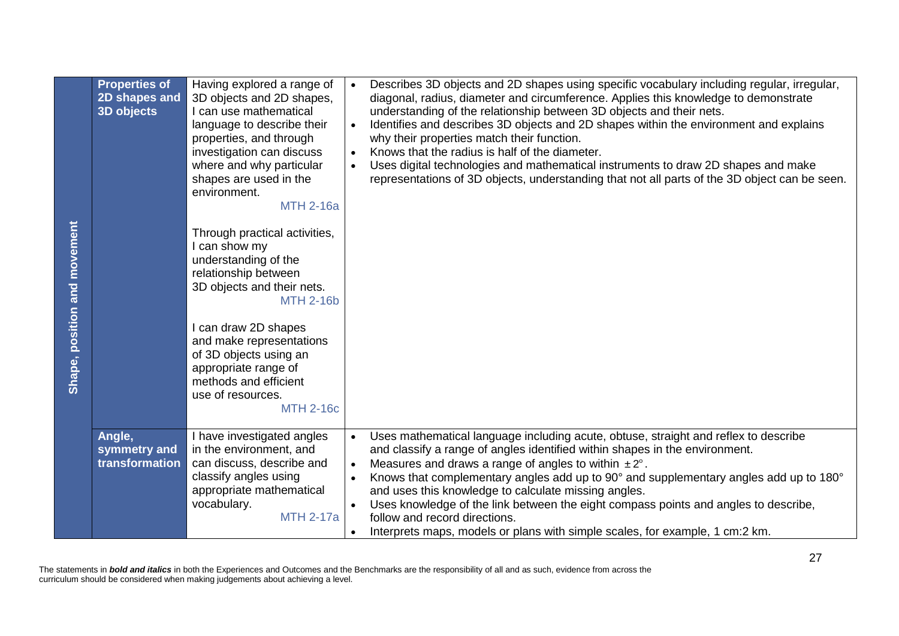| Shape, position and movement | | | |
|---|---|---|---|
| | **Properties of 2D shapes and 3D objects** | Having explored a range of 3D objects and 2D shapes, I can use mathematical language to describe their properties, and through investigation can discuss where and why particular shapes are used in the environment. MTH 2-16a<br><br>Through practical activities, I can show my understanding of the relationship between 3D objects and their nets. MTH 2-16b<br><br>I can draw 2D shapes and make representations of 3D objects using an appropriate range of methods and efficient use of resources. MTH 2-16c | • Describes 3D objects and 2D shapes using specific vocabulary including regular, irregular, diagonal, radius, diameter and circumference. Applies this knowledge to demonstrate understanding of the relationship between 3D objects and their nets.<br>• Identifies and describes 3D objects and 2D shapes within the environment and explains why their properties match their function.<br>• Knows that the radius is half of the diameter.<br>• Uses digital technologies and mathematical instruments to draw 2D shapes and make representations of 3D objects, understanding that not all parts of the 3D object can be seen. |
| | **Angle, symmetry and transformation** | I have investigated angles in the environment, and can discuss, describe and classify angles using appropriate mathematical vocabulary. MTH 2-17a | • Uses mathematical language including acute, obtuse, straight and reflex to describe and classify a range of angles identified within shapes in the environment.<br>• Measures and draws a range of angles to within $\pm 2^{\circ}$.<br>• Knows that complementary angles add up to 90° and supplementary angles add up to 180° and uses this knowledge to calculate missing angles.<br>• Uses knowledge of the link between the eight compass points and angles to describe, follow and record directions.<br>• Interprets maps, models or plans with simple scales, for example, 1 cm:2 km. |

The statements in ***bold and italics*** in both the Experiences and Outcomes and the Benchmarks are the responsibility of all and as such, evidence from across the curriculum should be considered when making judgements about achieving a level.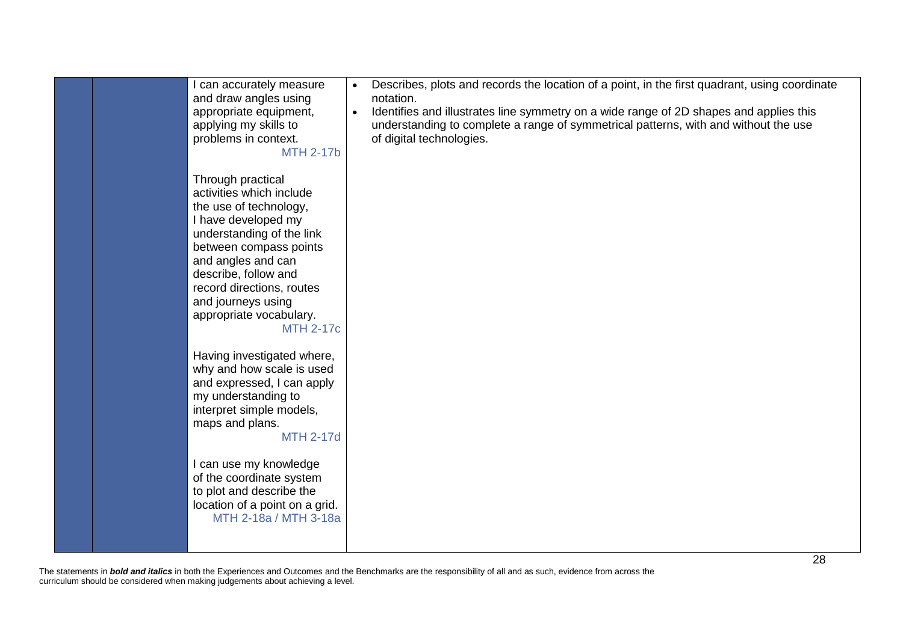| | | | |
|---|---|---|---|
| | | I can accurately measure and draw angles using appropriate equipment, applying my skills to problems in context. MTH 2-17b<br><br>Through practical activities which include the use of technology, I have developed my understanding of the link between compass points and angles and can describe, follow and record directions, routes and journeys using appropriate vocabulary. MTH 2-17c<br><br>Having investigated where, why and how scale is used and expressed, I can apply my understanding to interpret simple models, maps and plans. MTH 2-17d<br><br>I can use my knowledge of the coordinate system to plot and describe the location of a point on a grid. MTH 2-18a / MTH 3-18a | • Describes, plots and records the location of a point, in the first quadrant, using coordinate notation.<br>• Identifies and illustrates line symmetry on a wide range of 2D shapes and applies this understanding to complete a range of symmetrical patterns, with and without the use of digital technologies. |

The statements in ***bold and italics*** in both the Experiences and Outcomes and the Benchmarks are the responsibility of all and as such, evidence from across the curriculum should be considered when making judgements about achieving a level.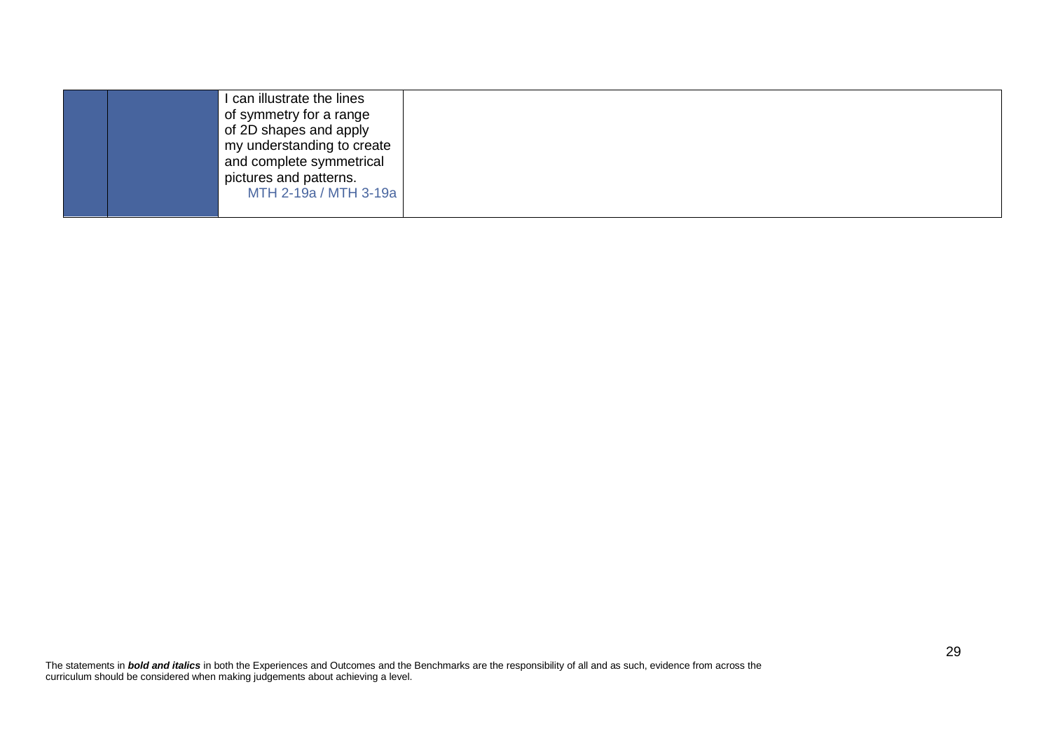|  |  |  |  |
|---|---|---|---|
|  |  | I can illustrate the lines of symmetry for a range of 2D shapes and apply my understanding to create and complete symmetrical pictures and patterns. MTH 2-19a / MTH 3-19a |  |

The statements in ***bold and italics*** in both the Experiences and Outcomes and the Benchmarks are the responsibility of all and as such, evidence from across the curriculum should be considered when making judgements about achieving a level.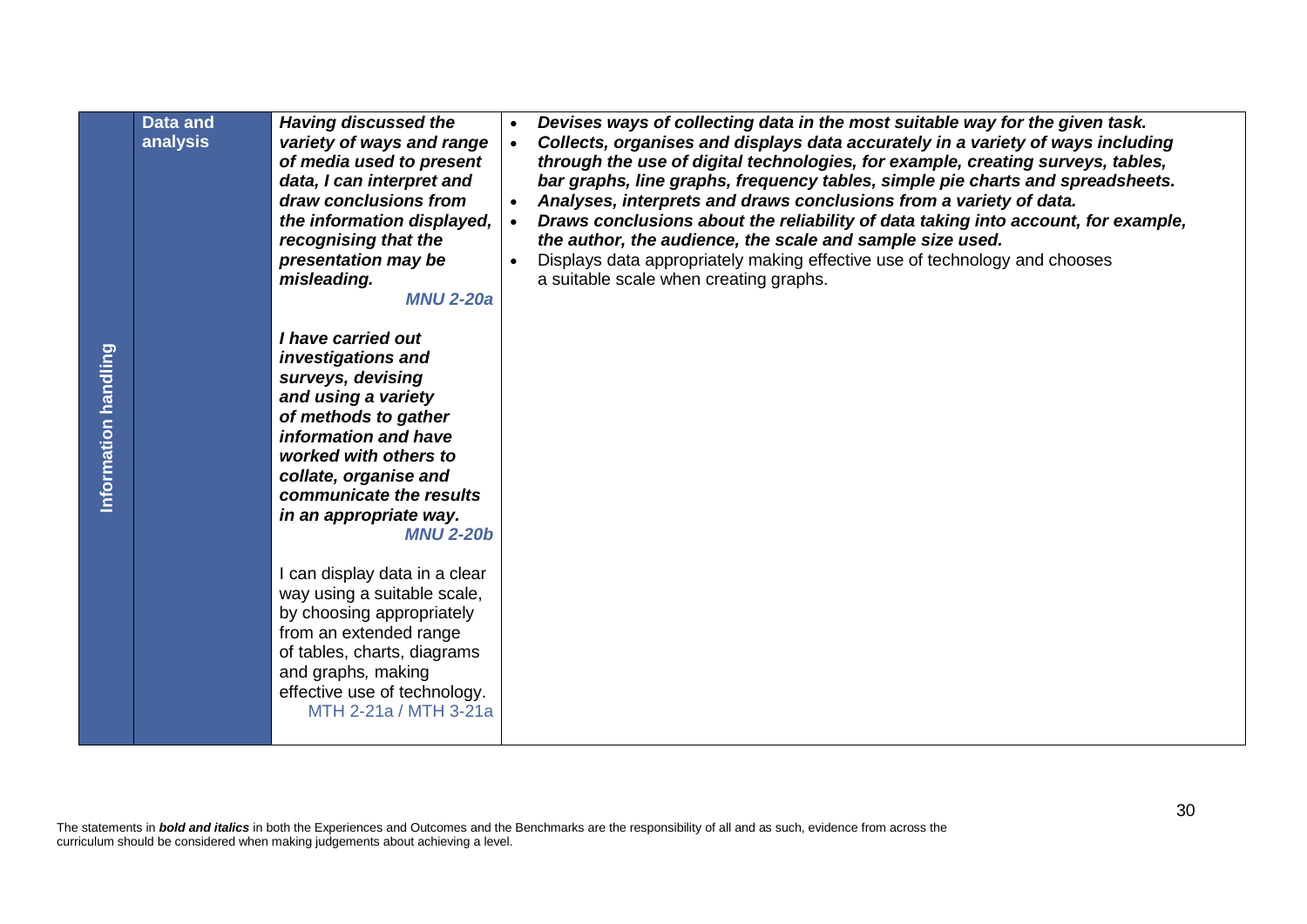| Information handling | Data and analysis | ***Having discussed the variety of ways and range of media used to present data, I can interpret and draw conclusions from the information displayed, recognising that the presentation may be misleading.*** ***MNU 2-20a***<br><br>***I have carried out investigations and surveys, devising and using a variety of methods to gather information and have worked with others to collate, organise and communicate the results in an appropriate way.*** ***MNU 2-20b***<br><br>I can display data in a clear way using a suitable scale, by choosing appropriately from an extended range of tables, charts, diagrams and graphs, making effective use of technology. MTH 2-21a / MTH 3-21a | • ***Devises ways of collecting data in the most suitable way for the given task.***<br>• ***Collects, organises and displays data accurately in a variety of ways including through the use of digital technologies, for example, creating surveys, tables, bar graphs, line graphs, frequency tables, simple pie charts and spreadsheets.***<br>• ***Analyses, interprets and draws conclusions from a variety of data.***<br>• ***Draws conclusions about the reliability of data taking into account, for example, the author, the audience, the scale and sample size used.***<br>• Displays data appropriately making effective use of technology and chooses a suitable scale when creating graphs. |
|---|---|---|---|

The statements in ***bold and italics*** in both the Experiences and Outcomes and the Benchmarks are the responsibility of all and as such, evidence from across the curriculum should be considered when making judgements about achieving a level.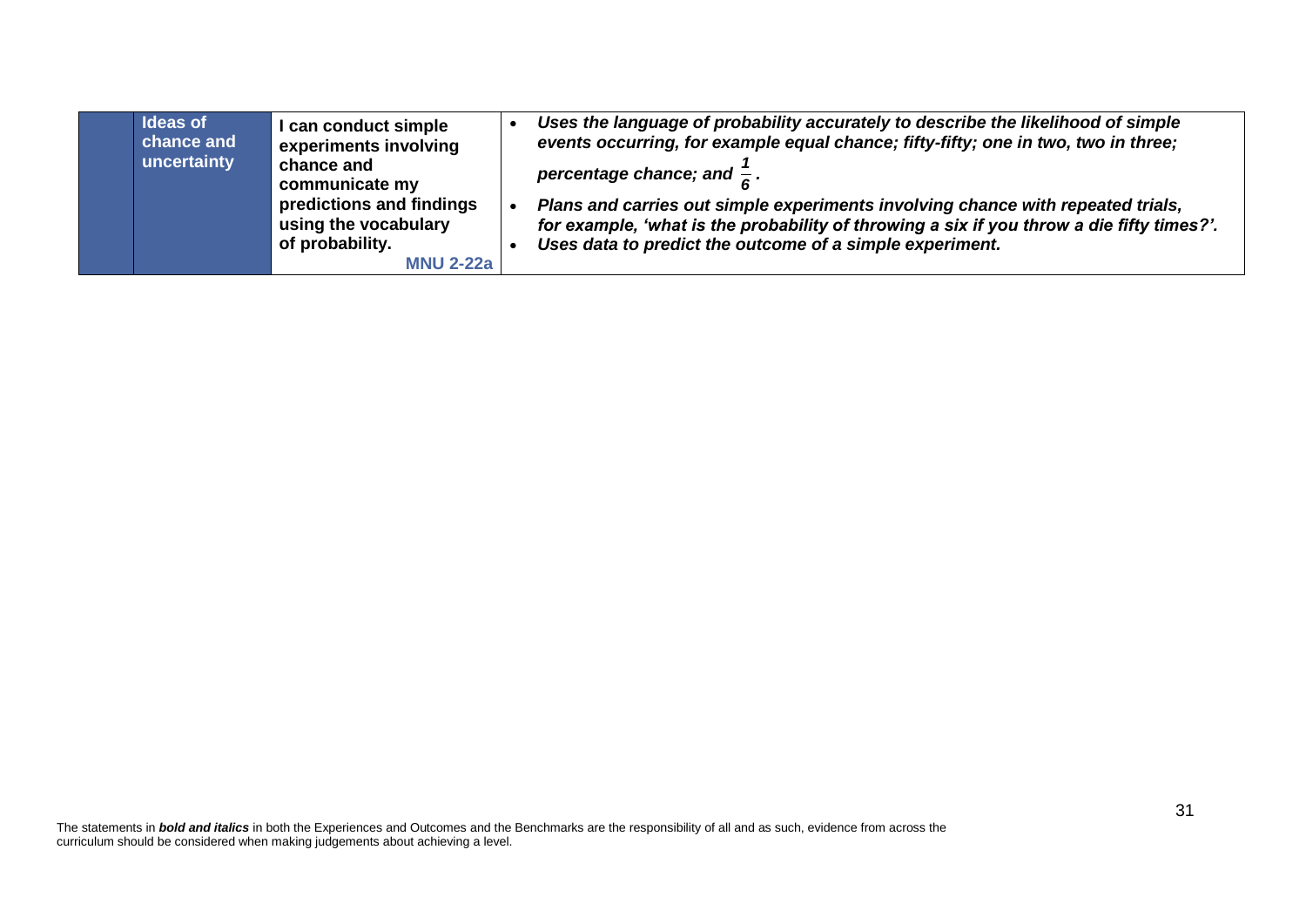|  | Ideas of chance and uncertainty | **I can conduct simple experiments involving chance and communicate my predictions and findings using the vocabulary of probability.** MNU 2-22a | • ***Uses the language of probability accurately to describe the likelihood of simple events occurring, for example equal chance; fifty-fifty; one in two, two in three; percentage chance; and $\frac{1}{6}$.*** <br> • ***Plans and carries out simple experiments involving chance with repeated trials, for example, 'what is the probability of throwing a six if you throw a die fifty times?'.*** <br> • ***Uses data to predict the outcome of a simple experiment.*** |
|---|---|---|---|

The statements in ***bold and italics*** in both the Experiences and Outcomes and the Benchmarks are the responsibility of all and as such, evidence from across the curriculum should be considered when making judgements about achieving a level.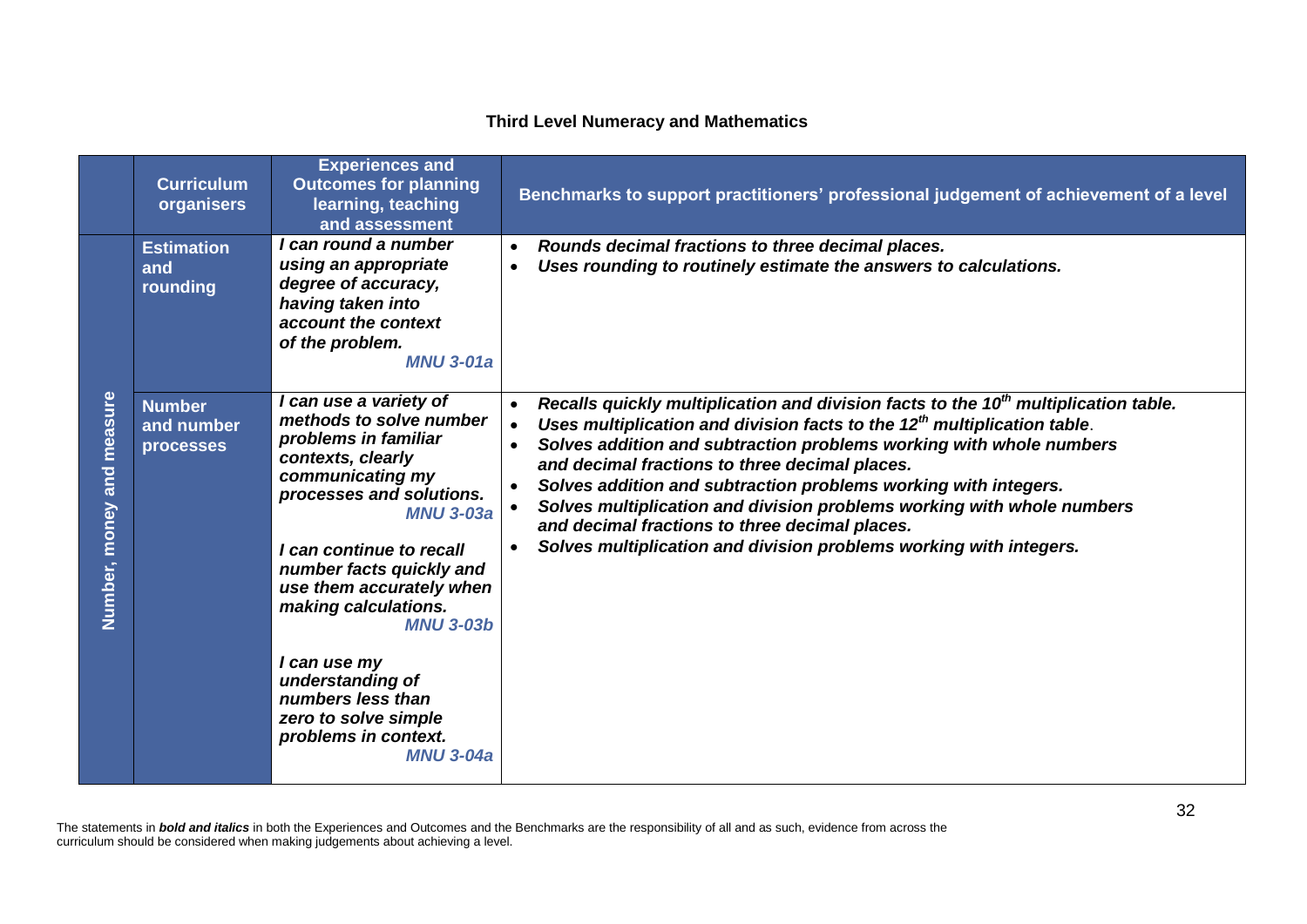**Third Level Numeracy and Mathematics**

| | Curriculum organisers | Experiences and Outcomes for planning learning, teaching and assessment | Benchmarks to support practitioners' professional judgement of achievement of a level |
|---|---|---|---|
| Number, money and measure | Estimation and rounding | ***I can round a number using an appropriate degree of accuracy, having taken into account the context of the problem.*** ***MNU 3-01a*** | • ***Rounds decimal fractions to three decimal places.*** <br> • ***Uses rounding to routinely estimate the answers to calculations.*** |
| | Number and number processes | ***I can use a variety of methods to solve number problems in familiar contexts, clearly communicating my processes and solutions.*** ***MNU 3-03a*** <br><br> ***I can continue to recall number facts quickly and use them accurately when making calculations.*** ***MNU 3-03b*** <br><br> ***I can use my understanding of numbers less than zero to solve simple problems in context.*** ***MNU 3-04a*** | • ***Recalls quickly multiplication and division facts to the 10th multiplication table.*** <br> • ***Uses multiplication and division facts to the 12th multiplication table.*** <br> • ***Solves addition and subtraction problems working with whole numbers and decimal fractions to three decimal places.*** <br> • ***Solves addition and subtraction problems working with integers.*** <br> • ***Solves multiplication and division problems working with whole numbers and decimal fractions to three decimal places.*** <br> • ***Solves multiplication and division problems working with integers.*** |

The statements in ***bold and italics*** in both the Experiences and Outcomes and the Benchmarks are the responsibility of all and as such, evidence from across the curriculum should be considered when making judgements about achieving a level.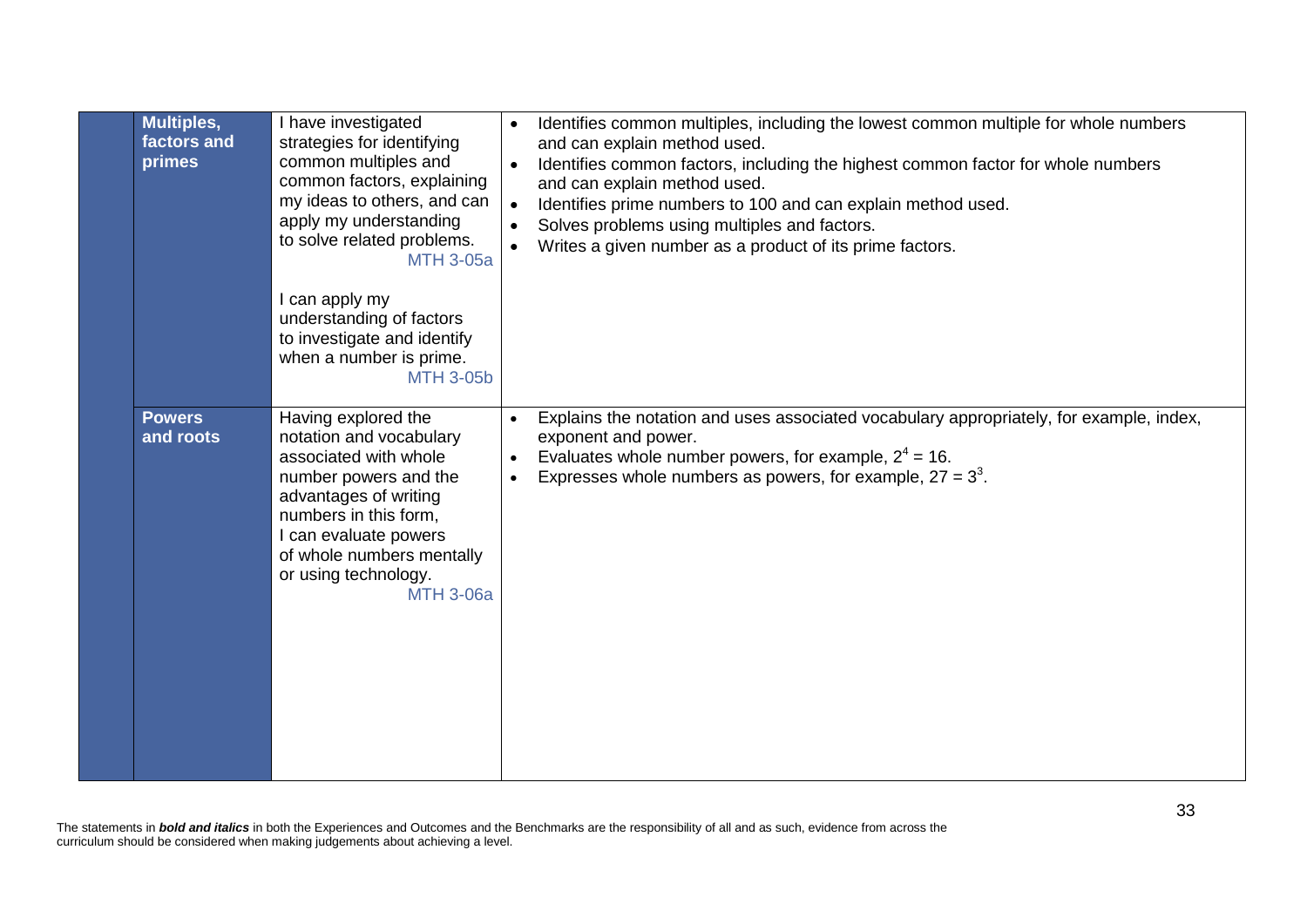| | Organiser | Experiences and Outcomes | Benchmarks |
|---|---|---|---|
| | **Multiples, factors and primes** | I have investigated strategies for identifying common multiples and common factors, explaining my ideas to others, and can apply my understanding to solve related problems. MTH 3-05a<br><br>I can apply my understanding of factors to investigate and identify when a number is prime. MTH 3-05b | • Identifies common multiples, including the lowest common multiple for whole numbers and can explain method used.<br>• Identifies common factors, including the highest common factor for whole numbers and can explain method used.<br>• Identifies prime numbers to 100 and can explain method used.<br>• Solves problems using multiples and factors.<br>• Writes a given number as a product of its prime factors. |
| | **Powers and roots** | Having explored the notation and vocabulary associated with whole number powers and the advantages of writing numbers in this form, I can evaluate powers of whole numbers mentally or using technology. MTH 3-06a | • Explains the notation and uses associated vocabulary appropriately, for example, index, exponent and power.<br>• Evaluates whole number powers, for example, $2^4 = 16$.<br>• Expresses whole numbers as powers, for example, $27 = 3^3$. |

The statements in ***bold and italics*** in both the Experiences and Outcomes and the Benchmarks are the responsibility of all and as such, evidence from across the curriculum should be considered when making judgements about achieving a level.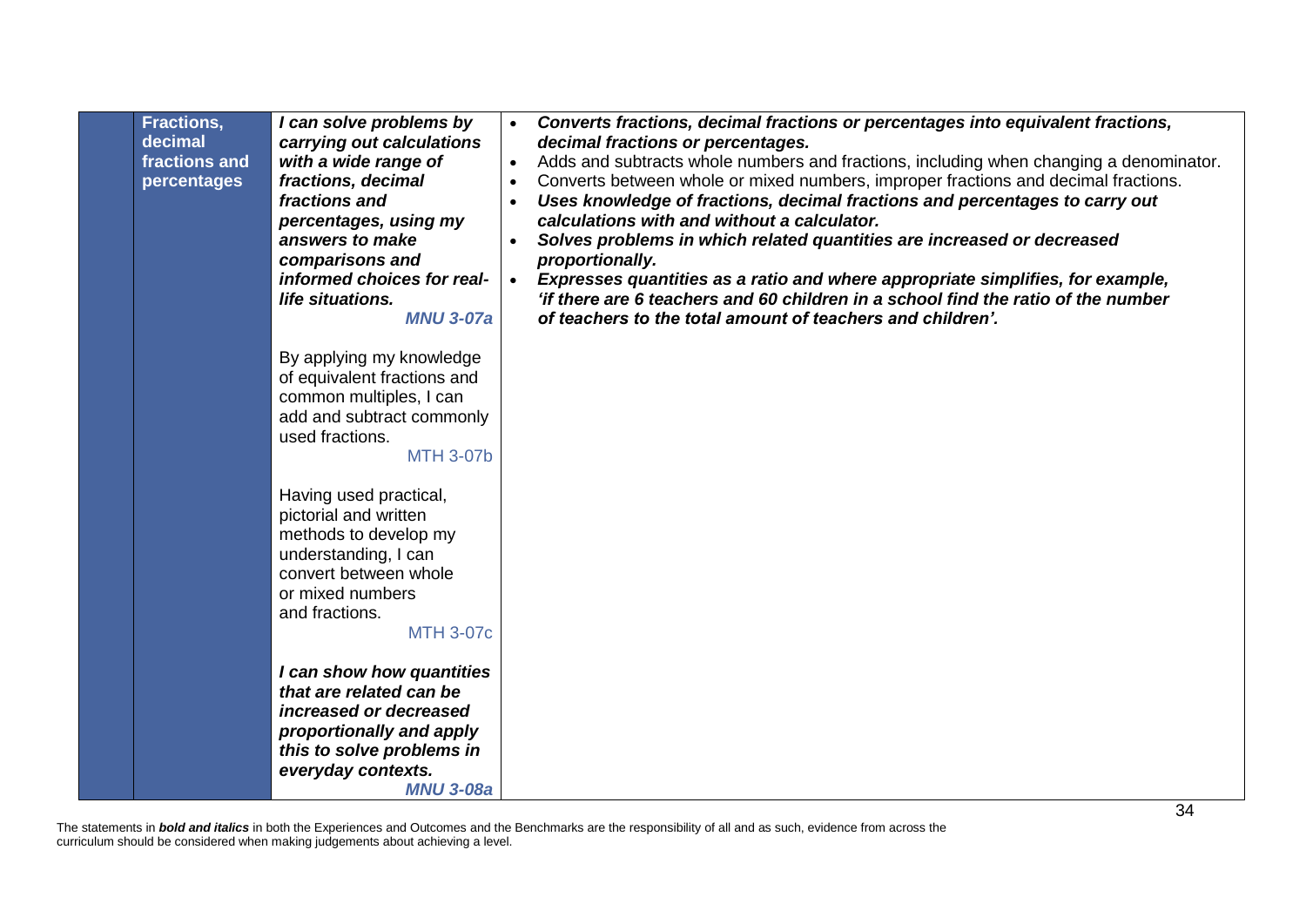| | | | |
|---|---|---|---|
| | **Fractions, decimal fractions and percentages** | ***I can solve problems by carrying out calculations with a wide range of fractions, decimal fractions and percentages, using my answers to make comparisons and informed choices for real-life situations.*** ***MNU 3-07a***<br><br>By applying my knowledge of equivalent fractions and common multiples, I can add and subtract commonly used fractions. MTH 3-07b<br><br>Having used practical, pictorial and written methods to develop my understanding, I can convert between whole or mixed numbers and fractions. MTH 3-07c<br><br>***I can show how quantities that are related can be increased or decreased proportionally and apply this to solve problems in everyday contexts.*** ***MNU 3-08a*** | • ***Converts fractions, decimal fractions or percentages into equivalent fractions, decimal fractions or percentages.***<br>• Adds and subtracts whole numbers and fractions, including when changing a denominator.<br>• Converts between whole or mixed numbers, improper fractions and decimal fractions.<br>• ***Uses knowledge of fractions, decimal fractions and percentages to carry out calculations with and without a calculator.***<br>• ***Solves problems in which related quantities are increased or decreased proportionally.***<br>• ***Expresses quantities as a ratio and where appropriate simplifies, for example, 'if there are 6 teachers and 60 children in a school find the ratio of the number of teachers to the total amount of teachers and children'.*** |

The statements in ***bold and italics*** in both the Experiences and Outcomes and the Benchmarks are the responsibility of all and as such, evidence from across the curriculum should be considered when making judgements about achieving a level.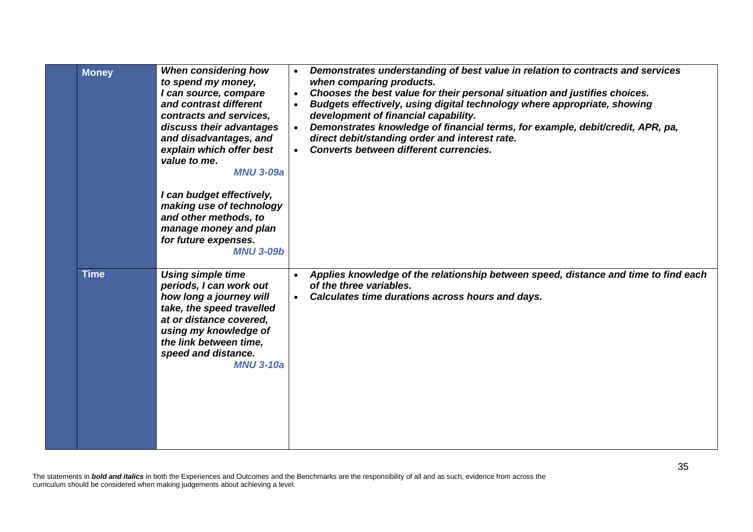| | | | |
|---|---|---|---|
| | **Money** | ***When considering how to spend my money, I can source, compare and contrast different contracts and services, discuss their advantages and disadvantages, and explain which offer best value to me.*** ***MNU 3-09a*** <br><br> ***I can budget effectively, making use of technology and other methods, to manage money and plan for future expenses.*** ***MNU 3-09b*** | • ***Demonstrates understanding of best value in relation to contracts and services when comparing products.*** <br> • ***Chooses the best value for their personal situation and justifies choices.*** <br> • ***Budgets effectively, using digital technology where appropriate, showing development of financial capability.*** <br> • ***Demonstrates knowledge of financial terms, for example, debit/credit, APR, pa, direct debit/standing order and interest rate.*** <br> • ***Converts between different currencies.*** |
| | **Time** | ***Using simple time periods, I can work out how long a journey will take, the speed travelled at or distance covered, using my knowledge of the link between time, speed and distance.*** ***MNU 3-10a*** | • ***Applies knowledge of the relationship between speed, distance and time to find each of the three variables.*** <br> • ***Calculates time durations across hours and days.*** |

The statements in ***bold and italics*** in both the Experiences and Outcomes and the Benchmarks are the responsibility of all and as such, evidence from across the curriculum should be considered when making judgements about achieving a level.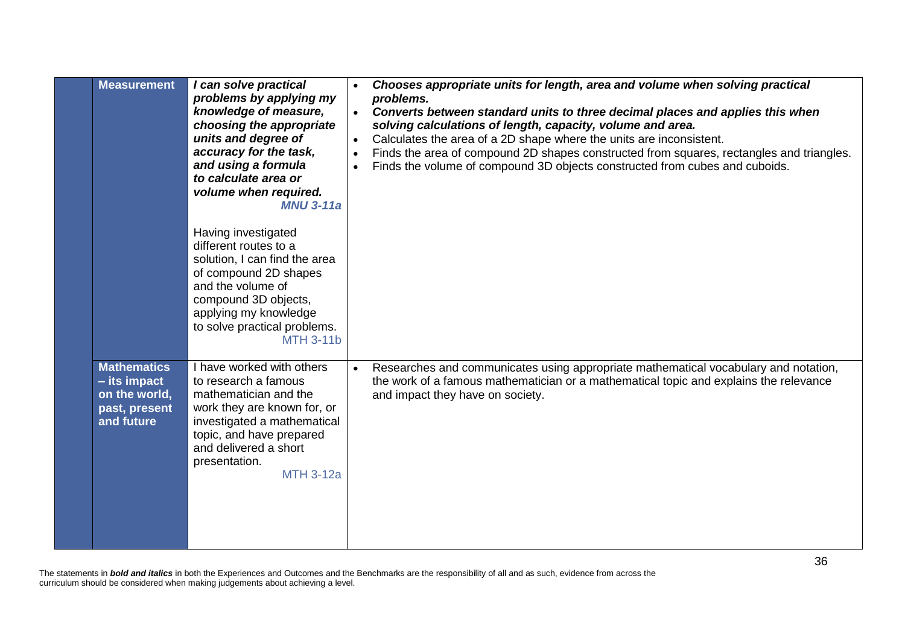| | | | |
|---|---|---|---|
| | **Measurement** | ***I can solve practical problems by applying my knowledge of measure, choosing the appropriate units and degree of accuracy for the task, and using a formula to calculate area or volume when required.*** ***MNU 3-11a***<br><br>Having investigated different routes to a solution, I can find the area of compound 2D shapes and the volume of compound 3D objects, applying my knowledge to solve practical problems. MTH 3-11b | • ***Chooses appropriate units for length, area and volume when solving practical problems.***<br>• ***Converts between standard units to three decimal places and applies this when solving calculations of length, capacity, volume and area.***<br>• Calculates the area of a 2D shape where the units are inconsistent.<br>• Finds the area of compound 2D shapes constructed from squares, rectangles and triangles.<br>• Finds the volume of compound 3D objects constructed from cubes and cuboids. |
| | **Mathematics – its impact on the world, past, present and future** | I have worked with others to research a famous mathematician and the work they are known for, or investigated a mathematical topic, and have prepared and delivered a short presentation. MTH 3-12a | • Researches and communicates using appropriate mathematical vocabulary and notation, the work of a famous mathematician or a mathematical topic and explains the relevance and impact they have on society. |

The statements in ***bold and italics*** in both the Experiences and Outcomes and the Benchmarks are the responsibility of all and as such, evidence from across the curriculum should be considered when making judgements about achieving a level.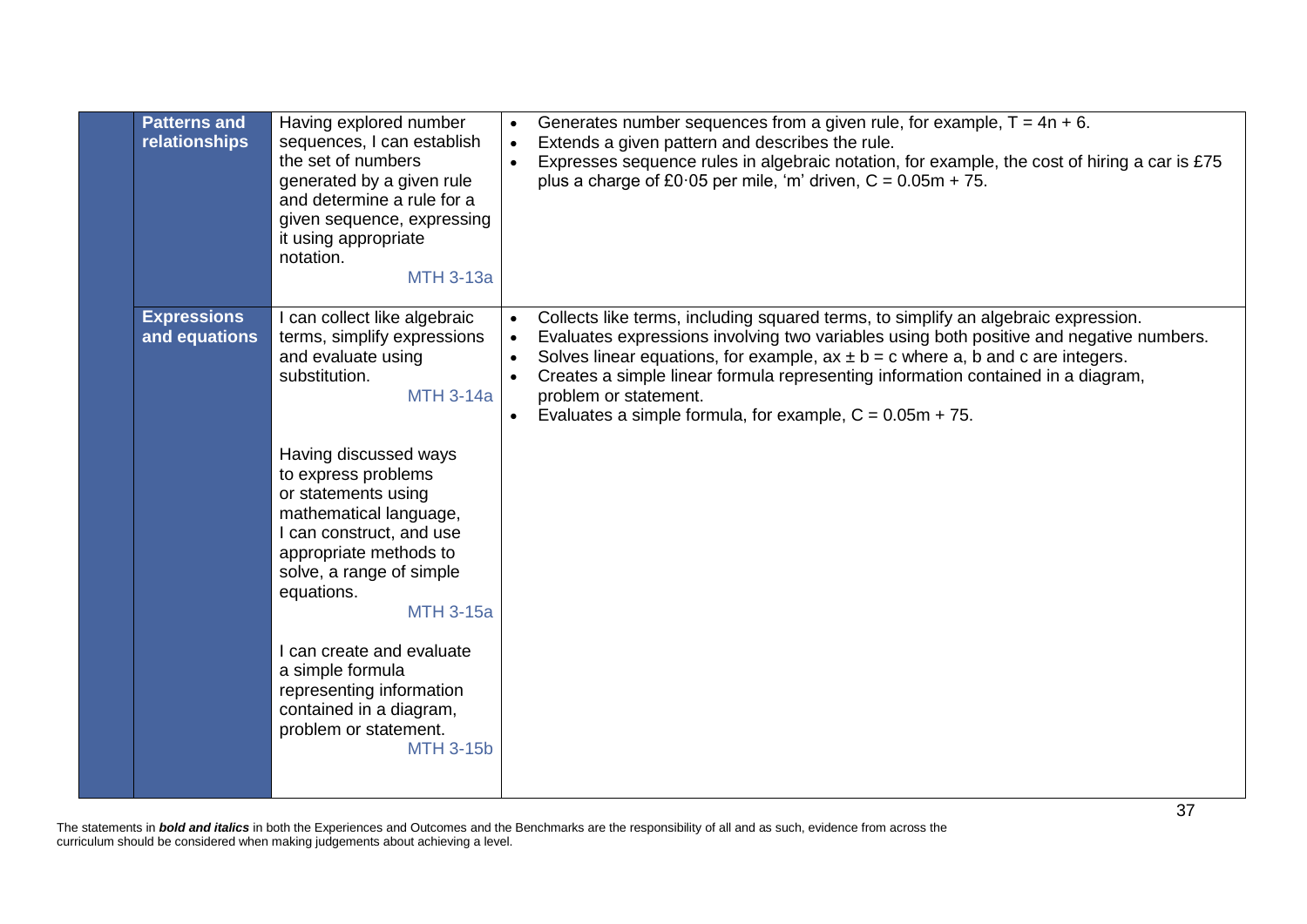| | | | |
|---|---|---|---|
| | **Patterns and relationships** | Having explored number sequences, I can establish the set of numbers generated by a given rule and determine a rule for a given sequence, expressing it using appropriate notation. MTH 3-13a | • Generates number sequences from a given rule, for example, $T = 4n + 6$. <br>• Extends a given pattern and describes the rule. <br>• Expresses sequence rules in algebraic notation, for example, the cost of hiring a car is £75 plus a charge of £0·05 per mile, 'm' driven, $C = 0.05m + 75$. |
| | **Expressions and equations** | I can collect like algebraic terms, simplify expressions and evaluate using substitution. MTH 3-14a <br><br>Having discussed ways to express problems or statements using mathematical language, I can construct, and use appropriate methods to solve, a range of simple equations. MTH 3-15a <br><br>I can create and evaluate a simple formula representing information contained in a diagram, problem or statement. MTH 3-15b | • Collects like terms, including squared terms, to simplify an algebraic expression. <br>• Evaluates expressions involving two variables using both positive and negative numbers. <br>• Solves linear equations, for example, $ax \pm b = c$ where a, b and c are integers. <br>• Creates a simple linear formula representing information contained in a diagram, problem or statement. <br>• Evaluates a simple formula, for example, $C = 0.05m + 75$. |

The statements in ***bold and italics*** in both the Experiences and Outcomes and the Benchmarks are the responsibility of all and as such, evidence from across the curriculum should be considered when making judgements about achieving a level.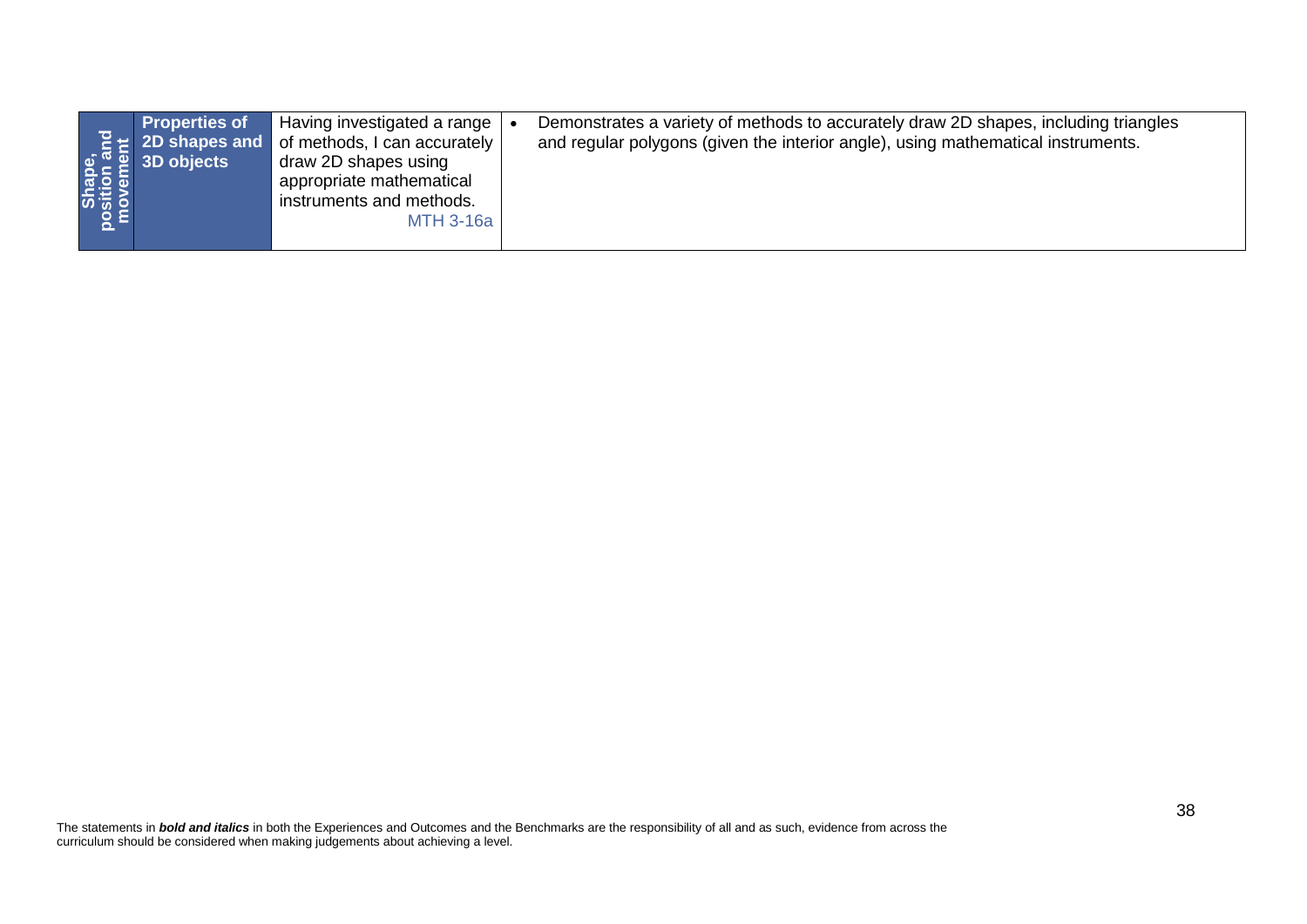| Shape, position and movement | Properties of 2D shapes and 3D objects | Having investigated a range of methods, I can accurately draw 2D shapes using appropriate mathematical instruments and methods. MTH 3-16a | • Demonstrates a variety of methods to accurately draw 2D shapes, including triangles and regular polygons (given the interior angle), using mathematical instruments. |
|---|---|---|---|

The statements in ***bold and italics*** in both the Experiences and Outcomes and the Benchmarks are the responsibility of all and as such, evidence from across the curriculum should be considered when making judgements about achieving a level.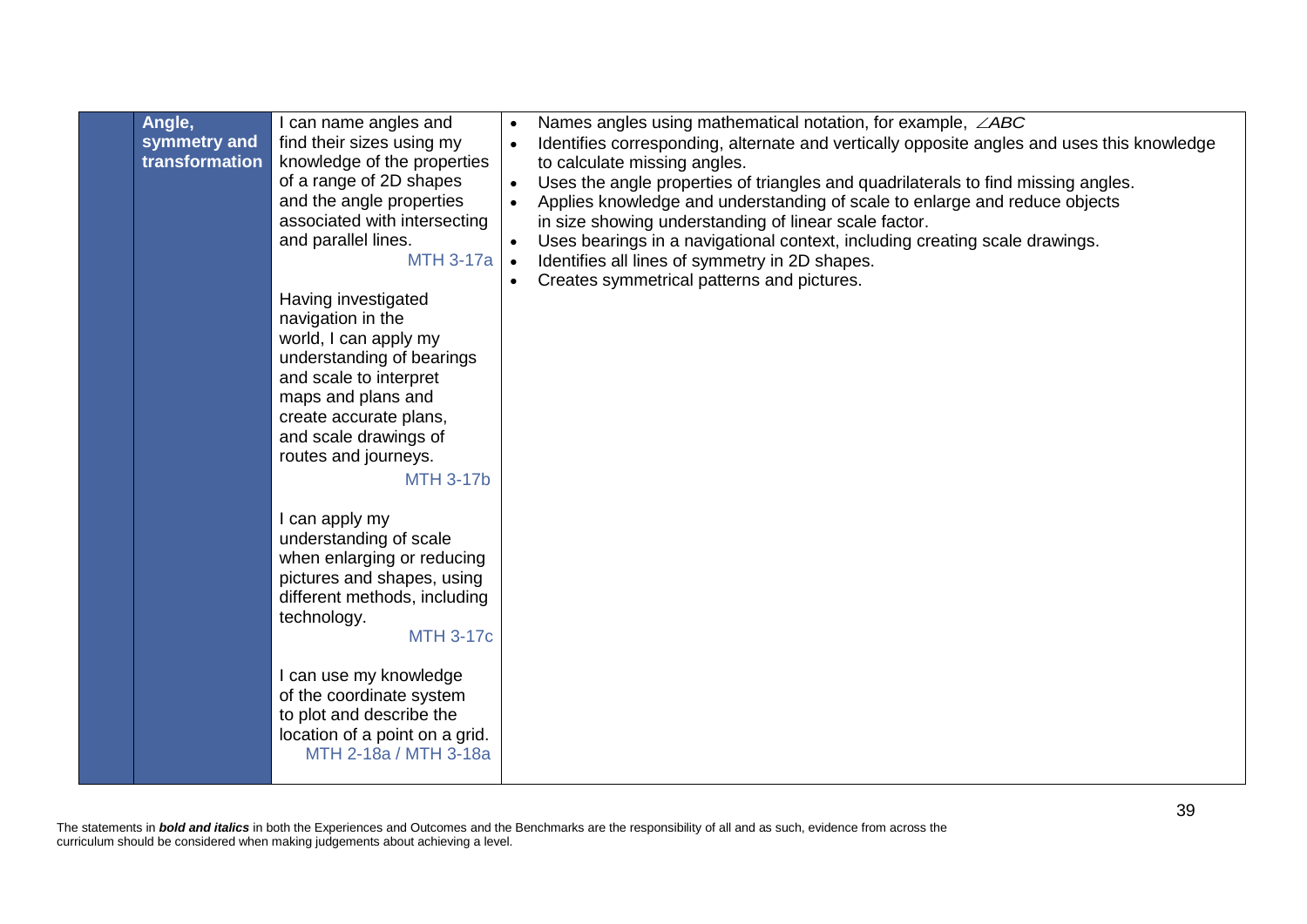|  | **Angle, symmetry and transformation** | I can name angles and find their sizes using my knowledge of the properties of a range of 2D shapes and the angle properties associated with intersecting and parallel lines. MTH 3-17a<br><br>Having investigated navigation in the world, I can apply my understanding of bearings and scale to interpret maps and plans and create accurate plans, and scale drawings of routes and journeys. MTH 3-17b<br><br>I can apply my understanding of scale when enlarging or reducing pictures and shapes, using different methods, including technology. MTH 3-17c<br><br>I can use my knowledge of the coordinate system to plot and describe the location of a point on a grid. MTH 2-18a / MTH 3-18a | • Names angles using mathematical notation, for example, $\angle ABC$<br>• Identifies corresponding, alternate and vertically opposite angles and uses this knowledge to calculate missing angles.<br>• Uses the angle properties of triangles and quadrilaterals to find missing angles.<br>• Applies knowledge and understanding of scale to enlarge and reduce objects in size showing understanding of linear scale factor.<br>• Uses bearings in a navigational context, including creating scale drawings.<br>• Identifies all lines of symmetry in 2D shapes.<br>• Creates symmetrical patterns and pictures. |
|---|---|---|---|

The statements in ***bold and italics*** in both the Experiences and Outcomes and the Benchmarks are the responsibility of all and as such, evidence from across the curriculum should be considered when making judgements about achieving a level.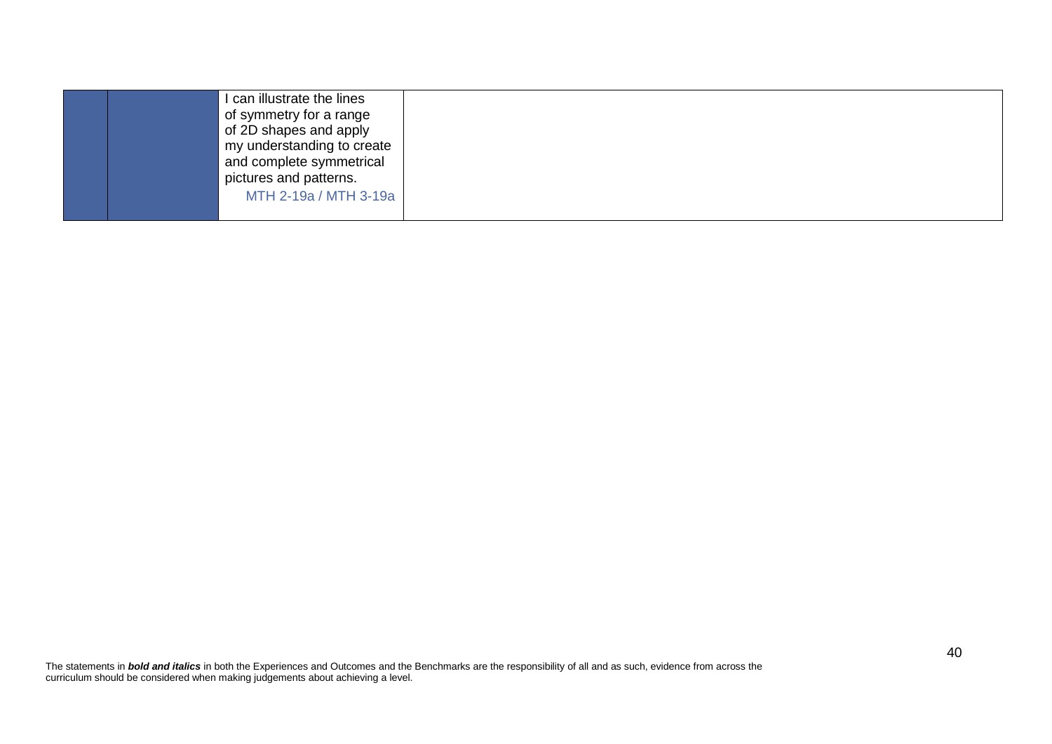| | | | |
|---|---|---|---|
| | | I can illustrate the lines of symmetry for a range of 2D shapes and apply my understanding to create and complete symmetrical pictures and patterns. MTH 2-19a / MTH 3-19a | |

The statements in ***bold and italics*** in both the Experiences and Outcomes and the Benchmarks are the responsibility of all and as such, evidence from across the curriculum should be considered when making judgements about achieving a level.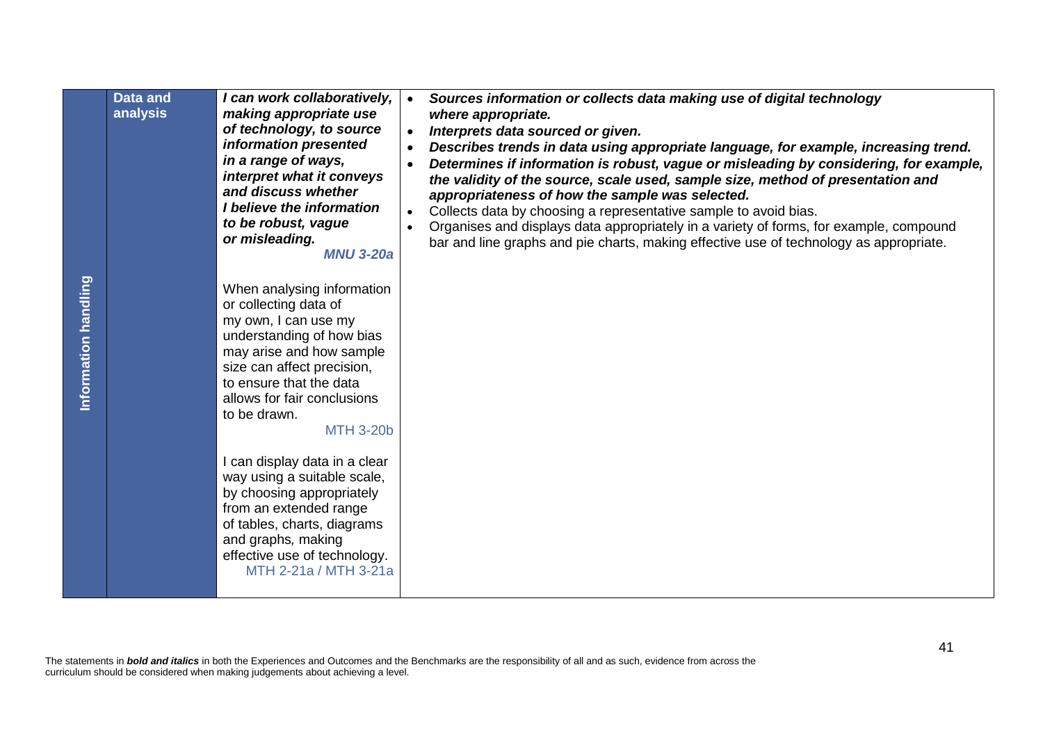| Curriculum organiser | | Experiences and Outcomes for planning learning, teaching and assessment | Benchmarks to support practitioners' professional judgement |
|---|---|---|---|
| Information handling | Data and analysis | ***I can work collaboratively, making appropriate use of technology, to source information presented in a range of ways, interpret what it conveys and discuss whether I believe the information to be robust, vague or misleading.*** ***MNU 3-20a***<br><br>When analysing information or collecting data of my own, I can use my understanding of how bias may arise and how sample size can affect precision, to ensure that the data allows for fair conclusions to be drawn. MTH 3-20b<br><br>I can display data in a clear way using a suitable scale, by choosing appropriately from an extended range of tables, charts, diagrams and graphs, making effective use of technology. MTH 2-21a / MTH 3-21a | • ***Sources information or collects data making use of digital technology where appropriate.***<br>• ***Interprets data sourced or given.***<br>• ***Describes trends in data using appropriate language, for example, increasing trend.***<br>• ***Determines if information is robust, vague or misleading by considering, for example, the validity of the source, scale used, sample size, method of presentation and appropriateness of how the sample was selected.***<br>• Collects data by choosing a representative sample to avoid bias.<br>• Organises and displays data appropriately in a variety of forms, for example, compound bar and line graphs and pie charts, making effective use of technology as appropriate. |

The statements in ***bold and italics*** in both the Experiences and Outcomes and the Benchmarks are the responsibility of all and as such, evidence from across the curriculum should be considered when making judgements about achieving a level.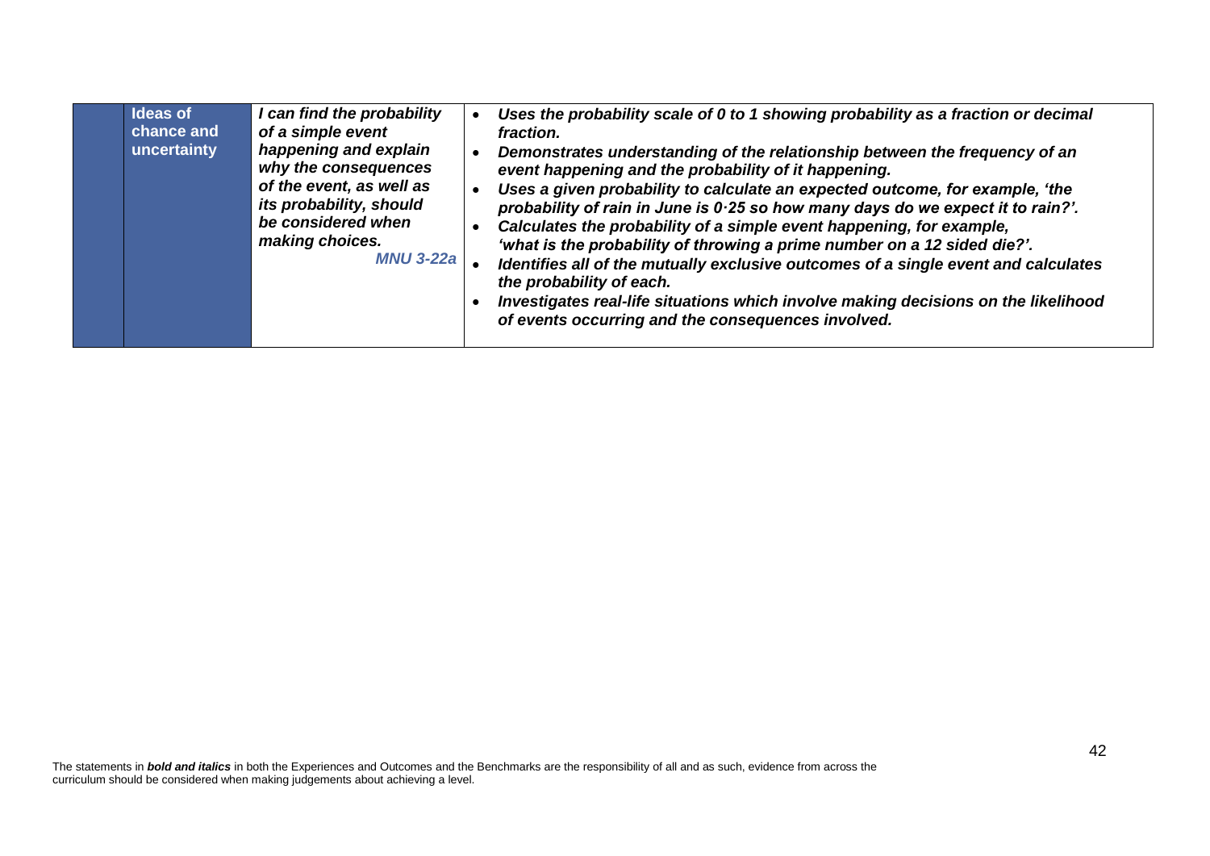| | | | |
|---|---|---|---|
| | **Ideas of chance and uncertainty** | ***I can find the probability of a simple event happening and explain why the consequences of the event, as well as its probability, should be considered when making choices.*** ***MNU 3-22a*** | • ***Uses the probability scale of 0 to 1 showing probability as a fraction or decimal fraction.*** <br> • ***Demonstrates understanding of the relationship between the frequency of an event happening and the probability of it happening.*** <br> • ***Uses a given probability to calculate an expected outcome, for example, 'the probability of rain in June is 0·25 so how many days do we expect it to rain?'.*** <br> • ***Calculates the probability of a simple event happening, for example, 'what is the probability of throwing a prime number on a 12 sided die?'.*** <br> • ***Identifies all of the mutually exclusive outcomes of a single event and calculates the probability of each.*** <br> • ***Investigates real-life situations which involve making decisions on the likelihood of events occurring and the consequences involved.*** |

The statements in ***bold and italics*** in both the Experiences and Outcomes and the Benchmarks are the responsibility of all and as such, evidence from across the curriculum should be considered when making judgements about achieving a level.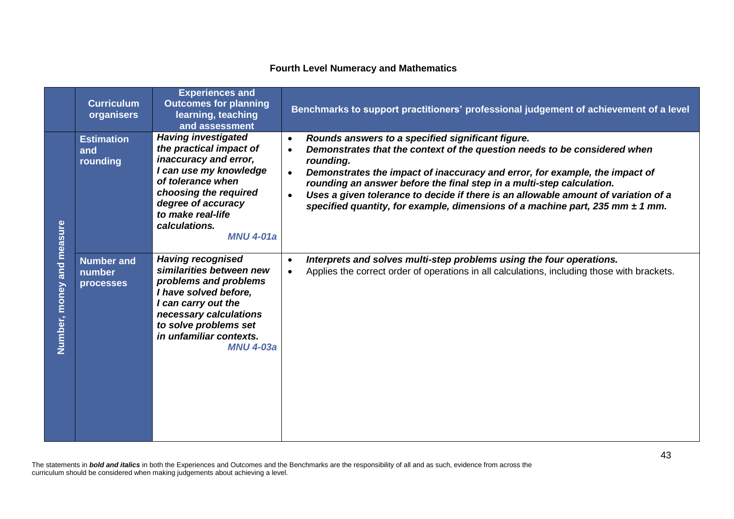## Fourth Level Numeracy and Mathematics

| | Curriculum organisers | Experiences and Outcomes for planning learning, teaching and assessment | Benchmarks to support practitioners' professional judgement of achievement of a level |
|---|---|---|---|
| Number, money and measure | Estimation and rounding | ***Having investigated the practical impact of inaccuracy and error, I can use my knowledge of tolerance when choosing the required degree of accuracy to make real-life calculations.*** ***MNU 4-01a*** | • ***Rounds answers to a specified significant figure.*** <br> • ***Demonstrates that the context of the question needs to be considered when rounding.*** <br> • ***Demonstrates the impact of inaccuracy and error, for example, the impact of rounding an answer before the final step in a multi-step calculation.*** <br> • ***Uses a given tolerance to decide if there is an allowable amount of variation of a specified quantity, for example, dimensions of a machine part, 235 mm ± 1 mm.*** |
| | Number and number processes | ***Having recognised similarities between new problems and problems I have solved before, I can carry out the necessary calculations to solve problems set in unfamiliar contexts.*** ***MNU 4-03a*** | • ***Interprets and solves multi-step problems using the four operations.*** <br> • Applies the correct order of operations in all calculations, including those with brackets. |

The statements in ***bold and italics*** in both the Experiences and Outcomes and the Benchmarks are the responsibility of all and as such, evidence from across the curriculum should be considered when making judgements about achieving a level.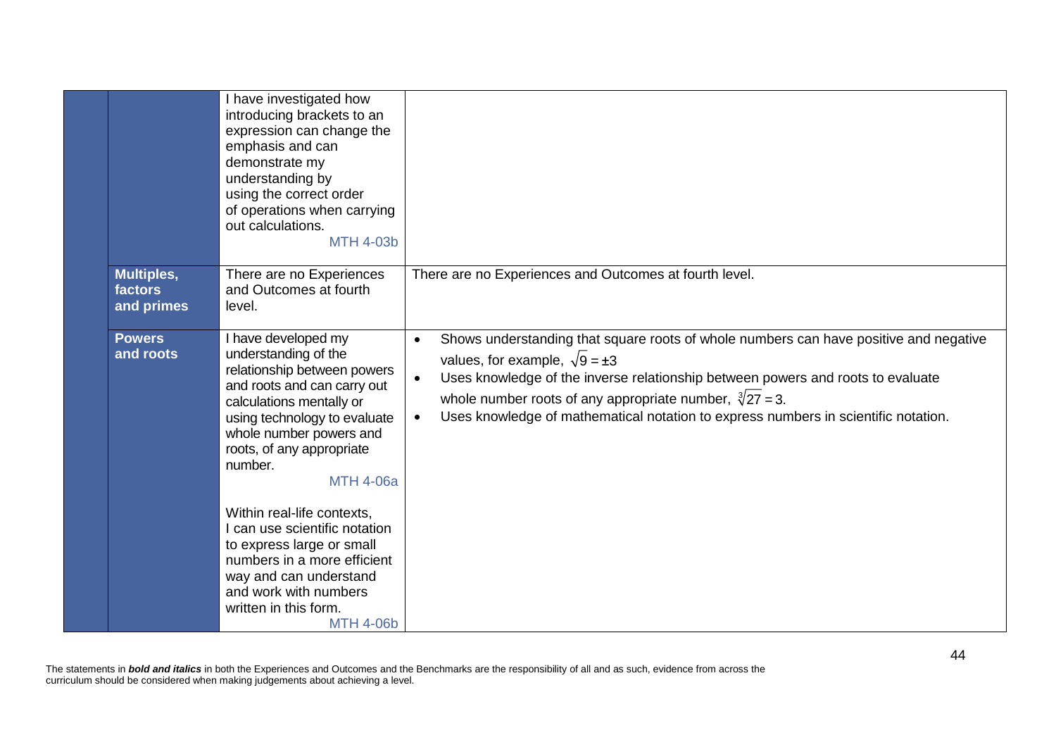| | | | |
|---|---|---|---|
| | | I have investigated how introducing brackets to an expression can change the emphasis and can demonstrate my understanding by using the correct order of operations when carrying out calculations. MTH 4-03b | |
| | **Multiples, factors and primes** | There are no Experiences and Outcomes at fourth level. | There are no Experiences and Outcomes at fourth level. |
| | **Powers and roots** | I have developed my understanding of the relationship between powers and roots and can carry out calculations mentally or using technology to evaluate whole number powers and roots, of any appropriate number. MTH 4-06a<br><br>Within real-life contexts, I can use scientific notation to express large or small numbers in a more efficient way and can understand and work with numbers written in this form. MTH 4-06b | • Shows understanding that square roots of whole numbers can have positive and negative values, for example, $\sqrt{9} = \pm 3$<br>• Uses knowledge of the inverse relationship between powers and roots to evaluate whole number roots of any appropriate number, $\sqrt[3]{27} = 3$.<br>• Uses knowledge of mathematical notation to express numbers in scientific notation. |

The statements in ***bold and italics*** in both the Experiences and Outcomes and the Benchmarks are the responsibility of all and as such, evidence from across the curriculum should be considered when making judgements about achieving a level.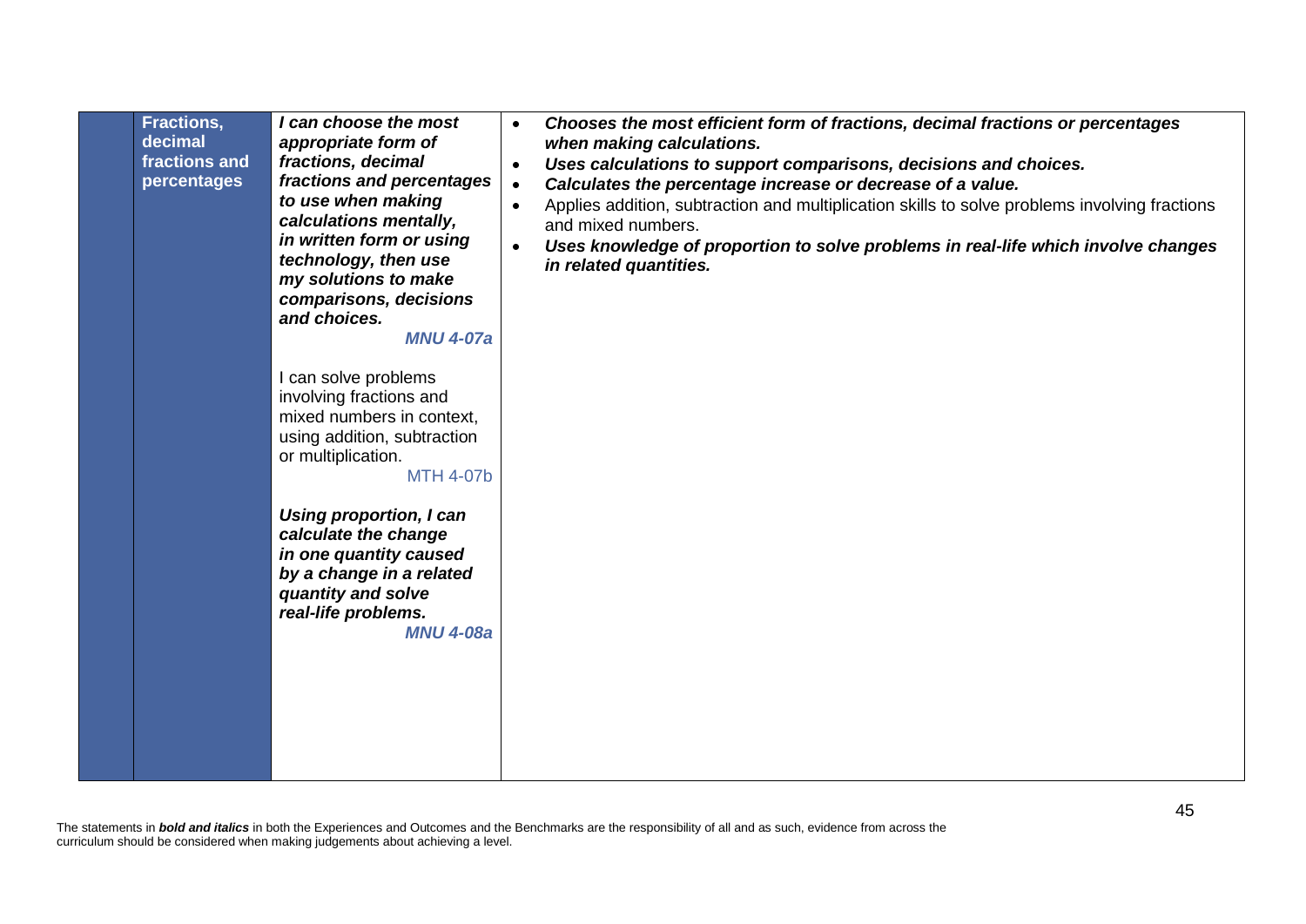| | | | |
|---|---|---|---|
| | **Fractions, decimal fractions and percentages** | ***I can choose the most appropriate form of fractions, decimal fractions and percentages to use when making calculations mentally, in written form or using technology, then use my solutions to make comparisons, decisions and choices.*** ***MNU 4-07a***<br><br>I can solve problems involving fractions and mixed numbers in context, using addition, subtraction or multiplication. MTH 4-07b<br><br>***Using proportion, I can calculate the change in one quantity caused by a change in a related quantity and solve real-life problems.*** ***MNU 4-08a*** | • ***Chooses the most efficient form of fractions, decimal fractions or percentages when making calculations.***<br>• ***Uses calculations to support comparisons, decisions and choices.***<br>• ***Calculates the percentage increase or decrease of a value.***<br>• Applies addition, subtraction and multiplication skills to solve problems involving fractions and mixed numbers.<br>• ***Uses knowledge of proportion to solve problems in real-life which involve changes in related quantities.*** |

The statements in ***bold and italics*** in both the Experiences and Outcomes and the Benchmarks are the responsibility of all and as such, evidence from across the curriculum should be considered when making judgements about achieving a level.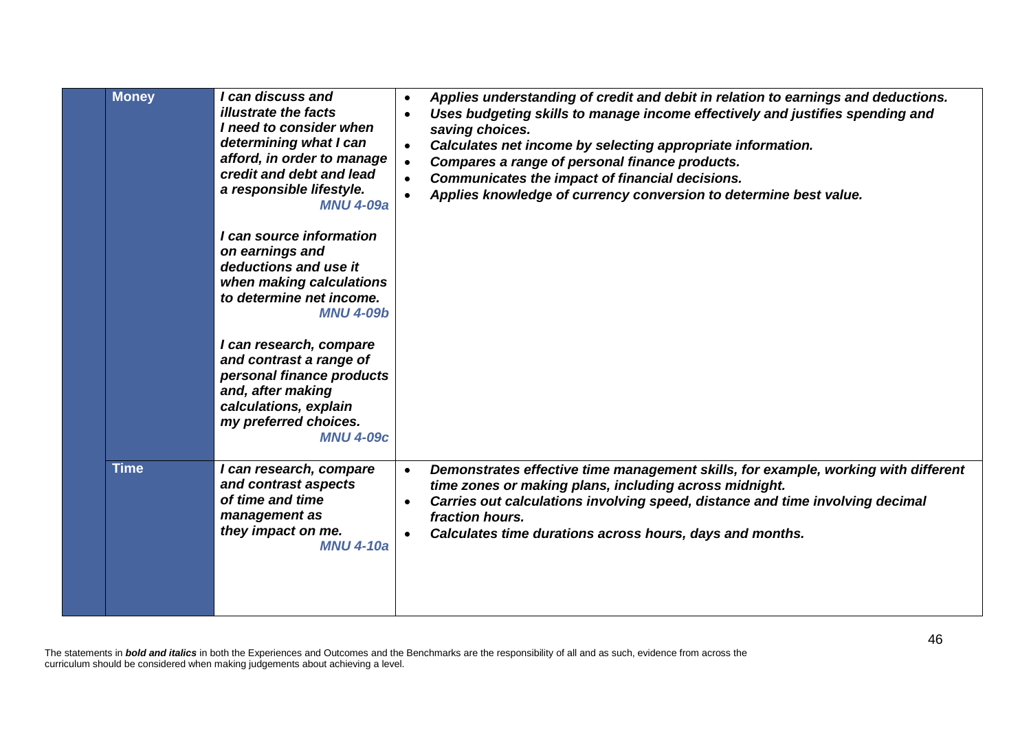| | | | |
|---|---|---|---|
| | **Money** | ***I can discuss and illustrate the facts I need to consider when determining what I can afford, in order to manage credit and debt and lead a responsible lifestyle.*** ***MNU 4-09a*** <br><br> ***I can source information on earnings and deductions and use it when making calculations to determine net income.*** ***MNU 4-09b*** <br><br> ***I can research, compare and contrast a range of personal finance products and, after making calculations, explain my preferred choices.*** ***MNU 4-09c*** | • ***Applies understanding of credit and debit in relation to earnings and deductions.*** <br> • ***Uses budgeting skills to manage income effectively and justifies spending and saving choices.*** <br> • ***Calculates net income by selecting appropriate information.*** <br> • ***Compares a range of personal finance products.*** <br> • ***Communicates the impact of financial decisions.*** <br> • ***Applies knowledge of currency conversion to determine best value.*** |
| | **Time** | ***I can research, compare and contrast aspects of time and time management as they impact on me.*** ***MNU 4-10a*** | • ***Demonstrates effective time management skills, for example, working with different time zones or making plans, including across midnight.*** <br> • ***Carries out calculations involving speed, distance and time involving decimal fraction hours.*** <br> • ***Calculates time durations across hours, days and months.*** |

The statements in ***bold and italics*** in both the Experiences and Outcomes and the Benchmarks are the responsibility of all and as such, evidence from across the curriculum should be considered when making judgements about achieving a level.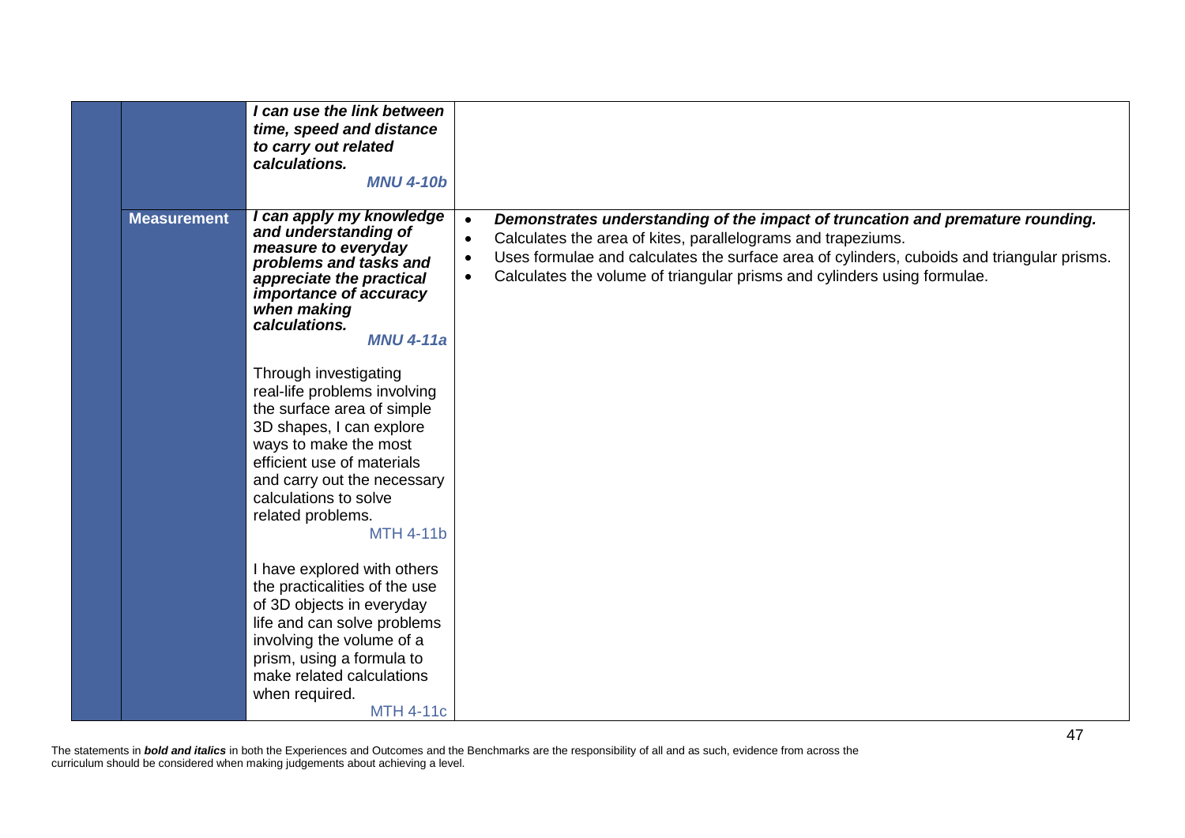| | | | |
|---|---|---|---|
| | | ***I can use the link between time, speed and distance to carry out related calculations.*** ***MNU 4-10b*** | |
| | **Measurement** | ***I can apply my knowledge and understanding of measure to everyday problems and tasks and appreciate the practical importance of accuracy when making calculations.*** ***MNU 4-11a*** <br><br> Through investigating real-life problems involving the surface area of simple 3D shapes, I can explore ways to make the most efficient use of materials and carry out the necessary calculations to solve related problems. MTH 4-11b <br><br> I have explored with others the practicalities of the use of 3D objects in everyday life and can solve problems involving the volume of a prism, using a formula to make related calculations when required. MTH 4-11c | • ***Demonstrates understanding of the impact of truncation and premature rounding.*** <br> • Calculates the area of kites, parallelograms and trapeziums. <br> • Uses formulae and calculates the surface area of cylinders, cuboids and triangular prisms. <br> • Calculates the volume of triangular prisms and cylinders using formulae. |

The statements in ***bold and italics*** in both the Experiences and Outcomes and the Benchmarks are the responsibility of all and as such, evidence from across the curriculum should be considered when making judgements about achieving a level.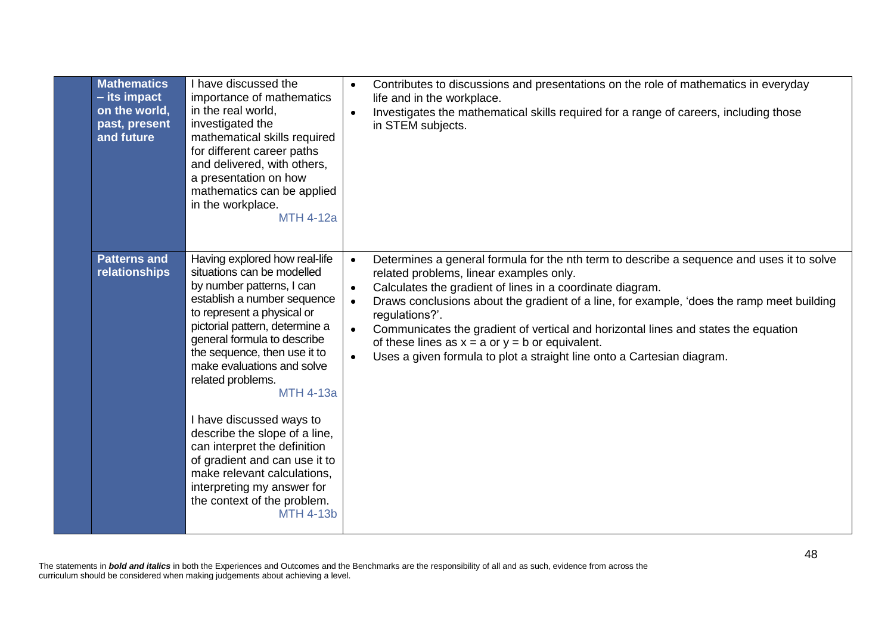|  | Organiser | Experiences and Outcomes | Benchmarks |
|---|---|---|---|
|  | **Mathematics – its impact on the world, past, present and future** | I have discussed the importance of mathematics in the real world, investigated the mathematical skills required for different career paths and delivered, with others, a presentation on how mathematics can be applied in the workplace. MTH 4-12a | • Contributes to discussions and presentations on the role of mathematics in everyday life and in the workplace.<br>• Investigates the mathematical skills required for a range of careers, including those in STEM subjects. |
|  | **Patterns and relationships** | Having explored how real-life situations can be modelled by number patterns, I can establish a number sequence to represent a physical or pictorial pattern, determine a general formula to describe the sequence, then use it to make evaluations and solve related problems. MTH 4-13a<br><br>I have discussed ways to describe the slope of a line, can interpret the definition of gradient and can use it to make relevant calculations, interpreting my answer for the context of the problem. MTH 4-13b | • Determines a general formula for the nth term to describe a sequence and uses it to solve related problems, linear examples only.<br>• Calculates the gradient of lines in a coordinate diagram.<br>• Draws conclusions about the gradient of a line, for example, 'does the ramp meet building regulations?'.<br>• Communicates the gradient of vertical and horizontal lines and states the equation of these lines as $x = a$ or $y = b$ or equivalent.<br>• Uses a given formula to plot a straight line onto a Cartesian diagram. |

The statements in ***bold and italics*** in both the Experiences and Outcomes and the Benchmarks are the responsibility of all and as such, evidence from across the curriculum should be considered when making judgements about achieving a level.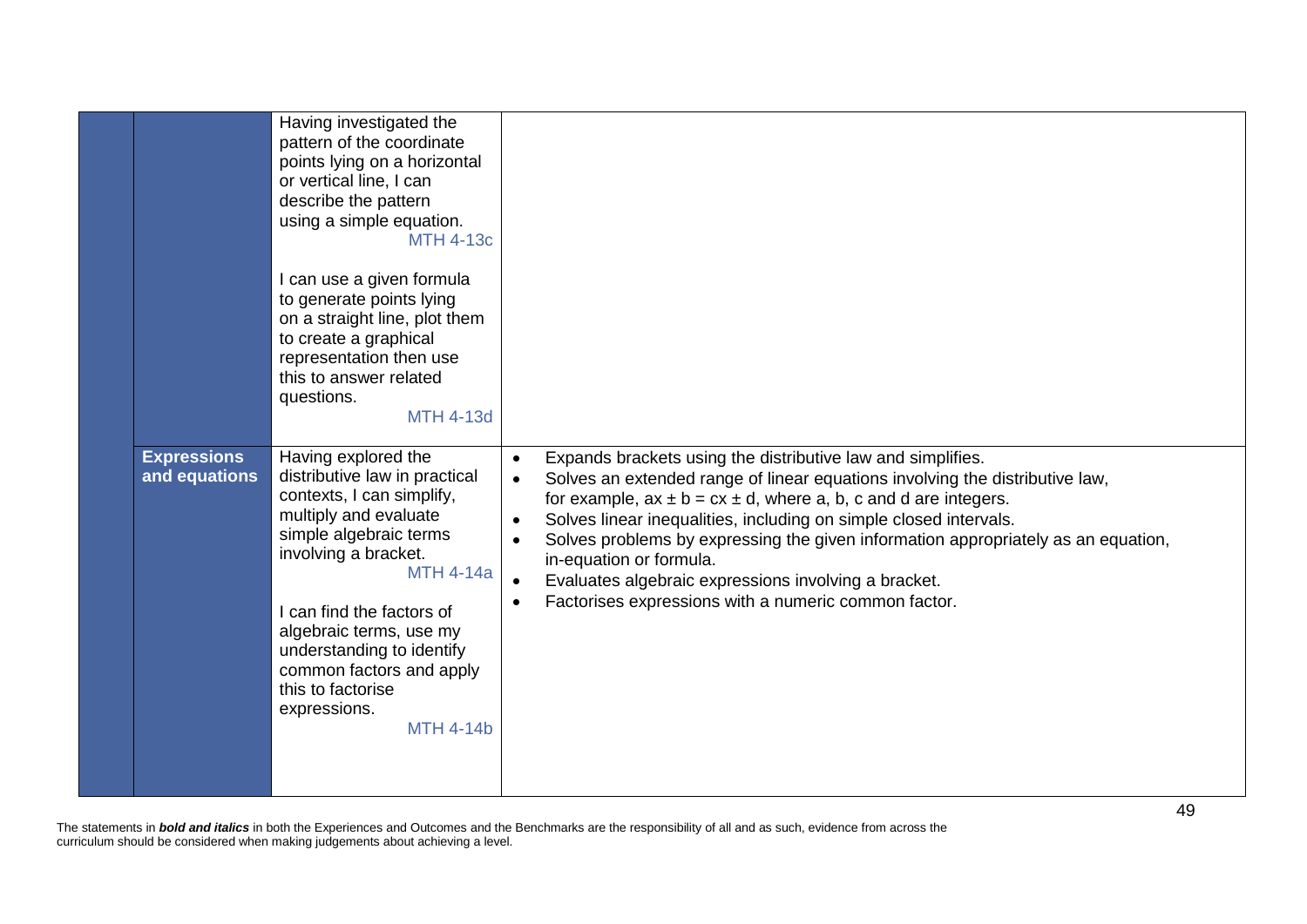| | | | |
|---|---|---|---|
| | | Having investigated the pattern of the coordinate points lying on a horizontal or vertical line, I can describe the pattern using a simple equation. MTH 4-13c<br><br>I can use a given formula to generate points lying on a straight line, plot them to create a graphical representation then use this to answer related questions. MTH 4-13d | |
| | **Expressions and equations** | Having explored the distributive law in practical contexts, I can simplify, multiply and evaluate simple algebraic terms involving a bracket. MTH 4-14a<br><br>I can find the factors of algebraic terms, use my understanding to identify common factors and apply this to factorise expressions. MTH 4-14b | • Expands brackets using the distributive law and simplifies.<br>• Solves an extended range of linear equations involving the distributive law, for example, $ax \pm b = cx \pm d$, where a, b, c and d are integers.<br>• Solves linear inequalities, including on simple closed intervals.<br>• Solves problems by expressing the given information appropriately as an equation, in-equation or formula.<br>• Evaluates algebraic expressions involving a bracket.<br>• Factorises expressions with a numeric common factor. |

The statements in ***bold and italics*** in both the Experiences and Outcomes and the Benchmarks are the responsibility of all and as such, evidence from across the curriculum should be considered when making judgements about achieving a level.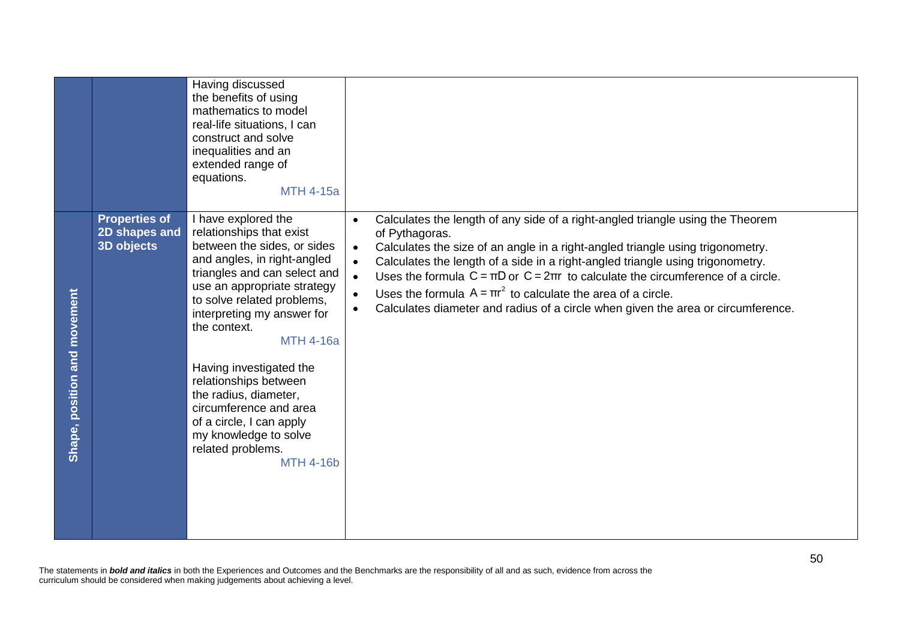| Organiser | Sub-organiser | Experiences and Outcomes | Benchmarks |
|---|---|---|---|
| | | Having discussed the benefits of using mathematics to model real-life situations, I can construct and solve inequalities and an extended range of equations. MTH 4-15a | |
| **Shape, position and movement** | **Properties of 2D shapes and 3D objects** | I have explored the relationships that exist between the sides, or sides and angles, in right-angled triangles and can select and use an appropriate strategy to solve related problems, interpreting my answer for the context. MTH 4-16a<br><br>Having investigated the relationships between the radius, diameter, circumference and area of a circle, I can apply my knowledge to solve related problems. MTH 4-16b | • Calculates the length of any side of a right-angled triangle using the Theorem of Pythagoras.<br>• Calculates the size of an angle in a right-angled triangle using trigonometry.<br>• Calculates the length of a side in a right-angled triangle using trigonometry.<br>• Uses the formula $C = \pi D$ or $C = 2\pi r$ to calculate the circumference of a circle.<br>• Uses the formula $A = \pi r^2$ to calculate the area of a circle.<br>• Calculates diameter and radius of a circle when given the area or circumference. |

The statements in ***bold and italics*** in both the Experiences and Outcomes and the Benchmarks are the responsibility of all and as such, evidence from across the curriculum should be considered when making judgements about achieving a level.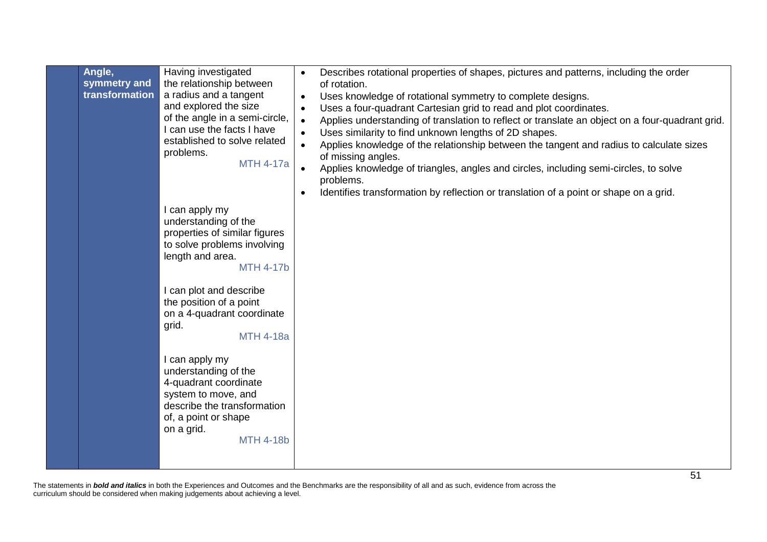| | | | |
|---|---|---|---|
| | **Angle, symmetry and transformation** | Having investigated the relationship between a radius and a tangent and explored the size of the angle in a semi-circle, I can use the facts I have established to solve related problems. MTH 4-17a<br><br>I can apply my understanding of the properties of similar figures to solve problems involving length and area. MTH 4-17b<br><br>I can plot and describe the position of a point on a 4-quadrant coordinate grid. MTH 4-18a<br><br>I can apply my understanding of the 4-quadrant coordinate system to move, and describe the transformation of, a point or shape on a grid. MTH 4-18b | • Describes rotational properties of shapes, pictures and patterns, including the order of rotation.<br>• Uses knowledge of rotational symmetry to complete designs.<br>• Uses a four-quadrant Cartesian grid to read and plot coordinates.<br>• Applies understanding of translation to reflect or translate an object on a four-quadrant grid.<br>• Uses similarity to find unknown lengths of 2D shapes.<br>• Applies knowledge of the relationship between the tangent and radius to calculate sizes of missing angles.<br>• Applies knowledge of triangles, angles and circles, including semi-circles, to solve problems.<br>• Identifies transformation by reflection or translation of a point or shape on a grid. |

The statements in ***bold and italics*** in both the Experiences and Outcomes and the Benchmarks are the responsibility of all and as such, evidence from across the curriculum should be considered when making judgements about achieving a level.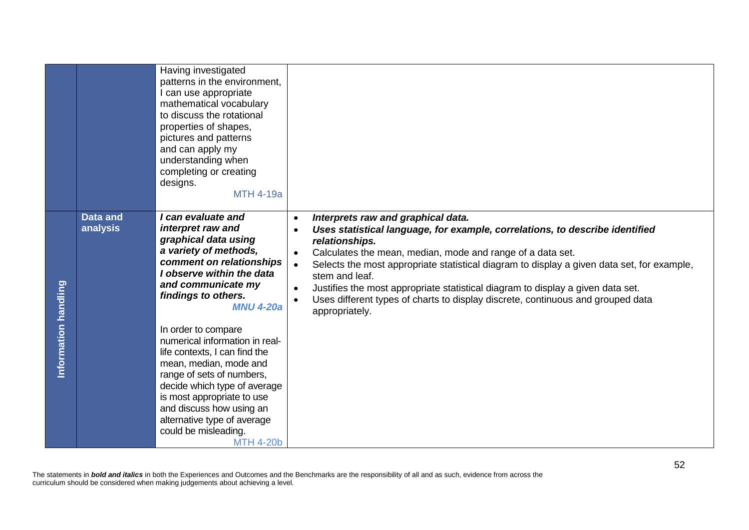| | | | |
|---|---|---|---|
| | | Having investigated patterns in the environment, I can use appropriate mathematical vocabulary to discuss the rotational properties of shapes, pictures and patterns and can apply my understanding when completing or creating designs. MTH 4-19a | |
| Information handling | **Data and analysis** | ***I can evaluate and interpret raw and graphical data using a variety of methods, comment on relationships I observe within the data and communicate my findings to others.*** ***MNU 4-20a***<br><br>In order to compare numerical information in real-life contexts, I can find the mean, median, mode and range of sets of numbers, decide which type of average is most appropriate to use and discuss how using an alternative type of average could be misleading. MTH 4-20b | • ***Interprets raw and graphical data.***<br>• ***Uses statistical language, for example, correlations, to describe identified relationships.***<br>• Calculates the mean, median, mode and range of a data set.<br>• Selects the most appropriate statistical diagram to display a given data set, for example, stem and leaf.<br>• Justifies the most appropriate statistical diagram to display a given data set.<br>• Uses different types of charts to display discrete, continuous and grouped data appropriately. |

The statements in ***bold and italics*** in both the Experiences and Outcomes and the Benchmarks are the responsibility of all and as such, evidence from across the curriculum should be considered when making judgements about achieving a level.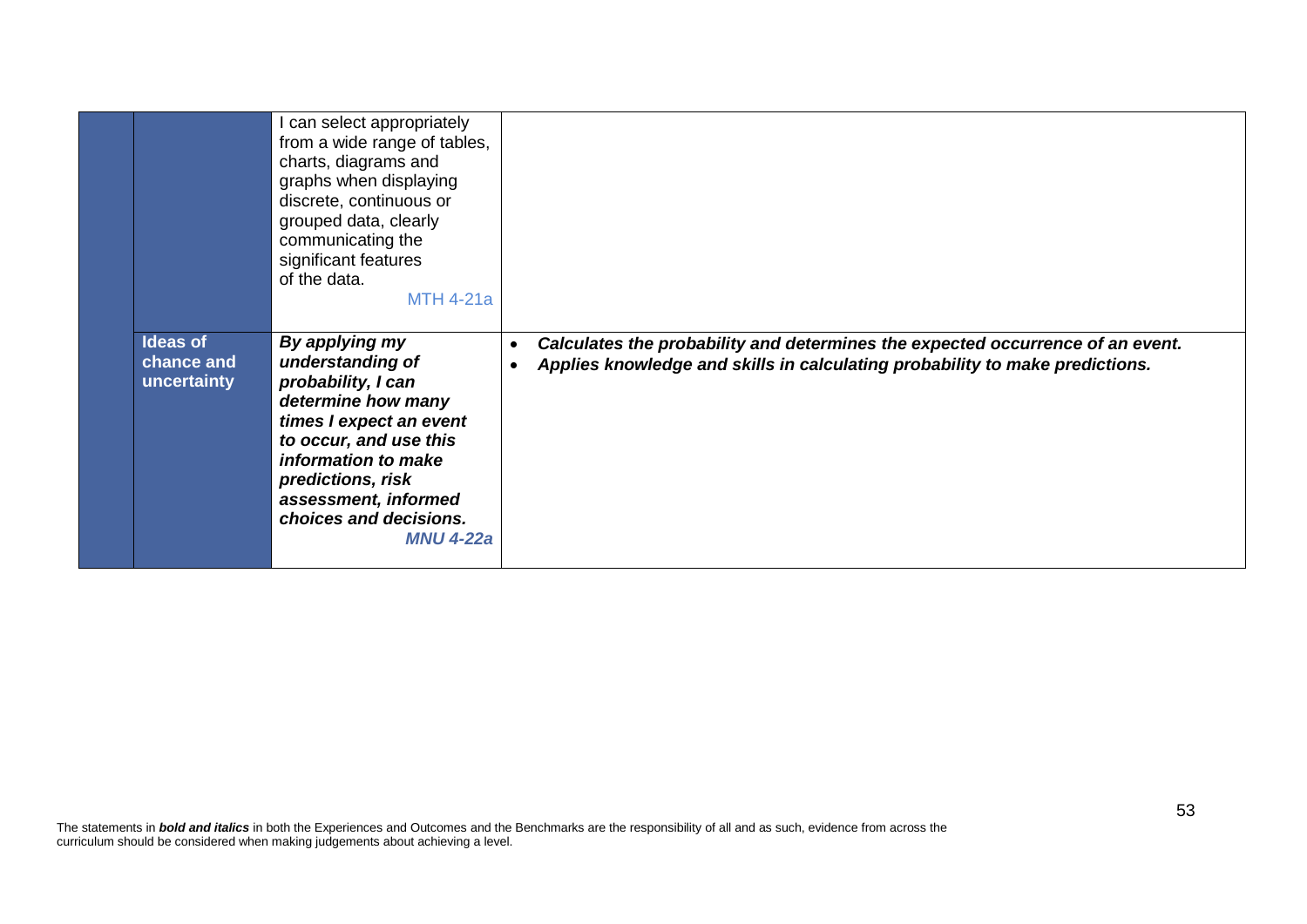| | | | |
|---|---|---|---|
| | | I can select appropriately from a wide range of tables, charts, diagrams and graphs when displaying discrete, continuous or grouped data, clearly communicating the significant features of the data. MTH 4-21a | |
| | **Ideas of chance and uncertainty** | ***By applying my understanding of probability, I can determine how many times I expect an event to occur, and use this information to make predictions, risk assessment, informed choices and decisions. MNU 4-22a*** | • ***Calculates the probability and determines the expected occurrence of an event.*** <br> • ***Applies knowledge and skills in calculating probability to make predictions.*** |

The statements in ***bold and italics*** in both the Experiences and Outcomes and the Benchmarks are the responsibility of all and as such, evidence from across the curriculum should be considered when making judgements about achieving a level.